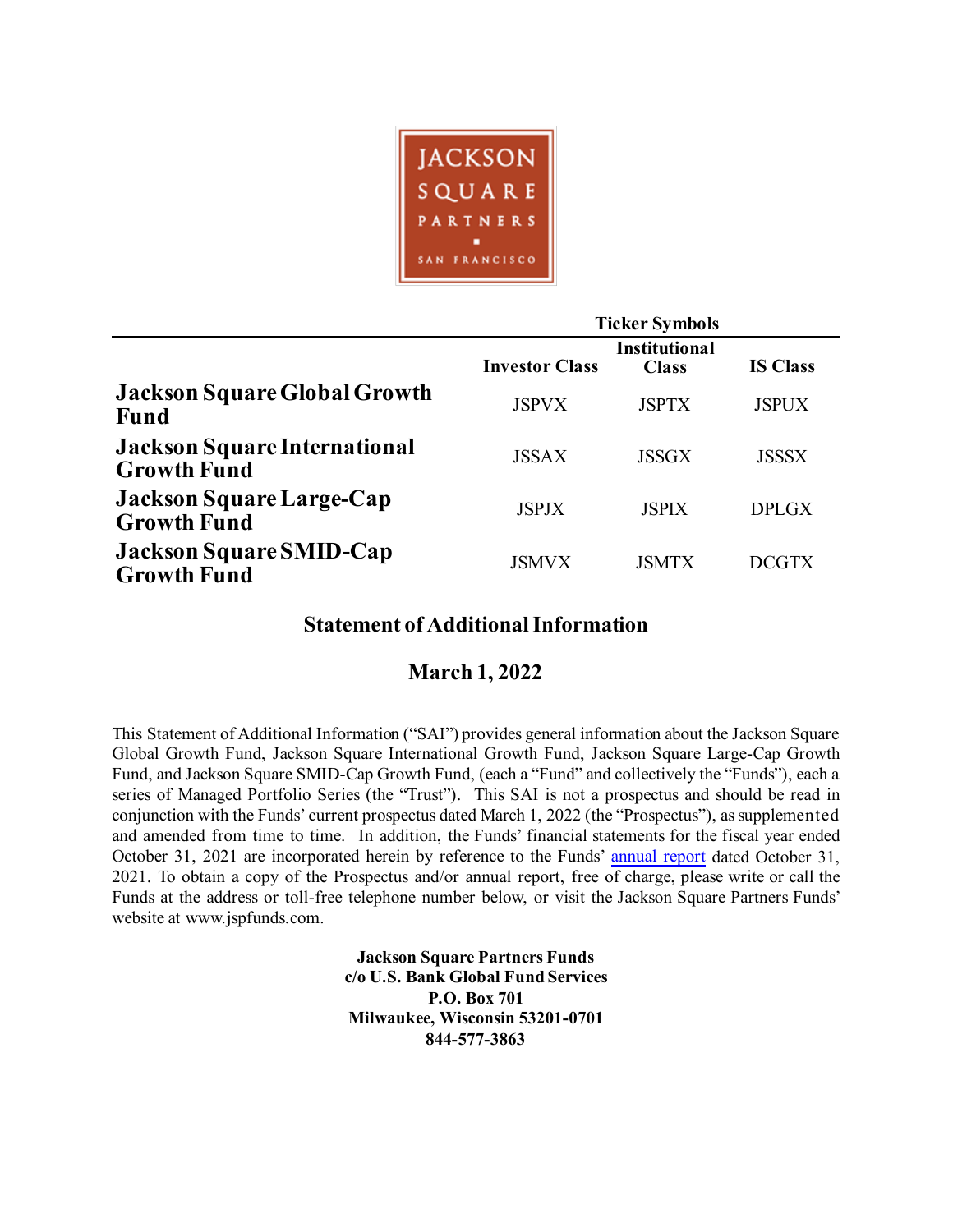JACKSON SQUARE PARTNERS ■ SAN FRANCISCO

| | Ticker Symbols | | |
|---|---|---|---|
| | **Investor Class** | **Institutional Class** | **IS Class** |
| **Jackson Square Global Growth Fund** | JSPVX | JSPTX | JSPUX |
| **Jackson Square International Growth Fund** | JSSAX | JSSGX | JSSSX |
| **Jackson Square Large-Cap Growth Fund** | JSPJX | JSPIX | DPLGX |
| **Jackson Square SMID-Cap Growth Fund** | JSMVX | JSMTX | DCGTX |

# Statement of Additional Information

## March 1, 2022

This Statement of Additional Information ("SAI") provides general information about the Jackson Square Global Growth Fund, Jackson Square International Growth Fund, Jackson Square Large-Cap Growth Fund, and Jackson Square SMID-Cap Growth Fund, (each a "Fund" and collectively the "Funds"), each a series of Managed Portfolio Series (the "Trust"). This SAI is not a prospectus and should be read in conjunction with the Funds' current prospectus dated March 1, 2022 (the "Prospectus"), as supplemented and amended from time to time. In addition, the Funds' financial statements for the fiscal year ended October 31, 2021 are incorporated herein by reference to the Funds' annual report dated October 31, 2021. To obtain a copy of the Prospectus and/or annual report, free of charge, please write or call the Funds at the address or toll-free telephone number below, or visit the Jackson Square Partners Funds' website at www.jspfunds.com.

**Jackson Square Partners Funds**
**c/o U.S. Bank Global Fund Services**
**P.O. Box 701**
**Milwaukee, Wisconsin 53201-0701**
**844-577-3863**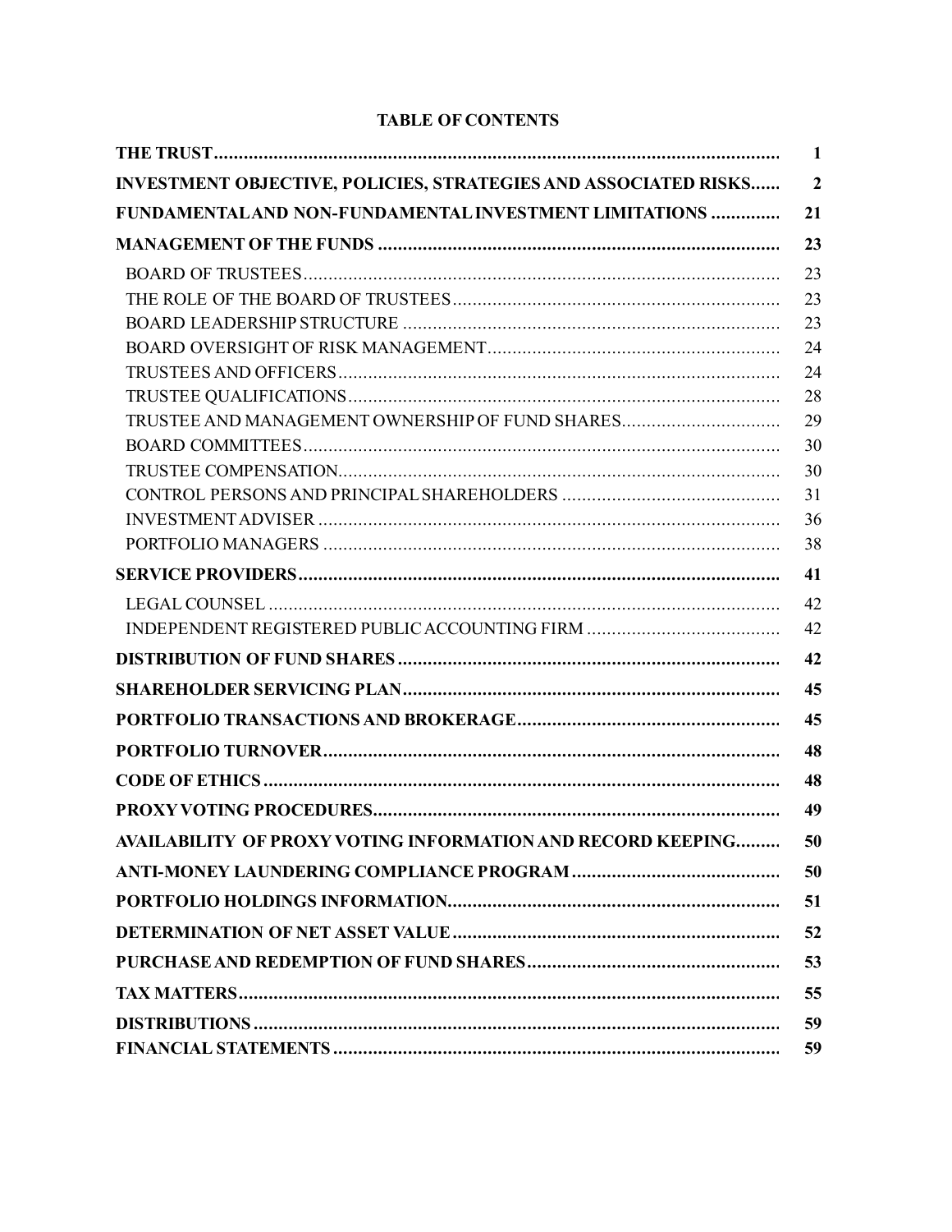# TABLE OF CONTENTS

| | |
|---|---|
| **THE TRUST** | **1** |
| **INVESTMENT OBJECTIVE, POLICIES, STRATEGIES AND ASSOCIATED RISKS** | **2** |
| **FUNDAMENTAL AND NON-FUNDAMENTAL INVESTMENT LIMITATIONS** | **21** |
| **MANAGEMENT OF THE FUNDS** | **23** |
| BOARD OF TRUSTEES | 23 |
| THE ROLE OF THE BOARD OF TRUSTEES | 23 |
| BOARD LEADERSHIP STRUCTURE | 23 |
| BOARD OVERSIGHT OF RISK MANAGEMENT | 24 |
| TRUSTEES AND OFFICERS | 24 |
| TRUSTEE QUALIFICATIONS | 28 |
| TRUSTEE AND MANAGEMENT OWNERSHIP OF FUND SHARES | 29 |
| BOARD COMMITTEES | 30 |
| TRUSTEE COMPENSATION | 30 |
| CONTROL PERSONS AND PRINCIPAL SHAREHOLDERS | 31 |
| INVESTMENT ADVISER | 36 |
| PORTFOLIO MANAGERS | 38 |
| **SERVICE PROVIDERS** | **41** |
| LEGAL COUNSEL | 42 |
| INDEPENDENT REGISTERED PUBLIC ACCOUNTING FIRM | 42 |
| **DISTRIBUTION OF FUND SHARES** | **42** |
| **SHAREHOLDER SERVICING PLAN** | **45** |
| **PORTFOLIO TRANSACTIONS AND BROKERAGE** | **45** |
| **PORTFOLIO TURNOVER** | **48** |
| **CODE OF ETHICS** | **48** |
| **PROXY VOTING PROCEDURES** | **49** |
| **AVAILABILITY OF PROXY VOTING INFORMATION AND RECORD KEEPING** | **50** |
| **ANTI-MONEY LAUNDERING COMPLIANCE PROGRAM** | **50** |
| **PORTFOLIO HOLDINGS INFORMATION** | **51** |
| **DETERMINATION OF NET ASSET VALUE** | **52** |
| **PURCHASE AND REDEMPTION OF FUND SHARES** | **53** |
| **TAX MATTERS** | **55** |
| **DISTRIBUTIONS** | **59** |
| **FINANCIAL STATEMENTS** | **59** |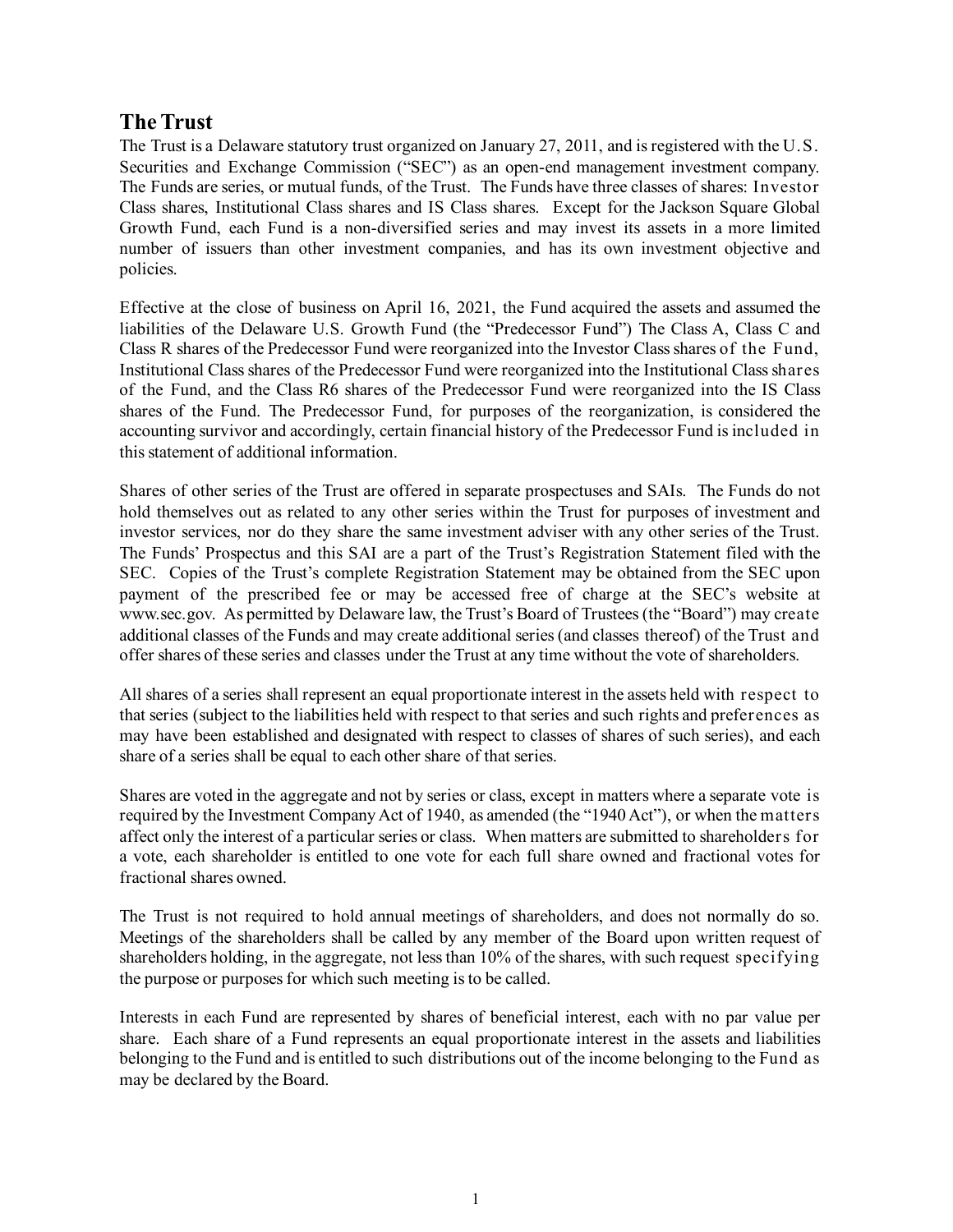## The Trust

The Trust is a Delaware statutory trust organized on January 27, 2011, and is registered with the U.S. Securities and Exchange Commission ("SEC") as an open-end management investment company. The Funds are series, or mutual funds, of the Trust. The Funds have three classes of shares: Investor Class shares, Institutional Class shares and IS Class shares. Except for the Jackson Square Global Growth Fund, each Fund is a non-diversified series and may invest its assets in a more limited number of issuers than other investment companies, and has its own investment objective and policies.

Effective at the close of business on April 16, 2021, the Fund acquired the assets and assumed the liabilities of the Delaware U.S. Growth Fund (the "Predecessor Fund") The Class A, Class C and Class R shares of the Predecessor Fund were reorganized into the Investor Class shares of the Fund, Institutional Class shares of the Predecessor Fund were reorganized into the Institutional Class shares of the Fund, and the Class R6 shares of the Predecessor Fund were reorganized into the IS Class shares of the Fund. The Predecessor Fund, for purposes of the reorganization, is considered the accounting survivor and accordingly, certain financial history of the Predecessor Fund is included in this statement of additional information.

Shares of other series of the Trust are offered in separate prospectuses and SAIs. The Funds do not hold themselves out as related to any other series within the Trust for purposes of investment and investor services, nor do they share the same investment adviser with any other series of the Trust. The Funds' Prospectus and this SAI are a part of the Trust's Registration Statement filed with the SEC. Copies of the Trust's complete Registration Statement may be obtained from the SEC upon payment of the prescribed fee or may be accessed free of charge at the SEC's website at www.sec.gov. As permitted by Delaware law, the Trust's Board of Trustees (the "Board") may create additional classes of the Funds and may create additional series (and classes thereof) of the Trust and offer shares of these series and classes under the Trust at any time without the vote of shareholders.

All shares of a series shall represent an equal proportionate interest in the assets held with respect to that series (subject to the liabilities held with respect to that series and such rights and preferences as may have been established and designated with respect to classes of shares of such series), and each share of a series shall be equal to each other share of that series.

Shares are voted in the aggregate and not by series or class, except in matters where a separate vote is required by the Investment Company Act of 1940, as amended (the "1940 Act"), or when the matters affect only the interest of a particular series or class. When matters are submitted to shareholders for a vote, each shareholder is entitled to one vote for each full share owned and fractional votes for fractional shares owned.

The Trust is not required to hold annual meetings of shareholders, and does not normally do so. Meetings of the shareholders shall be called by any member of the Board upon written request of shareholders holding, in the aggregate, not less than 10% of the shares, with such request specifying the purpose or purposes for which such meeting is to be called.

Interests in each Fund are represented by shares of beneficial interest, each with no par value per share. Each share of a Fund represents an equal proportionate interest in the assets and liabilities belonging to the Fund and is entitled to such distributions out of the income belonging to the Fund as may be declared by the Board.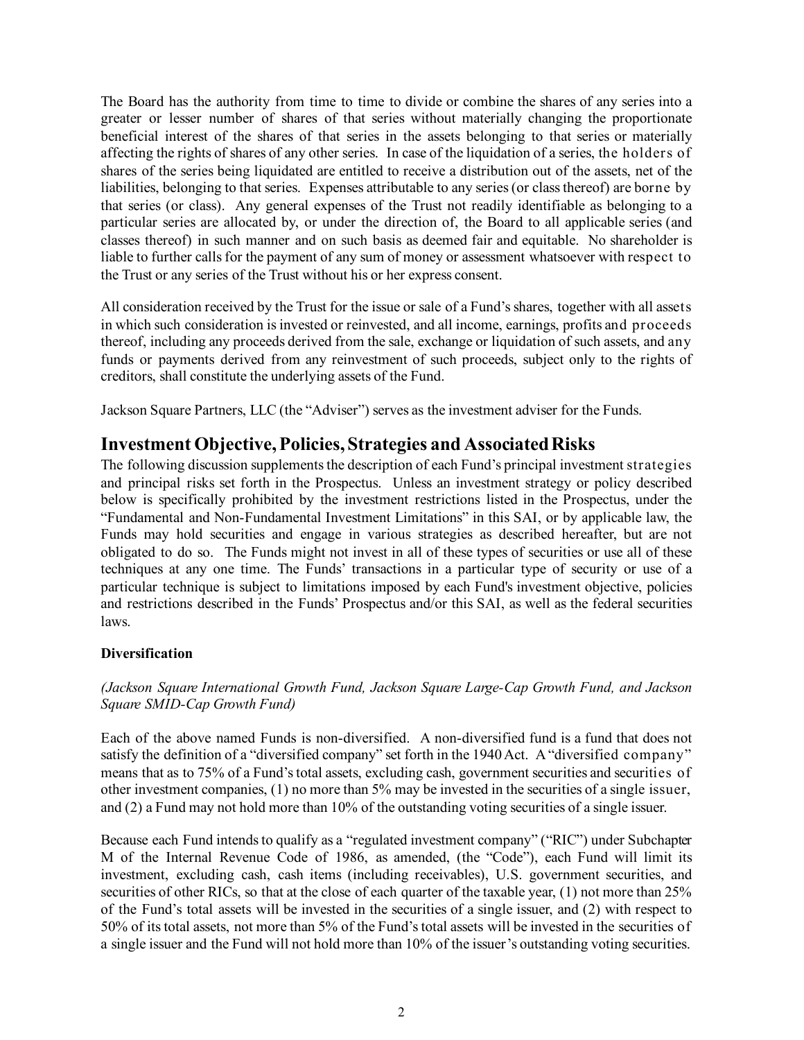The Board has the authority from time to time to divide or combine the shares of any series into a greater or lesser number of shares of that series without materially changing the proportionate beneficial interest of the shares of that series in the assets belonging to that series or materially affecting the rights of shares of any other series. In case of the liquidation of a series, the holders of shares of the series being liquidated are entitled to receive a distribution out of the assets, net of the liabilities, belonging to that series. Expenses attributable to any series (or class thereof) are borne by that series (or class). Any general expenses of the Trust not readily identifiable as belonging to a particular series are allocated by, or under the direction of, the Board to all applicable series (and classes thereof) in such manner and on such basis as deemed fair and equitable. No shareholder is liable to further calls for the payment of any sum of money or assessment whatsoever with respect to the Trust or any series of the Trust without his or her express consent.

All consideration received by the Trust for the issue or sale of a Fund's shares, together with all assets in which such consideration is invested or reinvested, and all income, earnings, profits and proceeds thereof, including any proceeds derived from the sale, exchange or liquidation of such assets, and any funds or payments derived from any reinvestment of such proceeds, subject only to the rights of creditors, shall constitute the underlying assets of the Fund.

Jackson Square Partners, LLC (the "Adviser") serves as the investment adviser for the Funds.

## Investment Objective, Policies, Strategies and Associated Risks

The following discussion supplements the description of each Fund's principal investment strategies and principal risks set forth in the Prospectus. Unless an investment strategy or policy described below is specifically prohibited by the investment restrictions listed in the Prospectus, under the "Fundamental and Non-Fundamental Investment Limitations" in this SAI, or by applicable law, the Funds may hold securities and engage in various strategies as described hereafter, but are not obligated to do so. The Funds might not invest in all of these types of securities or use all of these techniques at any one time. The Funds' transactions in a particular type of security or use of a particular technique is subject to limitations imposed by each Fund's investment objective, policies and restrictions described in the Funds' Prospectus and/or this SAI, as well as the federal securities laws.

### Diversification

*(Jackson Square International Growth Fund, Jackson Square Large-Cap Growth Fund, and Jackson Square SMID-Cap Growth Fund)*

Each of the above named Funds is non-diversified. A non-diversified fund is a fund that does not satisfy the definition of a "diversified company" set forth in the 1940 Act. A "diversified company" means that as to 75% of a Fund's total assets, excluding cash, government securities and securities of other investment companies, (1) no more than 5% may be invested in the securities of a single issuer, and (2) a Fund may not hold more than 10% of the outstanding voting securities of a single issuer.

Because each Fund intends to qualify as a "regulated investment company" ("RIC") under Subchapter M of the Internal Revenue Code of 1986, as amended, (the "Code"), each Fund will limit its investment, excluding cash, cash items (including receivables), U.S. government securities, and securities of other RICs, so that at the close of each quarter of the taxable year, (1) not more than 25% of the Fund's total assets will be invested in the securities of a single issuer, and (2) with respect to 50% of its total assets, not more than 5% of the Fund's total assets will be invested in the securities of a single issuer and the Fund will not hold more than 10% of the issuer's outstanding voting securities.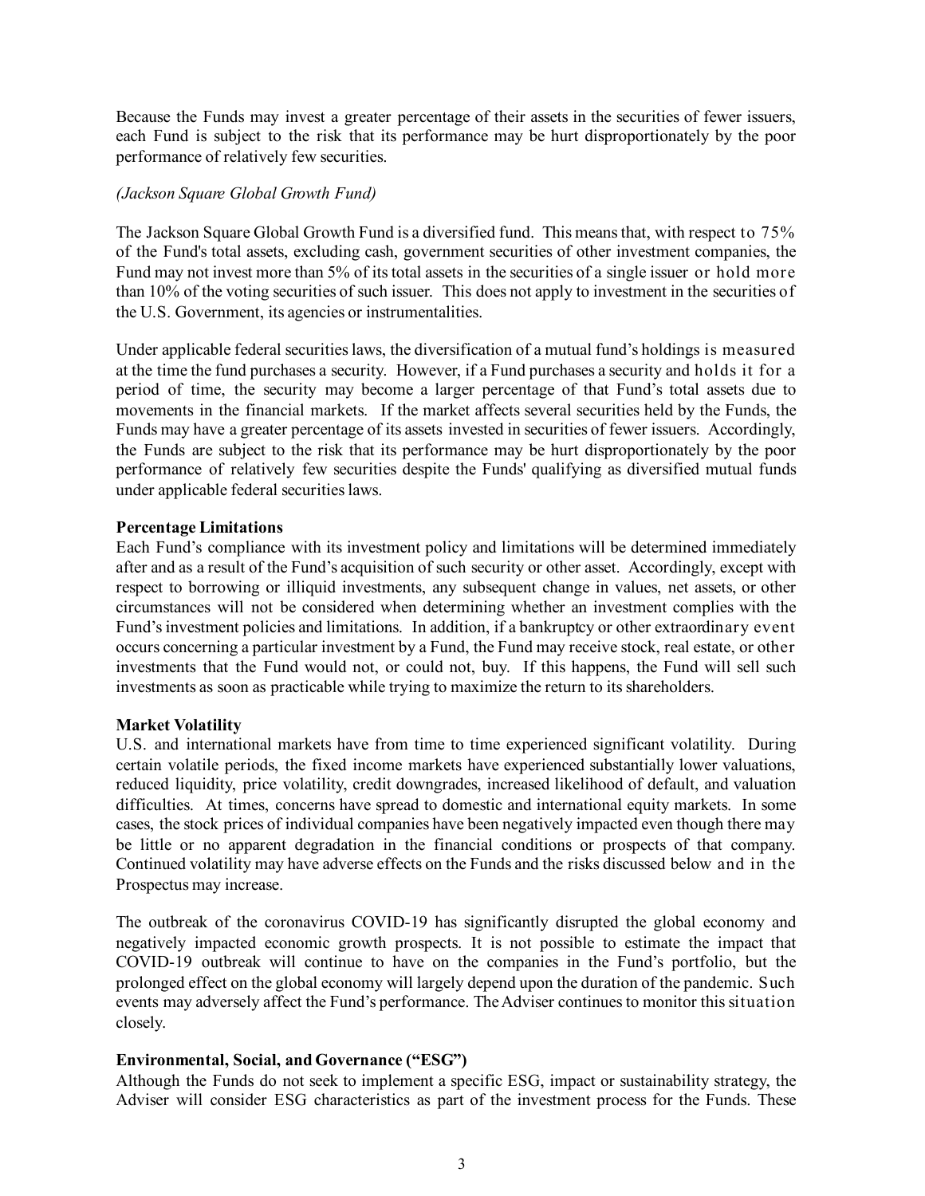Because the Funds may invest a greater percentage of their assets in the securities of fewer issuers, each Fund is subject to the risk that its performance may be hurt disproportionately by the poor performance of relatively few securities.

*(Jackson Square Global Growth Fund)*

The Jackson Square Global Growth Fund is a diversified fund. This means that, with respect to 75% of the Fund's total assets, excluding cash, government securities of other investment companies, the Fund may not invest more than 5% of its total assets in the securities of a single issuer or hold more than 10% of the voting securities of such issuer. This does not apply to investment in the securities of the U.S. Government, its agencies or instrumentalities.

Under applicable federal securities laws, the diversification of a mutual fund's holdings is measured at the time the fund purchases a security. However, if a Fund purchases a security and holds it for a period of time, the security may become a larger percentage of that Fund's total assets due to movements in the financial markets. If the market affects several securities held by the Funds, the Funds may have a greater percentage of its assets invested in securities of fewer issuers. Accordingly, the Funds are subject to the risk that its performance may be hurt disproportionately by the poor performance of relatively few securities despite the Funds' qualifying as diversified mutual funds under applicable federal securities laws.

**Percentage Limitations**

Each Fund's compliance with its investment policy and limitations will be determined immediately after and as a result of the Fund's acquisition of such security or other asset. Accordingly, except with respect to borrowing or illiquid investments, any subsequent change in values, net assets, or other circumstances will not be considered when determining whether an investment complies with the Fund's investment policies and limitations. In addition, if a bankruptcy or other extraordinary event occurs concerning a particular investment by a Fund, the Fund may receive stock, real estate, or other investments that the Fund would not, or could not, buy. If this happens, the Fund will sell such investments as soon as practicable while trying to maximize the return to its shareholders.

**Market Volatility**

U.S. and international markets have from time to time experienced significant volatility. During certain volatile periods, the fixed income markets have experienced substantially lower valuations, reduced liquidity, price volatility, credit downgrades, increased likelihood of default, and valuation difficulties. At times, concerns have spread to domestic and international equity markets. In some cases, the stock prices of individual companies have been negatively impacted even though there may be little or no apparent degradation in the financial conditions or prospects of that company. Continued volatility may have adverse effects on the Funds and the risks discussed below and in the Prospectus may increase.

The outbreak of the coronavirus COVID-19 has significantly disrupted the global economy and negatively impacted economic growth prospects. It is not possible to estimate the impact that COVID-19 outbreak will continue to have on the companies in the Fund's portfolio, but the prolonged effect on the global economy will largely depend upon the duration of the pandemic. Such events may adversely affect the Fund's performance. The Adviser continues to monitor this situation closely.

**Environmental, Social, and Governance ("ESG")**

Although the Funds do not seek to implement a specific ESG, impact or sustainability strategy, the Adviser will consider ESG characteristics as part of the investment process for the Funds. These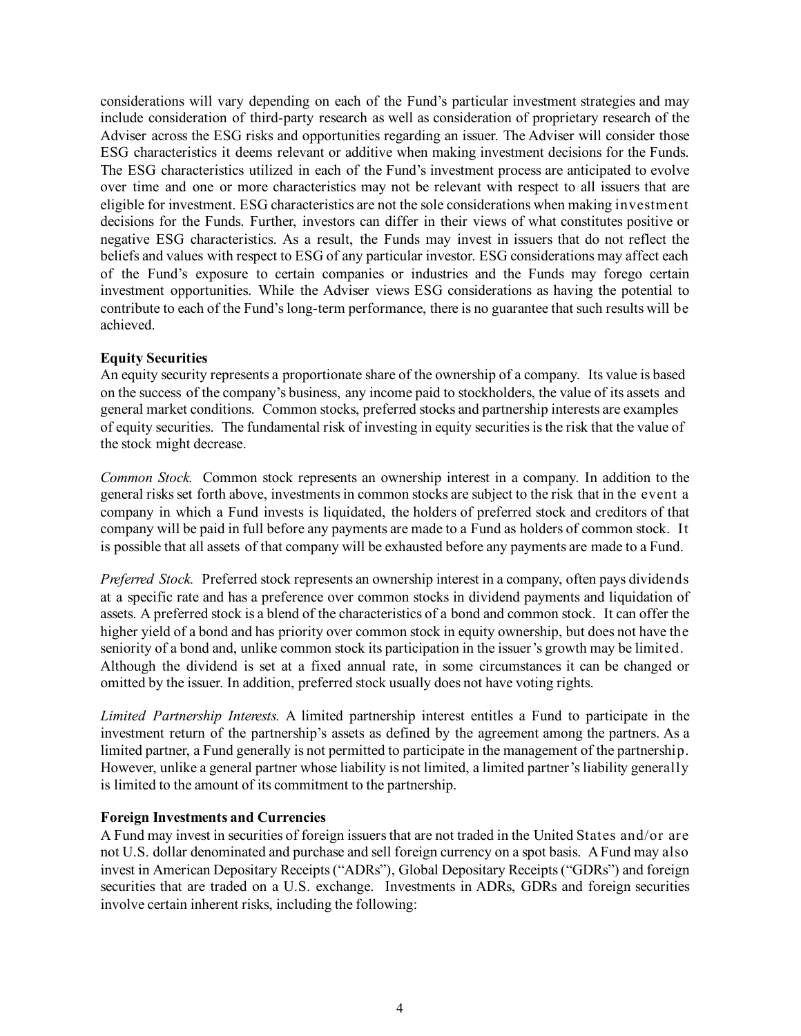considerations will vary depending on each of the Fund's particular investment strategies and may include consideration of third-party research as well as consideration of proprietary research of the Adviser across the ESG risks and opportunities regarding an issuer. The Adviser will consider those ESG characteristics it deems relevant or additive when making investment decisions for the Funds. The ESG characteristics utilized in each of the Fund's investment process are anticipated to evolve over time and one or more characteristics may not be relevant with respect to all issuers that are eligible for investment. ESG characteristics are not the sole considerations when making investment decisions for the Funds. Further, investors can differ in their views of what constitutes positive or negative ESG characteristics. As a result, the Funds may invest in issuers that do not reflect the beliefs and values with respect to ESG of any particular investor. ESG considerations may affect each of the Fund's exposure to certain companies or industries and the Funds may forego certain investment opportunities. While the Adviser views ESG considerations as having the potential to contribute to each of the Fund's long-term performance, there is no guarantee that such results will be achieved.

**Equity Securities**

An equity security represents a proportionate share of the ownership of a company. Its value is based on the success of the company's business, any income paid to stockholders, the value of its assets and general market conditions. Common stocks, preferred stocks and partnership interests are examples of equity securities. The fundamental risk of investing in equity securities is the risk that the value of the stock might decrease.

*Common Stock.* Common stock represents an ownership interest in a company. In addition to the general risks set forth above, investments in common stocks are subject to the risk that in the event a company in which a Fund invests is liquidated, the holders of preferred stock and creditors of that company will be paid in full before any payments are made to a Fund as holders of common stock. It is possible that all assets of that company will be exhausted before any payments are made to a Fund.

*Preferred Stock.* Preferred stock represents an ownership interest in a company, often pays dividends at a specific rate and has a preference over common stocks in dividend payments and liquidation of assets. A preferred stock is a blend of the characteristics of a bond and common stock. It can offer the higher yield of a bond and has priority over common stock in equity ownership, but does not have the seniority of a bond and, unlike common stock its participation in the issuer's growth may be limited. Although the dividend is set at a fixed annual rate, in some circumstances it can be changed or omitted by the issuer. In addition, preferred stock usually does not have voting rights.

*Limited Partnership Interests.* A limited partnership interest entitles a Fund to participate in the investment return of the partnership's assets as defined by the agreement among the partners. As a limited partner, a Fund generally is not permitted to participate in the management of the partnership. However, unlike a general partner whose liability is not limited, a limited partner's liability generally is limited to the amount of its commitment to the partnership.

**Foreign Investments and Currencies**

A Fund may invest in securities of foreign issuers that are not traded in the United States and/or are not U.S. dollar denominated and purchase and sell foreign currency on a spot basis. A Fund may also invest in American Depositary Receipts ("ADRs"), Global Depositary Receipts ("GDRs") and foreign securities that are traded on a U.S. exchange. Investments in ADRs, GDRs and foreign securities involve certain inherent risks, including the following: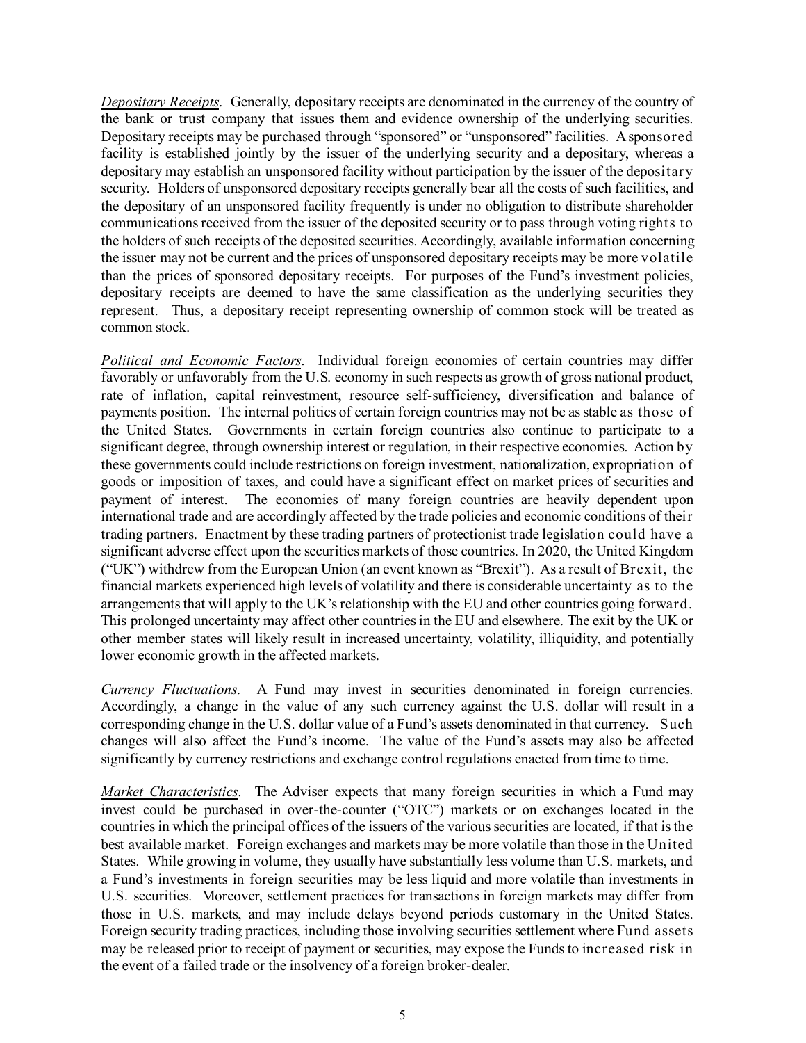*Depositary Receipts*. Generally, depositary receipts are denominated in the currency of the country of the bank or trust company that issues them and evidence ownership of the underlying securities. Depositary receipts may be purchased through "sponsored" or "unsponsored" facilities. A sponsored facility is established jointly by the issuer of the underlying security and a depositary, whereas a depositary may establish an unsponsored facility without participation by the issuer of the depositary security. Holders of unsponsored depositary receipts generally bear all the costs of such facilities, and the depositary of an unsponsored facility frequently is under no obligation to distribute shareholder communications received from the issuer of the deposited security or to pass through voting rights to the holders of such receipts of the deposited securities. Accordingly, available information concerning the issuer may not be current and the prices of unsponsored depositary receipts may be more volatile than the prices of sponsored depositary receipts. For purposes of the Fund's investment policies, depositary receipts are deemed to have the same classification as the underlying securities they represent. Thus, a depositary receipt representing ownership of common stock will be treated as common stock.

*Political and Economic Factors*. Individual foreign economies of certain countries may differ favorably or unfavorably from the U.S. economy in such respects as growth of gross national product, rate of inflation, capital reinvestment, resource self-sufficiency, diversification and balance of payments position. The internal politics of certain foreign countries may not be as stable as those of the United States. Governments in certain foreign countries also continue to participate to a significant degree, through ownership interest or regulation, in their respective economies. Action by these governments could include restrictions on foreign investment, nationalization, expropriation of goods or imposition of taxes, and could have a significant effect on market prices of securities and payment of interest. The economies of many foreign countries are heavily dependent upon international trade and are accordingly affected by the trade policies and economic conditions of their trading partners. Enactment by these trading partners of protectionist trade legislation could have a significant adverse effect upon the securities markets of those countries. In 2020, the United Kingdom ("UK") withdrew from the European Union (an event known as "Brexit"). As a result of Brexit, the financial markets experienced high levels of volatility and there is considerable uncertainty as to the arrangements that will apply to the UK's relationship with the EU and other countries going forward. This prolonged uncertainty may affect other countries in the EU and elsewhere. The exit by the UK or other member states will likely result in increased uncertainty, volatility, illiquidity, and potentially lower economic growth in the affected markets.

*Currency Fluctuations*. A Fund may invest in securities denominated in foreign currencies. Accordingly, a change in the value of any such currency against the U.S. dollar will result in a corresponding change in the U.S. dollar value of a Fund's assets denominated in that currency. Such changes will also affect the Fund's income. The value of the Fund's assets may also be affected significantly by currency restrictions and exchange control regulations enacted from time to time.

*Market Characteristics*. The Adviser expects that many foreign securities in which a Fund may invest could be purchased in over-the-counter ("OTC") markets or on exchanges located in the countries in which the principal offices of the issuers of the various securities are located, if that is the best available market. Foreign exchanges and markets may be more volatile than those in the United States. While growing in volume, they usually have substantially less volume than U.S. markets, and a Fund's investments in foreign securities may be less liquid and more volatile than investments in U.S. securities. Moreover, settlement practices for transactions in foreign markets may differ from those in U.S. markets, and may include delays beyond periods customary in the United States. Foreign security trading practices, including those involving securities settlement where Fund assets may be released prior to receipt of payment or securities, may expose the Funds to increased risk in the event of a failed trade or the insolvency of a foreign broker-dealer.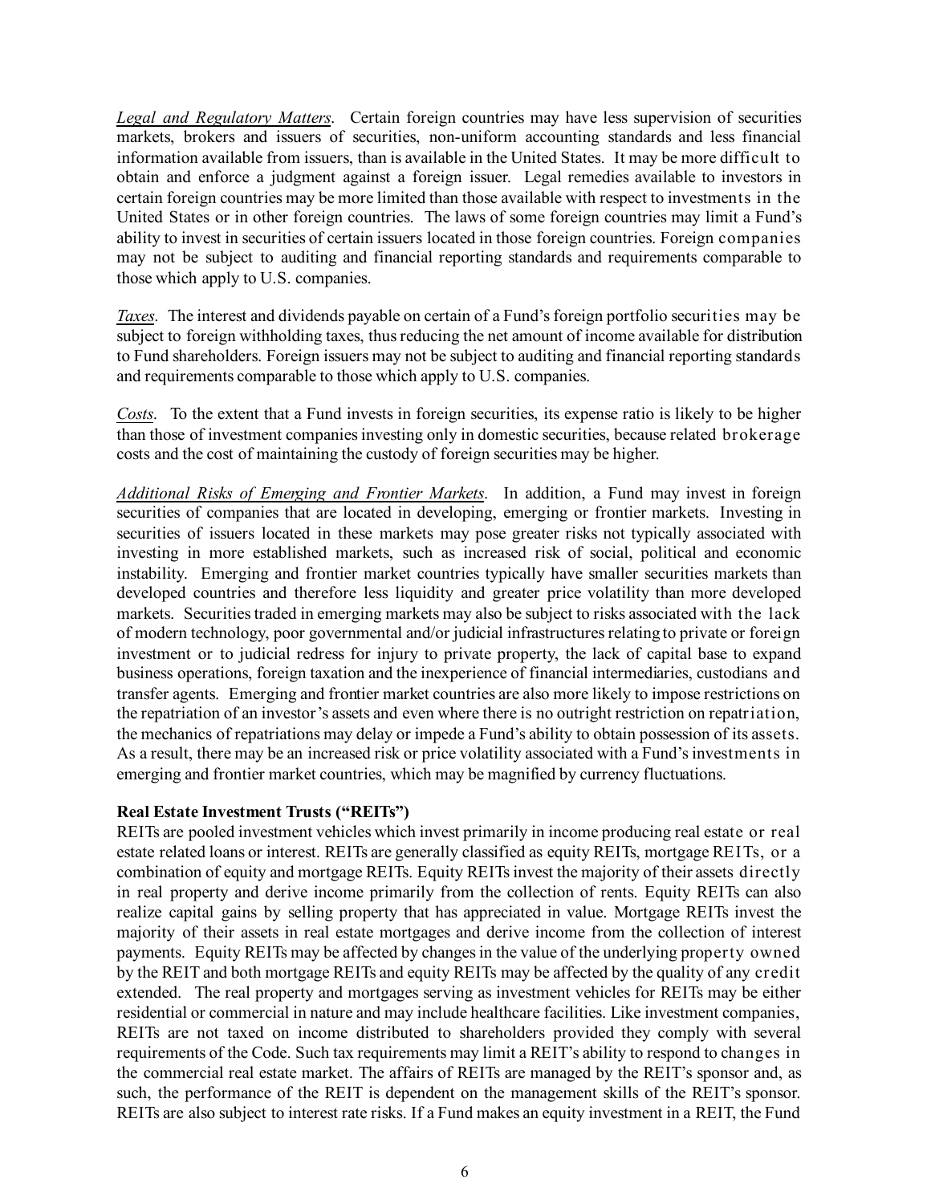*Legal and Regulatory Matters*. Certain foreign countries may have less supervision of securities markets, brokers and issuers of securities, non-uniform accounting standards and less financial information available from issuers, than is available in the United States. It may be more difficult to obtain and enforce a judgment against a foreign issuer. Legal remedies available to investors in certain foreign countries may be more limited than those available with respect to investments in the United States or in other foreign countries. The laws of some foreign countries may limit a Fund's ability to invest in securities of certain issuers located in those foreign countries. Foreign companies may not be subject to auditing and financial reporting standards and requirements comparable to those which apply to U.S. companies.

*Taxes*. The interest and dividends payable on certain of a Fund's foreign portfolio securities may be subject to foreign withholding taxes, thus reducing the net amount of income available for distribution to Fund shareholders. Foreign issuers may not be subject to auditing and financial reporting standards and requirements comparable to those which apply to U.S. companies.

*Costs*. To the extent that a Fund invests in foreign securities, its expense ratio is likely to be higher than those of investment companies investing only in domestic securities, because related brokerage costs and the cost of maintaining the custody of foreign securities may be higher.

*Additional Risks of Emerging and Frontier Markets*. In addition, a Fund may invest in foreign securities of companies that are located in developing, emerging or frontier markets. Investing in securities of issuers located in these markets may pose greater risks not typically associated with investing in more established markets, such as increased risk of social, political and economic instability. Emerging and frontier market countries typically have smaller securities markets than developed countries and therefore less liquidity and greater price volatility than more developed markets. Securities traded in emerging markets may also be subject to risks associated with the lack of modern technology, poor governmental and/or judicial infrastructures relating to private or foreign investment or to judicial redress for injury to private property, the lack of capital base to expand business operations, foreign taxation and the inexperience of financial intermediaries, custodians and transfer agents. Emerging and frontier market countries are also more likely to impose restrictions on the repatriation of an investor's assets and even where there is no outright restriction on repatriation, the mechanics of repatriations may delay or impede a Fund's ability to obtain possession of its assets. As a result, there may be an increased risk or price volatility associated with a Fund's investments in emerging and frontier market countries, which may be magnified by currency fluctuations.

**Real Estate Investment Trusts ("REITs")**

REITs are pooled investment vehicles which invest primarily in income producing real estate or real estate related loans or interest. REITs are generally classified as equity REITs, mortgage REITs, or a combination of equity and mortgage REITs. Equity REITs invest the majority of their assets directly in real property and derive income primarily from the collection of rents. Equity REITs can also realize capital gains by selling property that has appreciated in value. Mortgage REITs invest the majority of their assets in real estate mortgages and derive income from the collection of interest payments. Equity REITs may be affected by changes in the value of the underlying property owned by the REIT and both mortgage REITs and equity REITs may be affected by the quality of any credit extended. The real property and mortgages serving as investment vehicles for REITs may be either residential or commercial in nature and may include healthcare facilities. Like investment companies, REITs are not taxed on income distributed to shareholders provided they comply with several requirements of the Code. Such tax requirements may limit a REIT's ability to respond to changes in the commercial real estate market. The affairs of REITs are managed by the REIT's sponsor and, as such, the performance of the REIT is dependent on the management skills of the REIT's sponsor. REITs are also subject to interest rate risks. If a Fund makes an equity investment in a REIT, the Fund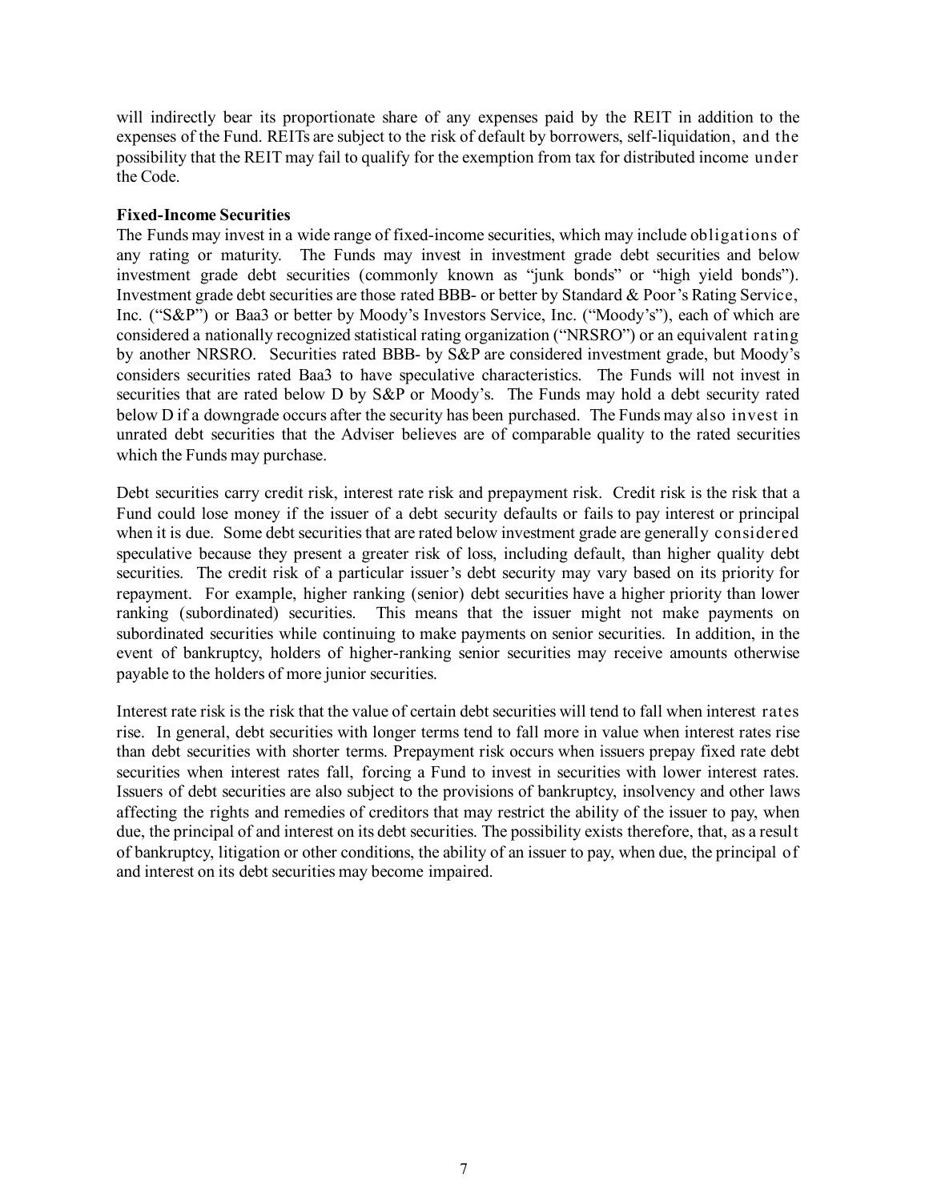will indirectly bear its proportionate share of any expenses paid by the REIT in addition to the expenses of the Fund. REITs are subject to the risk of default by borrowers, self-liquidation, and the possibility that the REIT may fail to qualify for the exemption from tax for distributed income under the Code.

**Fixed-Income Securities**

The Funds may invest in a wide range of fixed-income securities, which may include obligations of any rating or maturity. The Funds may invest in investment grade debt securities and below investment grade debt securities (commonly known as "junk bonds" or "high yield bonds"). Investment grade debt securities are those rated BBB- or better by Standard & Poor's Rating Service, Inc. ("S&P") or Baa3 or better by Moody's Investors Service, Inc. ("Moody's"), each of which are considered a nationally recognized statistical rating organization ("NRSRO") or an equivalent rating by another NRSRO. Securities rated BBB- by S&P are considered investment grade, but Moody's considers securities rated Baa3 to have speculative characteristics. The Funds will not invest in securities that are rated below D by S&P or Moody's. The Funds may hold a debt security rated below D if a downgrade occurs after the security has been purchased. The Funds may also invest in unrated debt securities that the Adviser believes are of comparable quality to the rated securities which the Funds may purchase.

Debt securities carry credit risk, interest rate risk and prepayment risk. Credit risk is the risk that a Fund could lose money if the issuer of a debt security defaults or fails to pay interest or principal when it is due. Some debt securities that are rated below investment grade are generally considered speculative because they present a greater risk of loss, including default, than higher quality debt securities. The credit risk of a particular issuer's debt security may vary based on its priority for repayment. For example, higher ranking (senior) debt securities have a higher priority than lower ranking (subordinated) securities. This means that the issuer might not make payments on subordinated securities while continuing to make payments on senior securities. In addition, in the event of bankruptcy, holders of higher-ranking senior securities may receive amounts otherwise payable to the holders of more junior securities.

Interest rate risk is the risk that the value of certain debt securities will tend to fall when interest rates rise. In general, debt securities with longer terms tend to fall more in value when interest rates rise than debt securities with shorter terms. Prepayment risk occurs when issuers prepay fixed rate debt securities when interest rates fall, forcing a Fund to invest in securities with lower interest rates. Issuers of debt securities are also subject to the provisions of bankruptcy, insolvency and other laws affecting the rights and remedies of creditors that may restrict the ability of the issuer to pay, when due, the principal of and interest on its debt securities. The possibility exists therefore, that, as a result of bankruptcy, litigation or other conditions, the ability of an issuer to pay, when due, the principal of and interest on its debt securities may become impaired.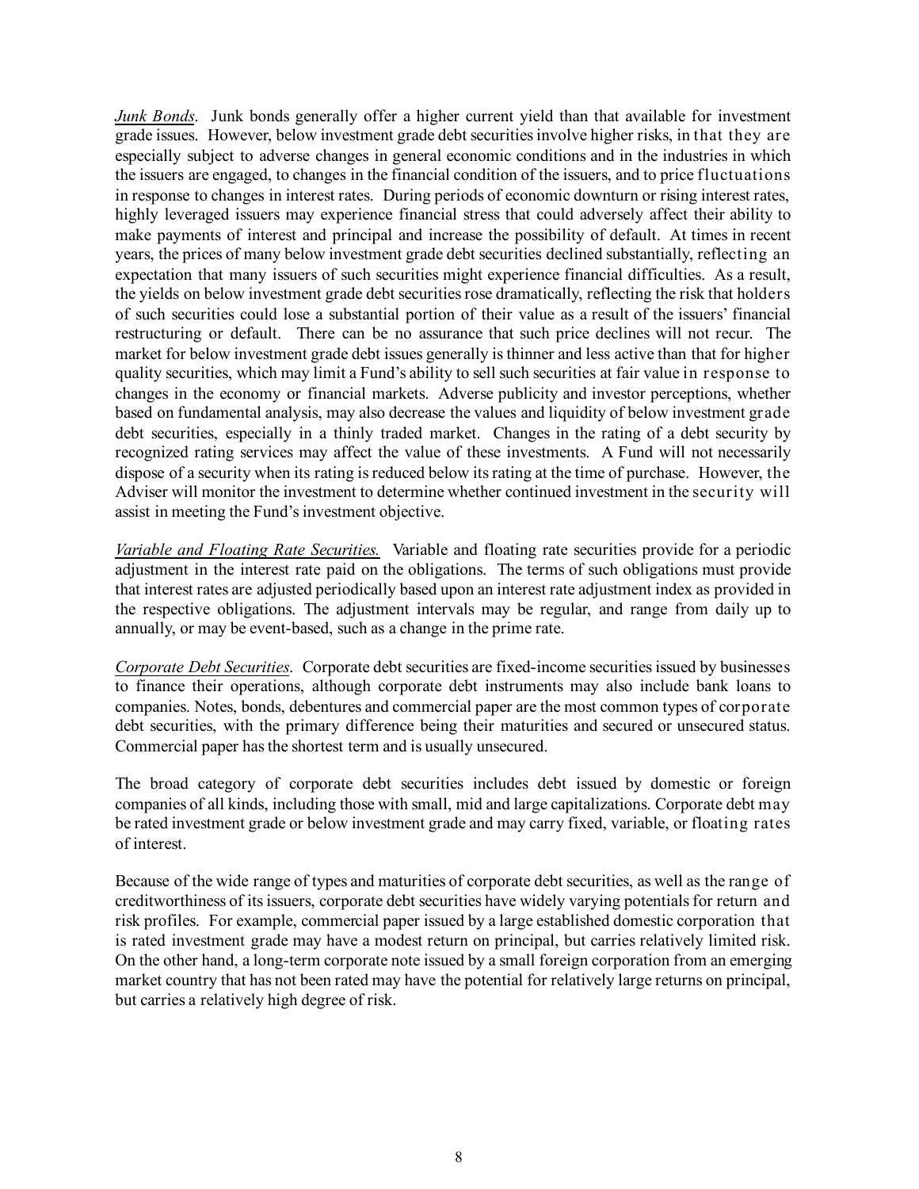*Junk Bonds*. Junk bonds generally offer a higher current yield than that available for investment grade issues. However, below investment grade debt securities involve higher risks, in that they are especially subject to adverse changes in general economic conditions and in the industries in which the issuers are engaged, to changes in the financial condition of the issuers, and to price fluctuations in response to changes in interest rates. During periods of economic downturn or rising interest rates, highly leveraged issuers may experience financial stress that could adversely affect their ability to make payments of interest and principal and increase the possibility of default. At times in recent years, the prices of many below investment grade debt securities declined substantially, reflecting an expectation that many issuers of such securities might experience financial difficulties. As a result, the yields on below investment grade debt securities rose dramatically, reflecting the risk that holders of such securities could lose a substantial portion of their value as a result of the issuers' financial restructuring or default. There can be no assurance that such price declines will not recur. The market for below investment grade debt issues generally is thinner and less active than that for higher quality securities, which may limit a Fund's ability to sell such securities at fair value in response to changes in the economy or financial markets. Adverse publicity and investor perceptions, whether based on fundamental analysis, may also decrease the values and liquidity of below investment grade debt securities, especially in a thinly traded market. Changes in the rating of a debt security by recognized rating services may affect the value of these investments. A Fund will not necessarily dispose of a security when its rating is reduced below its rating at the time of purchase. However, the Adviser will monitor the investment to determine whether continued investment in the security will assist in meeting the Fund's investment objective.

*Variable and Floating Rate Securities.* Variable and floating rate securities provide for a periodic adjustment in the interest rate paid on the obligations. The terms of such obligations must provide that interest rates are adjusted periodically based upon an interest rate adjustment index as provided in the respective obligations. The adjustment intervals may be regular, and range from daily up to annually, or may be event-based, such as a change in the prime rate.

*Corporate Debt Securities*. Corporate debt securities are fixed-income securities issued by businesses to finance their operations, although corporate debt instruments may also include bank loans to companies. Notes, bonds, debentures and commercial paper are the most common types of corporate debt securities, with the primary difference being their maturities and secured or unsecured status. Commercial paper has the shortest term and is usually unsecured.

The broad category of corporate debt securities includes debt issued by domestic or foreign companies of all kinds, including those with small, mid and large capitalizations. Corporate debt may be rated investment grade or below investment grade and may carry fixed, variable, or floating rates of interest.

Because of the wide range of types and maturities of corporate debt securities, as well as the range of creditworthiness of its issuers, corporate debt securities have widely varying potentials for return and risk profiles. For example, commercial paper issued by a large established domestic corporation that is rated investment grade may have a modest return on principal, but carries relatively limited risk. On the other hand, a long-term corporate note issued by a small foreign corporation from an emerging market country that has not been rated may have the potential for relatively large returns on principal, but carries a relatively high degree of risk.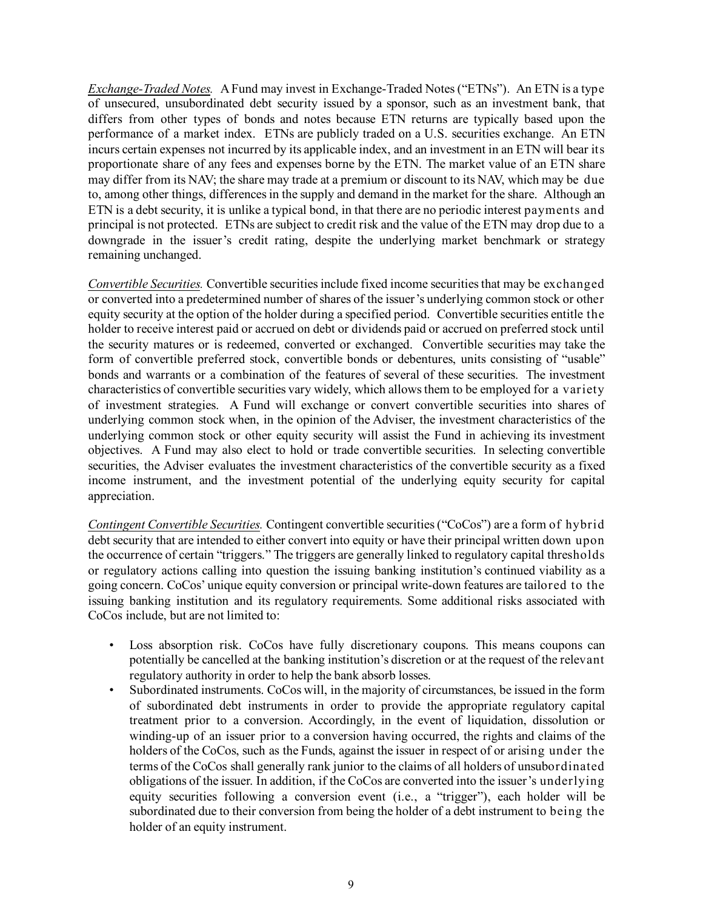*Exchange-Traded Notes.* A Fund may invest in Exchange-Traded Notes ("ETNs"). An ETN is a type of unsecured, unsubordinated debt security issued by a sponsor, such as an investment bank, that differs from other types of bonds and notes because ETN returns are typically based upon the performance of a market index. ETNs are publicly traded on a U.S. securities exchange. An ETN incurs certain expenses not incurred by its applicable index, and an investment in an ETN will bear its proportionate share of any fees and expenses borne by the ETN. The market value of an ETN share may differ from its NAV; the share may trade at a premium or discount to its NAV, which may be due to, among other things, differences in the supply and demand in the market for the share. Although an ETN is a debt security, it is unlike a typical bond, in that there are no periodic interest payments and principal is not protected. ETNs are subject to credit risk and the value of the ETN may drop due to a downgrade in the issuer's credit rating, despite the underlying market benchmark or strategy remaining unchanged.

*Convertible Securities.* Convertible securities include fixed income securities that may be exchanged or converted into a predetermined number of shares of the issuer's underlying common stock or other equity security at the option of the holder during a specified period. Convertible securities entitle the holder to receive interest paid or accrued on debt or dividends paid or accrued on preferred stock until the security matures or is redeemed, converted or exchanged. Convertible securities may take the form of convertible preferred stock, convertible bonds or debentures, units consisting of "usable" bonds and warrants or a combination of the features of several of these securities. The investment characteristics of convertible securities vary widely, which allows them to be employed for a variety of investment strategies. A Fund will exchange or convert convertible securities into shares of underlying common stock when, in the opinion of the Adviser, the investment characteristics of the underlying common stock or other equity security will assist the Fund in achieving its investment objectives. A Fund may also elect to hold or trade convertible securities. In selecting convertible securities, the Adviser evaluates the investment characteristics of the convertible security as a fixed income instrument, and the investment potential of the underlying equity security for capital appreciation.

*Contingent Convertible Securities.* Contingent convertible securities ("CoCos") are a form of hybrid debt security that are intended to either convert into equity or have their principal written down upon the occurrence of certain "triggers." The triggers are generally linked to regulatory capital thresholds or regulatory actions calling into question the issuing banking institution's continued viability as a going concern. CoCos' unique equity conversion or principal write-down features are tailored to the issuing banking institution and its regulatory requirements. Some additional risks associated with CoCos include, but are not limited to:

- Loss absorption risk. CoCos have fully discretionary coupons. This means coupons can potentially be cancelled at the banking institution's discretion or at the request of the relevant regulatory authority in order to help the bank absorb losses.
- Subordinated instruments. CoCos will, in the majority of circumstances, be issued in the form of subordinated debt instruments in order to provide the appropriate regulatory capital treatment prior to a conversion. Accordingly, in the event of liquidation, dissolution or winding-up of an issuer prior to a conversion having occurred, the rights and claims of the holders of the CoCos, such as the Funds, against the issuer in respect of or arising under the terms of the CoCos shall generally rank junior to the claims of all holders of unsubordinated obligations of the issuer. In addition, if the CoCos are converted into the issuer's underlying equity securities following a conversion event (i.e., a "trigger"), each holder will be subordinated due to their conversion from being the holder of a debt instrument to being the holder of an equity instrument.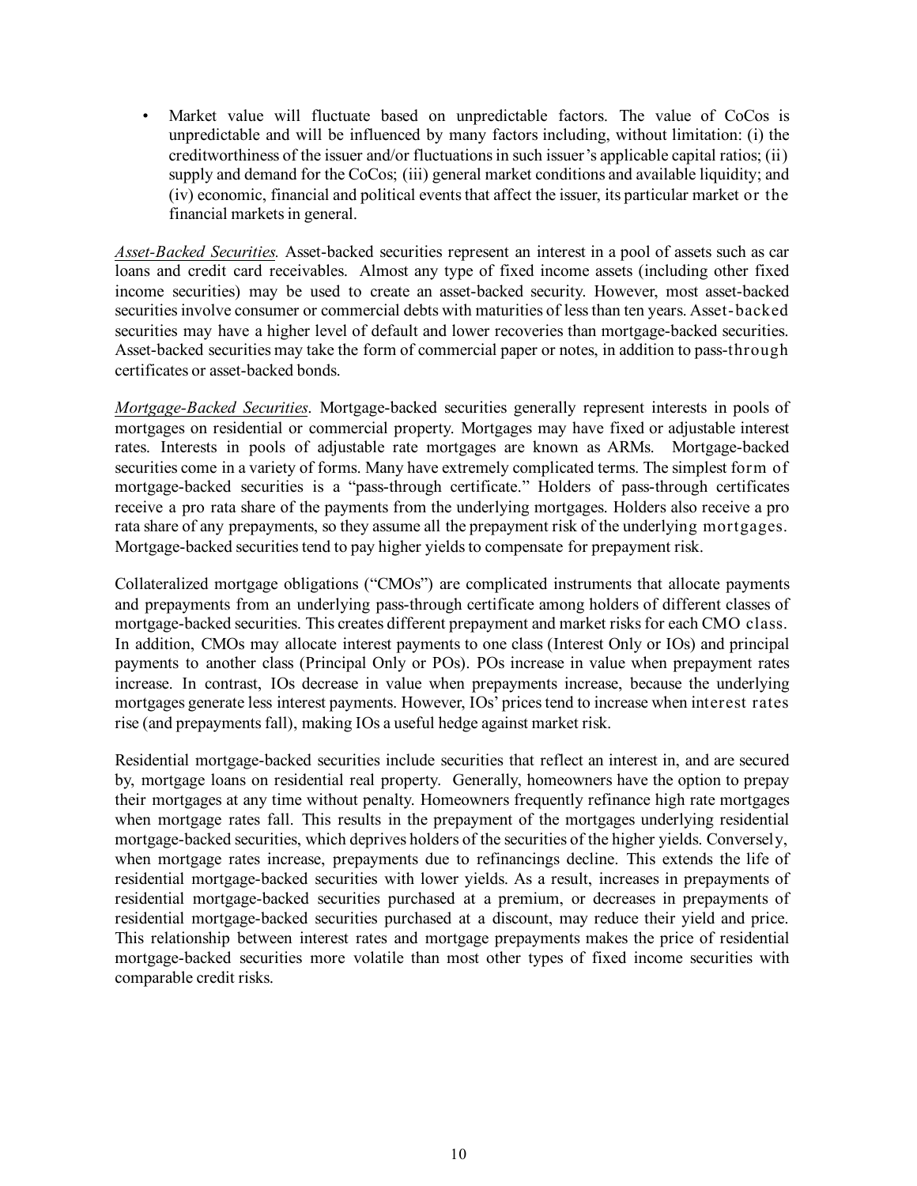- Market value will fluctuate based on unpredictable factors. The value of CoCos is unpredictable and will be influenced by many factors including, without limitation: (i) the creditworthiness of the issuer and/or fluctuations in such issuer's applicable capital ratios; (ii) supply and demand for the CoCos; (iii) general market conditions and available liquidity; and (iv) economic, financial and political events that affect the issuer, its particular market or the financial markets in general.

*Asset-Backed Securities.* Asset-backed securities represent an interest in a pool of assets such as car loans and credit card receivables. Almost any type of fixed income assets (including other fixed income securities) may be used to create an asset-backed security. However, most asset-backed securities involve consumer or commercial debts with maturities of less than ten years. Asset-backed securities may have a higher level of default and lower recoveries than mortgage-backed securities. Asset-backed securities may take the form of commercial paper or notes, in addition to pass-through certificates or asset-backed bonds.

*Mortgage-Backed Securities.* Mortgage-backed securities generally represent interests in pools of mortgages on residential or commercial property. Mortgages may have fixed or adjustable interest rates. Interests in pools of adjustable rate mortgages are known as ARMs. Mortgage-backed securities come in a variety of forms. Many have extremely complicated terms. The simplest form of mortgage-backed securities is a "pass-through certificate." Holders of pass-through certificates receive a pro rata share of the payments from the underlying mortgages. Holders also receive a pro rata share of any prepayments, so they assume all the prepayment risk of the underlying mortgages. Mortgage-backed securities tend to pay higher yields to compensate for prepayment risk.

Collateralized mortgage obligations ("CMOs") are complicated instruments that allocate payments and prepayments from an underlying pass-through certificate among holders of different classes of mortgage-backed securities. This creates different prepayment and market risks for each CMO class. In addition, CMOs may allocate interest payments to one class (Interest Only or IOs) and principal payments to another class (Principal Only or POs). POs increase in value when prepayment rates increase. In contrast, IOs decrease in value when prepayments increase, because the underlying mortgages generate less interest payments. However, IOs' prices tend to increase when interest rates rise (and prepayments fall), making IOs a useful hedge against market risk.

Residential mortgage-backed securities include securities that reflect an interest in, and are secured by, mortgage loans on residential real property. Generally, homeowners have the option to prepay their mortgages at any time without penalty. Homeowners frequently refinance high rate mortgages when mortgage rates fall. This results in the prepayment of the mortgages underlying residential mortgage-backed securities, which deprives holders of the securities of the higher yields. Conversely, when mortgage rates increase, prepayments due to refinancings decline. This extends the life of residential mortgage-backed securities with lower yields. As a result, increases in prepayments of residential mortgage-backed securities purchased at a premium, or decreases in prepayments of residential mortgage-backed securities purchased at a discount, may reduce their yield and price. This relationship between interest rates and mortgage prepayments makes the price of residential mortgage-backed securities more volatile than most other types of fixed income securities with comparable credit risks.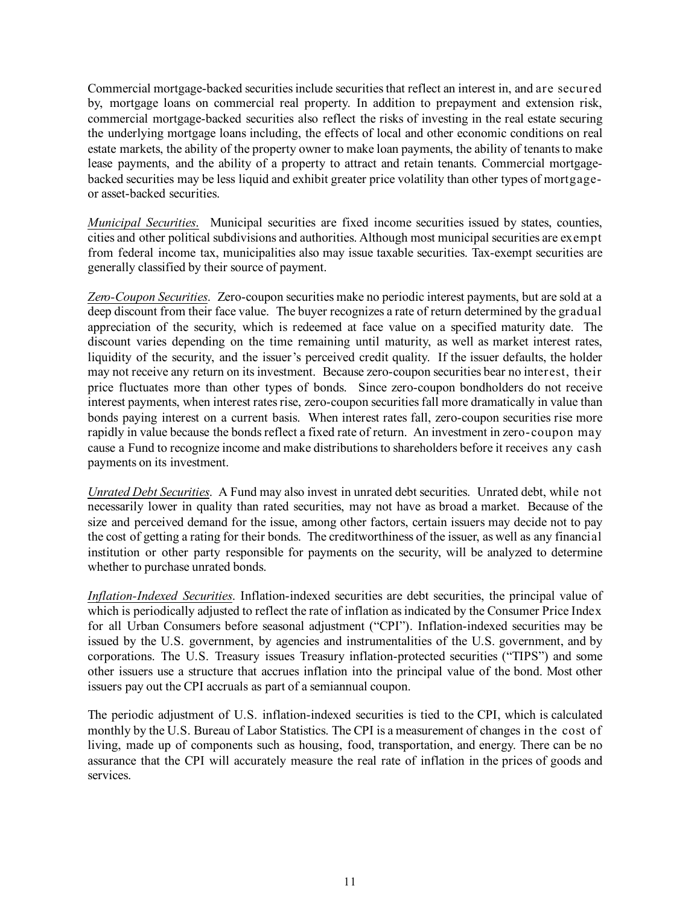Commercial mortgage-backed securities include securities that reflect an interest in, and are secured by, mortgage loans on commercial real property. In addition to prepayment and extension risk, commercial mortgage-backed securities also reflect the risks of investing in the real estate securing the underlying mortgage loans including, the effects of local and other economic conditions on real estate markets, the ability of the property owner to make loan payments, the ability of tenants to make lease payments, and the ability of a property to attract and retain tenants. Commercial mortgage-backed securities may be less liquid and exhibit greater price volatility than other types of mortgage- or asset-backed securities.

*Municipal Securities*. Municipal securities are fixed income securities issued by states, counties, cities and other political subdivisions and authorities. Although most municipal securities are exempt from federal income tax, municipalities also may issue taxable securities. Tax-exempt securities are generally classified by their source of payment.

*Zero-Coupon Securities*. Zero-coupon securities make no periodic interest payments, but are sold at a deep discount from their face value. The buyer recognizes a rate of return determined by the gradual appreciation of the security, which is redeemed at face value on a specified maturity date. The discount varies depending on the time remaining until maturity, as well as market interest rates, liquidity of the security, and the issuer's perceived credit quality. If the issuer defaults, the holder may not receive any return on its investment. Because zero-coupon securities bear no interest, their price fluctuates more than other types of bonds. Since zero-coupon bondholders do not receive interest payments, when interest rates rise, zero-coupon securities fall more dramatically in value than bonds paying interest on a current basis. When interest rates fall, zero-coupon securities rise more rapidly in value because the bonds reflect a fixed rate of return. An investment in zero-coupon may cause a Fund to recognize income and make distributions to shareholders before it receives any cash payments on its investment.

*Unrated Debt Securities*. A Fund may also invest in unrated debt securities. Unrated debt, while not necessarily lower in quality than rated securities, may not have as broad a market. Because of the size and perceived demand for the issue, among other factors, certain issuers may decide not to pay the cost of getting a rating for their bonds. The creditworthiness of the issuer, as well as any financial institution or other party responsible for payments on the security, will be analyzed to determine whether to purchase unrated bonds.

*Inflation-Indexed Securities*. Inflation-indexed securities are debt securities, the principal value of which is periodically adjusted to reflect the rate of inflation as indicated by the Consumer Price Index for all Urban Consumers before seasonal adjustment ("CPI"). Inflation-indexed securities may be issued by the U.S. government, by agencies and instrumentalities of the U.S. government, and by corporations. The U.S. Treasury issues Treasury inflation-protected securities ("TIPS") and some other issuers use a structure that accrues inflation into the principal value of the bond. Most other issuers pay out the CPI accruals as part of a semiannual coupon.

The periodic adjustment of U.S. inflation-indexed securities is tied to the CPI, which is calculated monthly by the U.S. Bureau of Labor Statistics. The CPI is a measurement of changes in the cost of living, made up of components such as housing, food, transportation, and energy. There can be no assurance that the CPI will accurately measure the real rate of inflation in the prices of goods and services.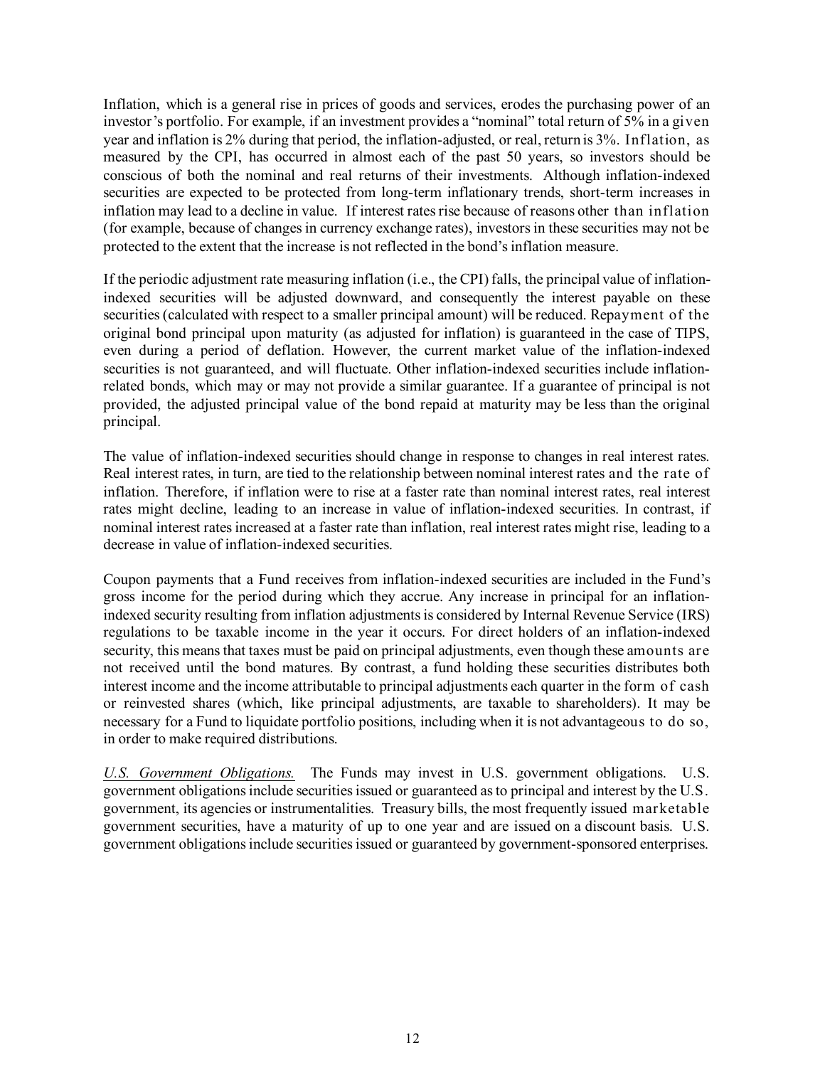Inflation, which is a general rise in prices of goods and services, erodes the purchasing power of an investor's portfolio. For example, if an investment provides a "nominal" total return of 5% in a given year and inflation is 2% during that period, the inflation-adjusted, or real, return is 3%. Inflation, as measured by the CPI, has occurred in almost each of the past 50 years, so investors should be conscious of both the nominal and real returns of their investments. Although inflation-indexed securities are expected to be protected from long-term inflationary trends, short-term increases in inflation may lead to a decline in value. If interest rates rise because of reasons other than inflation (for example, because of changes in currency exchange rates), investors in these securities may not be protected to the extent that the increase is not reflected in the bond's inflation measure.

If the periodic adjustment rate measuring inflation (i.e., the CPI) falls, the principal value of inflation-indexed securities will be adjusted downward, and consequently the interest payable on these securities (calculated with respect to a smaller principal amount) will be reduced. Repayment of the original bond principal upon maturity (as adjusted for inflation) is guaranteed in the case of TIPS, even during a period of deflation. However, the current market value of the inflation-indexed securities is not guaranteed, and will fluctuate. Other inflation-indexed securities include inflation-related bonds, which may or may not provide a similar guarantee. If a guarantee of principal is not provided, the adjusted principal value of the bond repaid at maturity may be less than the original principal.

The value of inflation-indexed securities should change in response to changes in real interest rates. Real interest rates, in turn, are tied to the relationship between nominal interest rates and the rate of inflation. Therefore, if inflation were to rise at a faster rate than nominal interest rates, real interest rates might decline, leading to an increase in value of inflation-indexed securities. In contrast, if nominal interest rates increased at a faster rate than inflation, real interest rates might rise, leading to a decrease in value of inflation-indexed securities.

Coupon payments that a Fund receives from inflation-indexed securities are included in the Fund's gross income for the period during which they accrue. Any increase in principal for an inflation-indexed security resulting from inflation adjustments is considered by Internal Revenue Service (IRS) regulations to be taxable income in the year it occurs. For direct holders of an inflation-indexed security, this means that taxes must be paid on principal adjustments, even though these amounts are not received until the bond matures. By contrast, a fund holding these securities distributes both interest income and the income attributable to principal adjustments each quarter in the form of cash or reinvested shares (which, like principal adjustments, are taxable to shareholders). It may be necessary for a Fund to liquidate portfolio positions, including when it is not advantageous to do so, in order to make required distributions.

*U.S. Government Obligations.* The Funds may invest in U.S. government obligations. U.S. government obligations include securities issued or guaranteed as to principal and interest by the U.S. government, its agencies or instrumentalities. Treasury bills, the most frequently issued marketable government securities, have a maturity of up to one year and are issued on a discount basis. U.S. government obligations include securities issued or guaranteed by government-sponsored enterprises.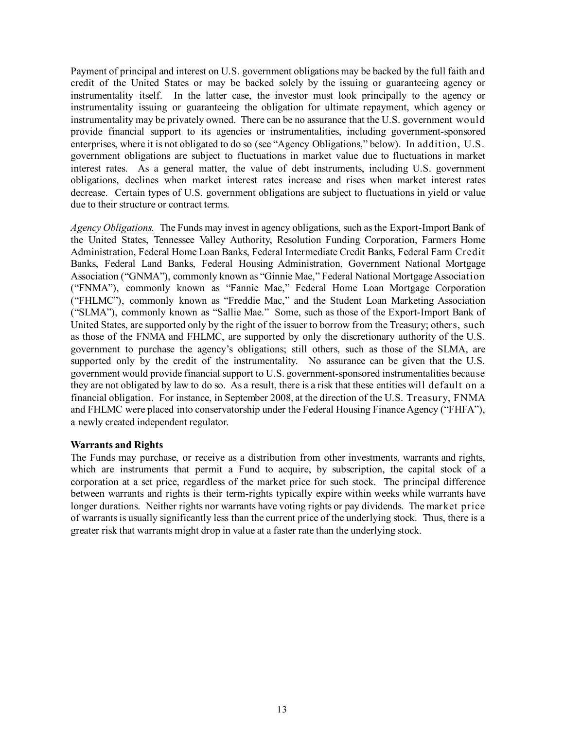Payment of principal and interest on U.S. government obligations may be backed by the full faith and credit of the United States or may be backed solely by the issuing or guaranteeing agency or instrumentality itself. In the latter case, the investor must look principally to the agency or instrumentality issuing or guaranteeing the obligation for ultimate repayment, which agency or instrumentality may be privately owned. There can be no assurance that the U.S. government would provide financial support to its agencies or instrumentalities, including government-sponsored enterprises, where it is not obligated to do so (see "Agency Obligations," below). In addition, U.S. government obligations are subject to fluctuations in market value due to fluctuations in market interest rates. As a general matter, the value of debt instruments, including U.S. government obligations, declines when market interest rates increase and rises when market interest rates decrease. Certain types of U.S. government obligations are subject to fluctuations in yield or value due to their structure or contract terms.

*Agency Obligations.* The Funds may invest in agency obligations, such as the Export-Import Bank of the United States, Tennessee Valley Authority, Resolution Funding Corporation, Farmers Home Administration, Federal Home Loan Banks, Federal Intermediate Credit Banks, Federal Farm Credit Banks, Federal Land Banks, Federal Housing Administration, Government National Mortgage Association ("GNMA"), commonly known as "Ginnie Mae," Federal National Mortgage Association ("FNMA"), commonly known as "Fannie Mae," Federal Home Loan Mortgage Corporation ("FHLMC"), commonly known as "Freddie Mac," and the Student Loan Marketing Association ("SLMA"), commonly known as "Sallie Mae." Some, such as those of the Export-Import Bank of United States, are supported only by the right of the issuer to borrow from the Treasury; others, such as those of the FNMA and FHLMC, are supported by only the discretionary authority of the U.S. government to purchase the agency's obligations; still others, such as those of the SLMA, are supported only by the credit of the instrumentality. No assurance can be given that the U.S. government would provide financial support to U.S. government-sponsored instrumentalities because they are not obligated by law to do so. As a result, there is a risk that these entities will default on a financial obligation. For instance, in September 2008, at the direction of the U.S. Treasury, FNMA and FHLMC were placed into conservatorship under the Federal Housing Finance Agency ("FHFA"), a newly created independent regulator.

**Warrants and Rights**

The Funds may purchase, or receive as a distribution from other investments, warrants and rights, which are instruments that permit a Fund to acquire, by subscription, the capital stock of a corporation at a set price, regardless of the market price for such stock. The principal difference between warrants and rights is their term-rights typically expire within weeks while warrants have longer durations. Neither rights nor warrants have voting rights or pay dividends. The market price of warrants is usually significantly less than the current price of the underlying stock. Thus, there is a greater risk that warrants might drop in value at a faster rate than the underlying stock.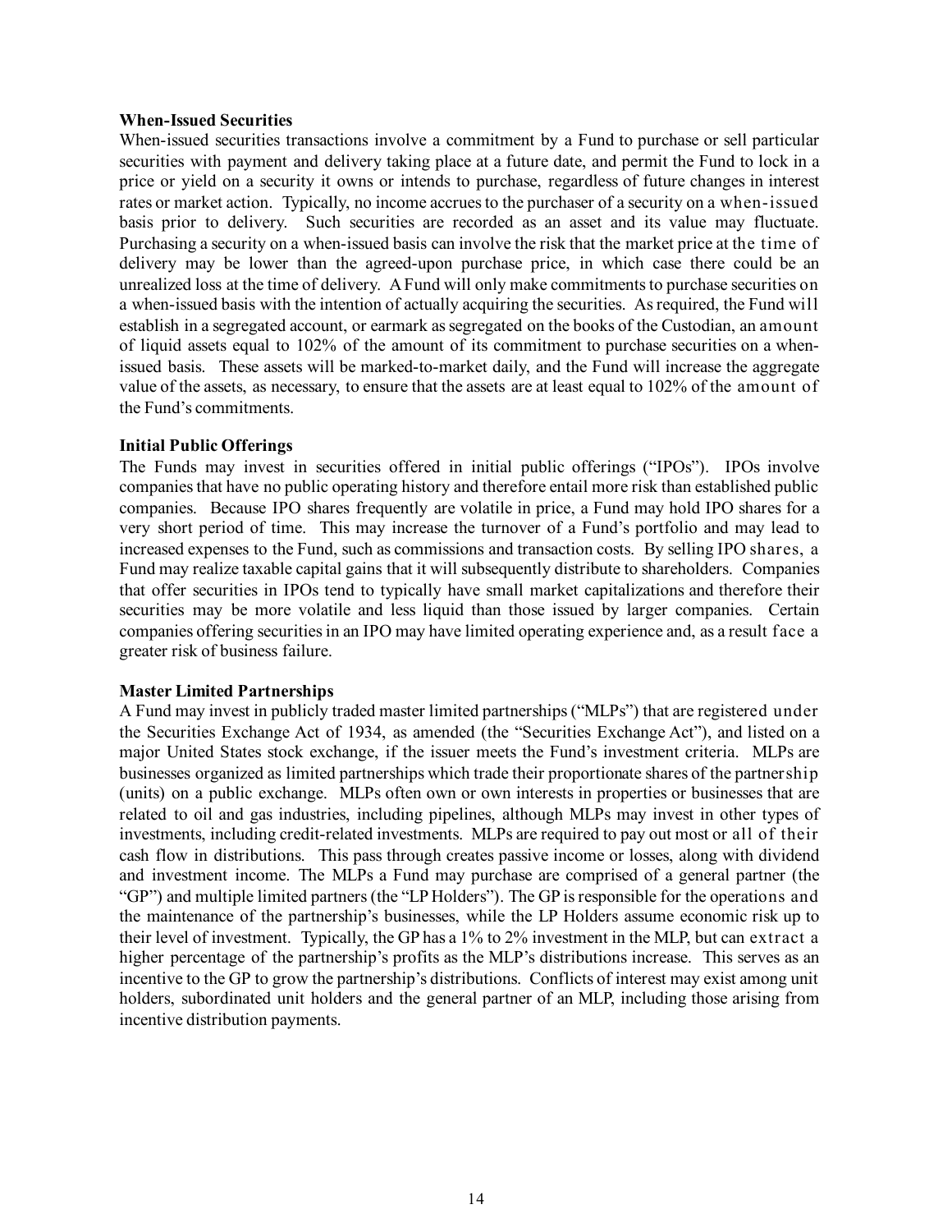**When-Issued Securities**

When-issued securities transactions involve a commitment by a Fund to purchase or sell particular securities with payment and delivery taking place at a future date, and permit the Fund to lock in a price or yield on a security it owns or intends to purchase, regardless of future changes in interest rates or market action. Typically, no income accrues to the purchaser of a security on a when-issued basis prior to delivery. Such securities are recorded as an asset and its value may fluctuate. Purchasing a security on a when-issued basis can involve the risk that the market price at the time of delivery may be lower than the agreed-upon purchase price, in which case there could be an unrealized loss at the time of delivery. A Fund will only make commitments to purchase securities on a when-issued basis with the intention of actually acquiring the securities. As required, the Fund will establish in a segregated account, or earmark as segregated on the books of the Custodian, an amount of liquid assets equal to 102% of the amount of its commitment to purchase securities on a when-issued basis. These assets will be marked-to-market daily, and the Fund will increase the aggregate value of the assets, as necessary, to ensure that the assets are at least equal to 102% of the amount of the Fund's commitments.

**Initial Public Offerings**

The Funds may invest in securities offered in initial public offerings ("IPOs"). IPOs involve companies that have no public operating history and therefore entail more risk than established public companies. Because IPO shares frequently are volatile in price, a Fund may hold IPO shares for a very short period of time. This may increase the turnover of a Fund's portfolio and may lead to increased expenses to the Fund, such as commissions and transaction costs. By selling IPO shares, a Fund may realize taxable capital gains that it will subsequently distribute to shareholders. Companies that offer securities in IPOs tend to typically have small market capitalizations and therefore their securities may be more volatile and less liquid than those issued by larger companies. Certain companies offering securities in an IPO may have limited operating experience and, as a result face a greater risk of business failure.

**Master Limited Partnerships**

A Fund may invest in publicly traded master limited partnerships ("MLPs") that are registered under the Securities Exchange Act of 1934, as amended (the "Securities Exchange Act"), and listed on a major United States stock exchange, if the issuer meets the Fund's investment criteria. MLPs are businesses organized as limited partnerships which trade their proportionate shares of the partnership (units) on a public exchange. MLPs often own or own interests in properties or businesses that are related to oil and gas industries, including pipelines, although MLPs may invest in other types of investments, including credit-related investments. MLPs are required to pay out most or all of their cash flow in distributions. This pass through creates passive income or losses, along with dividend and investment income. The MLPs a Fund may purchase are comprised of a general partner (the "GP") and multiple limited partners (the "LP Holders"). The GP is responsible for the operations and the maintenance of the partnership's businesses, while the LP Holders assume economic risk up to their level of investment. Typically, the GP has a 1% to 2% investment in the MLP, but can extract a higher percentage of the partnership's profits as the MLP's distributions increase. This serves as an incentive to the GP to grow the partnership's distributions. Conflicts of interest may exist among unit holders, subordinated unit holders and the general partner of an MLP, including those arising from incentive distribution payments.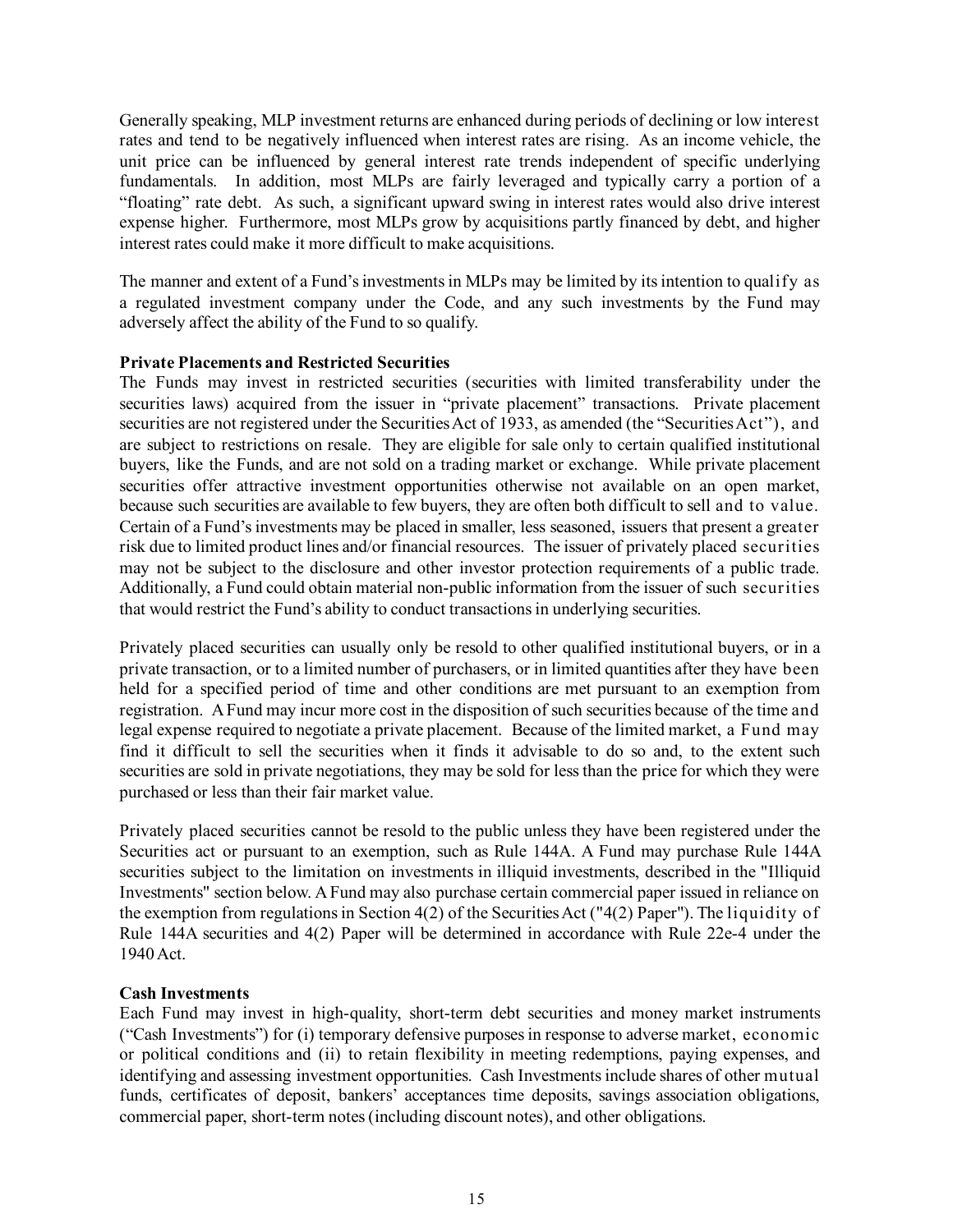Generally speaking, MLP investment returns are enhanced during periods of declining or low interest rates and tend to be negatively influenced when interest rates are rising. As an income vehicle, the unit price can be influenced by general interest rate trends independent of specific underlying fundamentals. In addition, most MLPs are fairly leveraged and typically carry a portion of a "floating" rate debt. As such, a significant upward swing in interest rates would also drive interest expense higher. Furthermore, most MLPs grow by acquisitions partly financed by debt, and higher interest rates could make it more difficult to make acquisitions.

The manner and extent of a Fund's investments in MLPs may be limited by its intention to qualify as a regulated investment company under the Code, and any such investments by the Fund may adversely affect the ability of the Fund to so qualify.

**Private Placements and Restricted Securities**

The Funds may invest in restricted securities (securities with limited transferability under the securities laws) acquired from the issuer in "private placement" transactions. Private placement securities are not registered under the Securities Act of 1933, as amended (the "Securities Act"), and are subject to restrictions on resale. They are eligible for sale only to certain qualified institutional buyers, like the Funds, and are not sold on a trading market or exchange. While private placement securities offer attractive investment opportunities otherwise not available on an open market, because such securities are available to few buyers, they are often both difficult to sell and to value. Certain of a Fund's investments may be placed in smaller, less seasoned, issuers that present a greater risk due to limited product lines and/or financial resources. The issuer of privately placed securities may not be subject to the disclosure and other investor protection requirements of a public trade. Additionally, a Fund could obtain material non-public information from the issuer of such securities that would restrict the Fund's ability to conduct transactions in underlying securities.

Privately placed securities can usually only be resold to other qualified institutional buyers, or in a private transaction, or to a limited number of purchasers, or in limited quantities after they have been held for a specified period of time and other conditions are met pursuant to an exemption from registration. A Fund may incur more cost in the disposition of such securities because of the time and legal expense required to negotiate a private placement. Because of the limited market, a Fund may find it difficult to sell the securities when it finds it advisable to do so and, to the extent such securities are sold in private negotiations, they may be sold for less than the price for which they were purchased or less than their fair market value.

Privately placed securities cannot be resold to the public unless they have been registered under the Securities act or pursuant to an exemption, such as Rule 144A. A Fund may purchase Rule 144A securities subject to the limitation on investments in illiquid investments, described in the "Illiquid Investments" section below. A Fund may also purchase certain commercial paper issued in reliance on the exemption from regulations in Section 4(2) of the Securities Act ("4(2) Paper"). The liquidity of Rule 144A securities and 4(2) Paper will be determined in accordance with Rule 22e-4 under the 1940 Act.

**Cash Investments**

Each Fund may invest in high-quality, short-term debt securities and money market instruments ("Cash Investments") for (i) temporary defensive purposes in response to adverse market, economic or political conditions and (ii) to retain flexibility in meeting redemptions, paying expenses, and identifying and assessing investment opportunities. Cash Investments include shares of other mutual funds, certificates of deposit, bankers' acceptances time deposits, savings association obligations, commercial paper, short-term notes (including discount notes), and other obligations.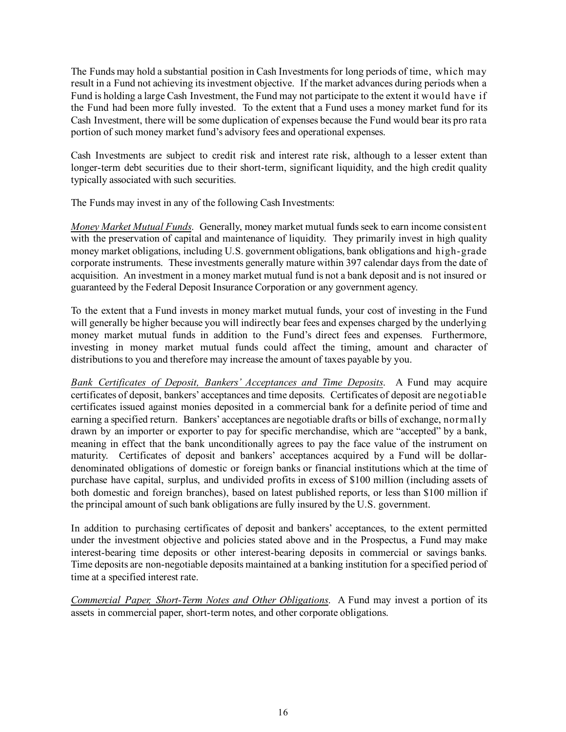The Funds may hold a substantial position in Cash Investments for long periods of time, which may result in a Fund not achieving its investment objective. If the market advances during periods when a Fund is holding a large Cash Investment, the Fund may not participate to the extent it would have if the Fund had been more fully invested. To the extent that a Fund uses a money market fund for its Cash Investment, there will be some duplication of expenses because the Fund would bear its pro rata portion of such money market fund's advisory fees and operational expenses.

Cash Investments are subject to credit risk and interest rate risk, although to a lesser extent than longer-term debt securities due to their short-term, significant liquidity, and the high credit quality typically associated with such securities.

The Funds may invest in any of the following Cash Investments:

*Money Market Mutual Funds*. Generally, money market mutual funds seek to earn income consistent with the preservation of capital and maintenance of liquidity. They primarily invest in high quality money market obligations, including U.S. government obligations, bank obligations and high-grade corporate instruments. These investments generally mature within 397 calendar days from the date of acquisition. An investment in a money market mutual fund is not a bank deposit and is not insured or guaranteed by the Federal Deposit Insurance Corporation or any government agency.

To the extent that a Fund invests in money market mutual funds, your cost of investing in the Fund will generally be higher because you will indirectly bear fees and expenses charged by the underlying money market mutual funds in addition to the Fund's direct fees and expenses. Furthermore, investing in money market mutual funds could affect the timing, amount and character of distributions to you and therefore may increase the amount of taxes payable by you.

*Bank Certificates of Deposit, Bankers' Acceptances and Time Deposits*. A Fund may acquire certificates of deposit, bankers' acceptances and time deposits. Certificates of deposit are negotiable certificates issued against monies deposited in a commercial bank for a definite period of time and earning a specified return. Bankers' acceptances are negotiable drafts or bills of exchange, normally drawn by an importer or exporter to pay for specific merchandise, which are "accepted" by a bank, meaning in effect that the bank unconditionally agrees to pay the face value of the instrument on maturity. Certificates of deposit and bankers' acceptances acquired by a Fund will be dollar-denominated obligations of domestic or foreign banks or financial institutions which at the time of purchase have capital, surplus, and undivided profits in excess of $100 million (including assets of both domestic and foreign branches), based on latest published reports, or less than $100 million if the principal amount of such bank obligations are fully insured by the U.S. government.

In addition to purchasing certificates of deposit and bankers' acceptances, to the extent permitted under the investment objective and policies stated above and in the Prospectus, a Fund may make interest-bearing time deposits or other interest-bearing deposits in commercial or savings banks. Time deposits are non-negotiable deposits maintained at a banking institution for a specified period of time at a specified interest rate.

*Commercial Paper, Short-Term Notes and Other Obligations*. A Fund may invest a portion of its assets in commercial paper, short-term notes, and other corporate obligations.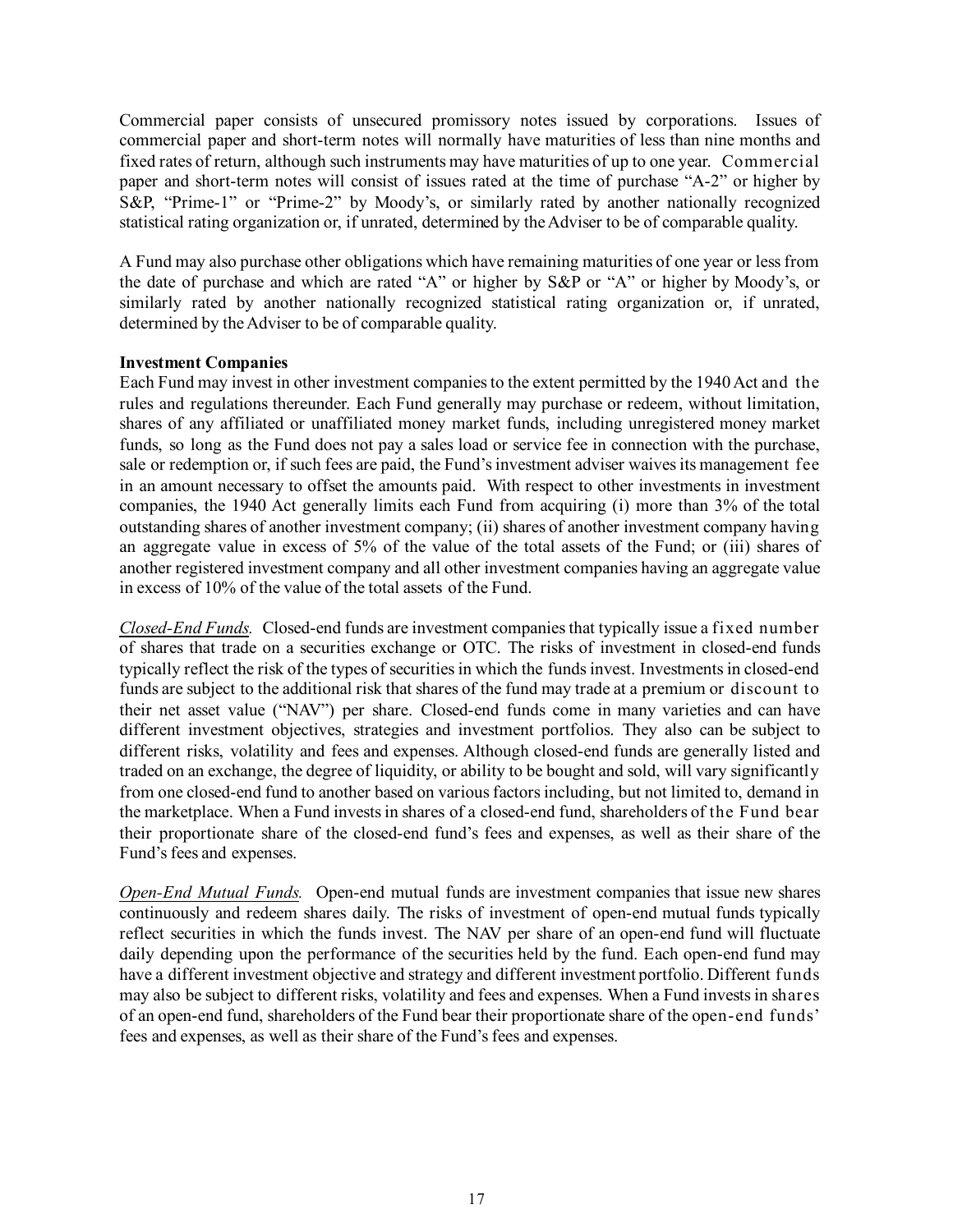Commercial paper consists of unsecured promissory notes issued by corporations. Issues of commercial paper and short-term notes will normally have maturities of less than nine months and fixed rates of return, although such instruments may have maturities of up to one year. Commercial paper and short-term notes will consist of issues rated at the time of purchase "A-2" or higher by S&P, "Prime-1" or "Prime-2" by Moody's, or similarly rated by another nationally recognized statistical rating organization or, if unrated, determined by the Adviser to be of comparable quality.

A Fund may also purchase other obligations which have remaining maturities of one year or less from the date of purchase and which are rated "A" or higher by S&P or "A" or higher by Moody's, or similarly rated by another nationally recognized statistical rating organization or, if unrated, determined by the Adviser to be of comparable quality.

**Investment Companies**

Each Fund may invest in other investment companies to the extent permitted by the 1940 Act and the rules and regulations thereunder. Each Fund generally may purchase or redeem, without limitation, shares of any affiliated or unaffiliated money market funds, including unregistered money market funds, so long as the Fund does not pay a sales load or service fee in connection with the purchase, sale or redemption or, if such fees are paid, the Fund's investment adviser waives its management fee in an amount necessary to offset the amounts paid. With respect to other investments in investment companies, the 1940 Act generally limits each Fund from acquiring (i) more than 3% of the total outstanding shares of another investment company; (ii) shares of another investment company having an aggregate value in excess of 5% of the value of the total assets of the Fund; or (iii) shares of another registered investment company and all other investment companies having an aggregate value in excess of 10% of the value of the total assets of the Fund.

*Closed-End Funds.* Closed-end funds are investment companies that typically issue a fixed number of shares that trade on a securities exchange or OTC. The risks of investment in closed-end funds typically reflect the risk of the types of securities in which the funds invest. Investments in closed-end funds are subject to the additional risk that shares of the fund may trade at a premium or discount to their net asset value ("NAV") per share. Closed-end funds come in many varieties and can have different investment objectives, strategies and investment portfolios. They also can be subject to different risks, volatility and fees and expenses. Although closed-end funds are generally listed and traded on an exchange, the degree of liquidity, or ability to be bought and sold, will vary significantly from one closed-end fund to another based on various factors including, but not limited to, demand in the marketplace. When a Fund invests in shares of a closed-end fund, shareholders of the Fund bear their proportionate share of the closed-end fund's fees and expenses, as well as their share of the Fund's fees and expenses.

*Open-End Mutual Funds.* Open-end mutual funds are investment companies that issue new shares continuously and redeem shares daily. The risks of investment of open-end mutual funds typically reflect securities in which the funds invest. The NAV per share of an open-end fund will fluctuate daily depending upon the performance of the securities held by the fund. Each open-end fund may have a different investment objective and strategy and different investment portfolio. Different funds may also be subject to different risks, volatility and fees and expenses. When a Fund invests in shares of an open-end fund, shareholders of the Fund bear their proportionate share of the open-end funds' fees and expenses, as well as their share of the Fund's fees and expenses.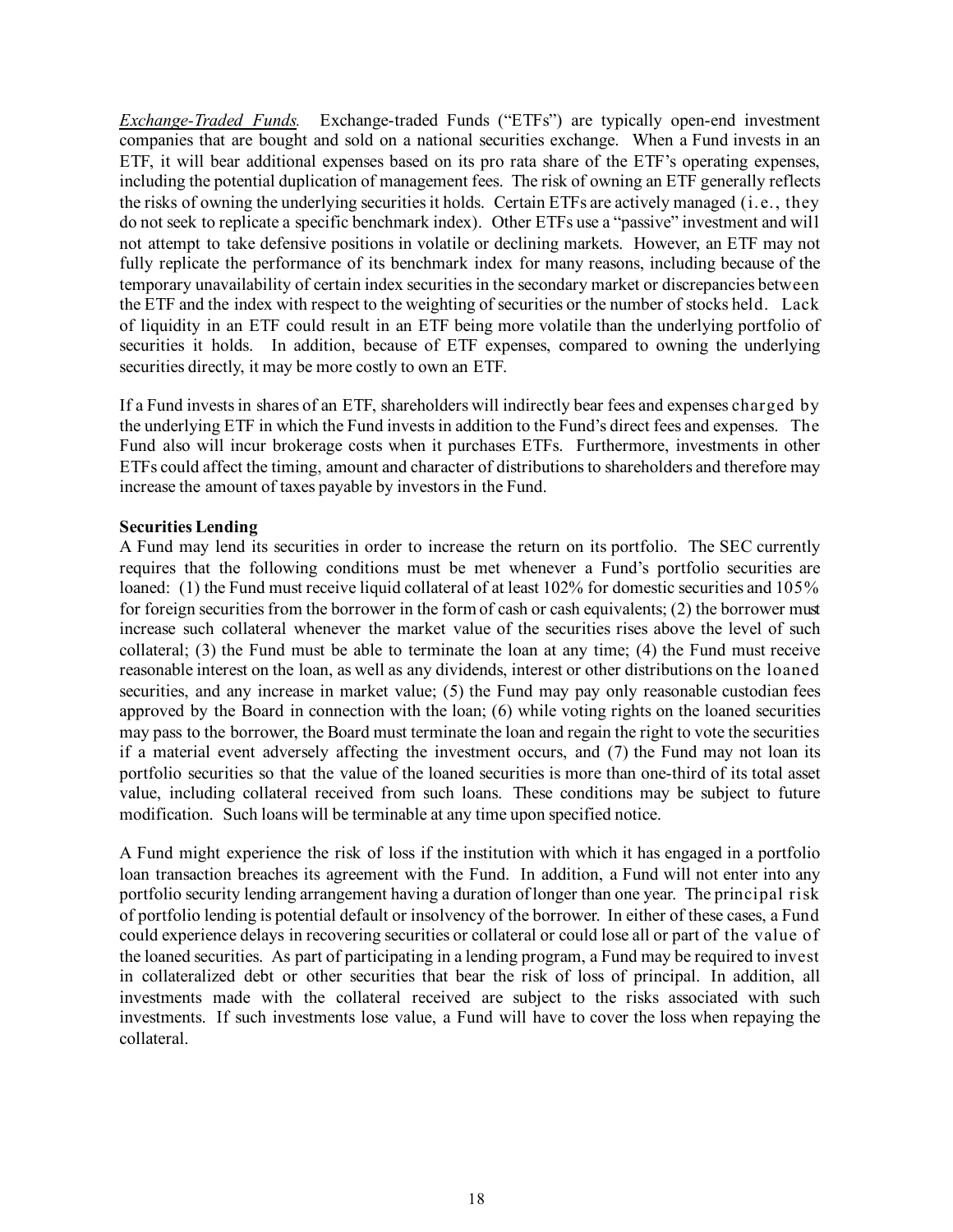*Exchange-Traded Funds.* Exchange-traded Funds ("ETFs") are typically open-end investment companies that are bought and sold on a national securities exchange. When a Fund invests in an ETF, it will bear additional expenses based on its pro rata share of the ETF's operating expenses, including the potential duplication of management fees. The risk of owning an ETF generally reflects the risks of owning the underlying securities it holds. Certain ETFs are actively managed (i.e., they do not seek to replicate a specific benchmark index). Other ETFs use a "passive" investment and will not attempt to take defensive positions in volatile or declining markets. However, an ETF may not fully replicate the performance of its benchmark index for many reasons, including because of the temporary unavailability of certain index securities in the secondary market or discrepancies between the ETF and the index with respect to the weighting of securities or the number of stocks held. Lack of liquidity in an ETF could result in an ETF being more volatile than the underlying portfolio of securities it holds. In addition, because of ETF expenses, compared to owning the underlying securities directly, it may be more costly to own an ETF.

If a Fund invests in shares of an ETF, shareholders will indirectly bear fees and expenses charged by the underlying ETF in which the Fund invests in addition to the Fund's direct fees and expenses. The Fund also will incur brokerage costs when it purchases ETFs. Furthermore, investments in other ETFs could affect the timing, amount and character of distributions to shareholders and therefore may increase the amount of taxes payable by investors in the Fund.

**Securities Lending**

A Fund may lend its securities in order to increase the return on its portfolio. The SEC currently requires that the following conditions must be met whenever a Fund's portfolio securities are loaned: (1) the Fund must receive liquid collateral of at least 102% for domestic securities and 105% for foreign securities from the borrower in the form of cash or cash equivalents; (2) the borrower must increase such collateral whenever the market value of the securities rises above the level of such collateral; (3) the Fund must be able to terminate the loan at any time; (4) the Fund must receive reasonable interest on the loan, as well as any dividends, interest or other distributions on the loaned securities, and any increase in market value; (5) the Fund may pay only reasonable custodian fees approved by the Board in connection with the loan; (6) while voting rights on the loaned securities may pass to the borrower, the Board must terminate the loan and regain the right to vote the securities if a material event adversely affecting the investment occurs, and (7) the Fund may not loan its portfolio securities so that the value of the loaned securities is more than one-third of its total asset value, including collateral received from such loans. These conditions may be subject to future modification. Such loans will be terminable at any time upon specified notice.

A Fund might experience the risk of loss if the institution with which it has engaged in a portfolio loan transaction breaches its agreement with the Fund. In addition, a Fund will not enter into any portfolio security lending arrangement having a duration of longer than one year. The principal risk of portfolio lending is potential default or insolvency of the borrower. In either of these cases, a Fund could experience delays in recovering securities or collateral or could lose all or part of the value of the loaned securities. As part of participating in a lending program, a Fund may be required to invest in collateralized debt or other securities that bear the risk of loss of principal. In addition, all investments made with the collateral received are subject to the risks associated with such investments. If such investments lose value, a Fund will have to cover the loss when repaying the collateral.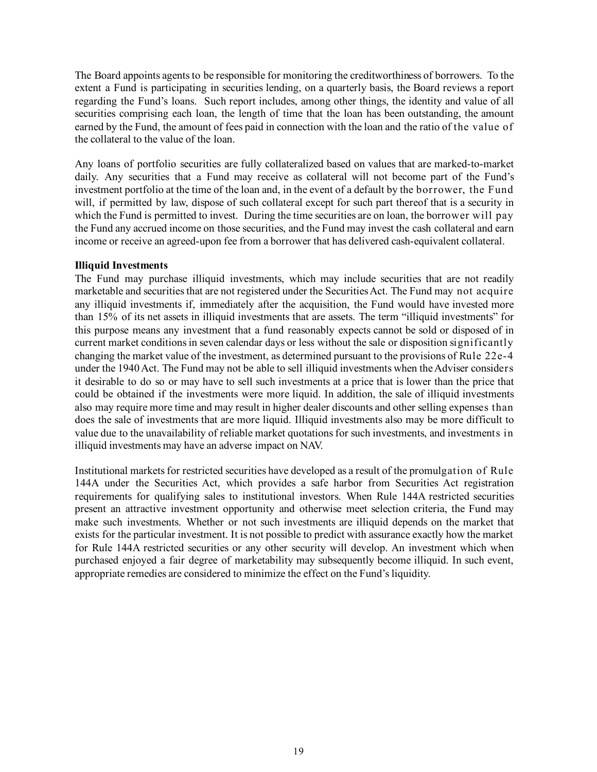The Board appoints agents to be responsible for monitoring the creditworthiness of borrowers. To the extent a Fund is participating in securities lending, on a quarterly basis, the Board reviews a report regarding the Fund's loans. Such report includes, among other things, the identity and value of all securities comprising each loan, the length of time that the loan has been outstanding, the amount earned by the Fund, the amount of fees paid in connection with the loan and the ratio of the value of the collateral to the value of the loan.

Any loans of portfolio securities are fully collateralized based on values that are marked-to-market daily. Any securities that a Fund may receive as collateral will not become part of the Fund's investment portfolio at the time of the loan and, in the event of a default by the borrower, the Fund will, if permitted by law, dispose of such collateral except for such part thereof that is a security in which the Fund is permitted to invest. During the time securities are on loan, the borrower will pay the Fund any accrued income on those securities, and the Fund may invest the cash collateral and earn income or receive an agreed-upon fee from a borrower that has delivered cash-equivalent collateral.

**Illiquid Investments**

The Fund may purchase illiquid investments, which may include securities that are not readily marketable and securities that are not registered under the Securities Act. The Fund may not acquire any illiquid investments if, immediately after the acquisition, the Fund would have invested more than 15% of its net assets in illiquid investments that are assets. The term "illiquid investments" for this purpose means any investment that a fund reasonably expects cannot be sold or disposed of in current market conditions in seven calendar days or less without the sale or disposition significantly changing the market value of the investment, as determined pursuant to the provisions of Rule 22e-4 under the 1940 Act. The Fund may not be able to sell illiquid investments when the Adviser considers it desirable to do so or may have to sell such investments at a price that is lower than the price that could be obtained if the investments were more liquid. In addition, the sale of illiquid investments also may require more time and may result in higher dealer discounts and other selling expenses than does the sale of investments that are more liquid. Illiquid investments also may be more difficult to value due to the unavailability of reliable market quotations for such investments, and investments in illiquid investments may have an adverse impact on NAV.

Institutional markets for restricted securities have developed as a result of the promulgation of Rule 144A under the Securities Act, which provides a safe harbor from Securities Act registration requirements for qualifying sales to institutional investors. When Rule 144A restricted securities present an attractive investment opportunity and otherwise meet selection criteria, the Fund may make such investments. Whether or not such investments are illiquid depends on the market that exists for the particular investment. It is not possible to predict with assurance exactly how the market for Rule 144A restricted securities or any other security will develop. An investment which when purchased enjoyed a fair degree of marketability may subsequently become illiquid. In such event, appropriate remedies are considered to minimize the effect on the Fund's liquidity.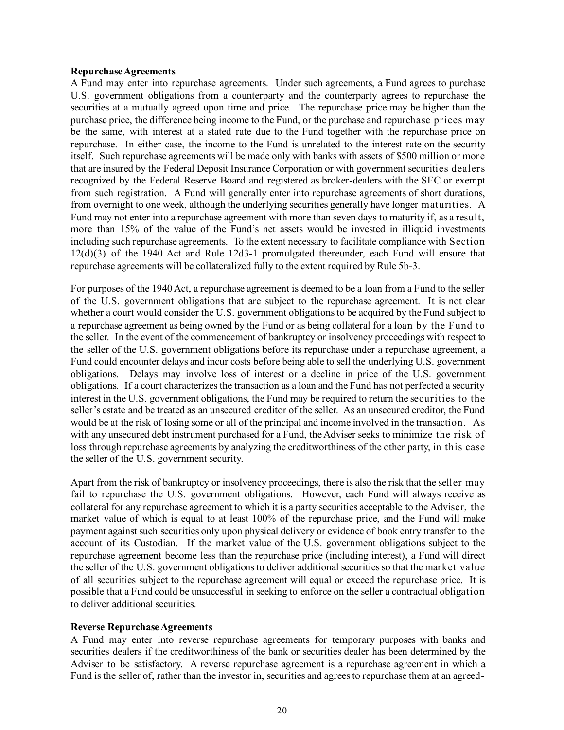**Repurchase Agreements**

A Fund may enter into repurchase agreements. Under such agreements, a Fund agrees to purchase U.S. government obligations from a counterparty and the counterparty agrees to repurchase the securities at a mutually agreed upon time and price. The repurchase price may be higher than the purchase price, the difference being income to the Fund, or the purchase and repurchase prices may be the same, with interest at a stated rate due to the Fund together with the repurchase price on repurchase. In either case, the income to the Fund is unrelated to the interest rate on the security itself. Such repurchase agreements will be made only with banks with assets of $500 million or more that are insured by the Federal Deposit Insurance Corporation or with government securities dealers recognized by the Federal Reserve Board and registered as broker-dealers with the SEC or exempt from such registration. A Fund will generally enter into repurchase agreements of short durations, from overnight to one week, although the underlying securities generally have longer maturities. A Fund may not enter into a repurchase agreement with more than seven days to maturity if, as a result, more than 15% of the value of the Fund's net assets would be invested in illiquid investments including such repurchase agreements. To the extent necessary to facilitate compliance with Section 12(d)(3) of the 1940 Act and Rule 12d3-1 promulgated thereunder, each Fund will ensure that repurchase agreements will be collateralized fully to the extent required by Rule 5b-3.

For purposes of the 1940 Act, a repurchase agreement is deemed to be a loan from a Fund to the seller of the U.S. government obligations that are subject to the repurchase agreement. It is not clear whether a court would consider the U.S. government obligations to be acquired by the Fund subject to a repurchase agreement as being owned by the Fund or as being collateral for a loan by the Fund to the seller. In the event of the commencement of bankruptcy or insolvency proceedings with respect to the seller of the U.S. government obligations before its repurchase under a repurchase agreement, a Fund could encounter delays and incur costs before being able to sell the underlying U.S. government obligations. Delays may involve loss of interest or a decline in price of the U.S. government obligations. If a court characterizes the transaction as a loan and the Fund has not perfected a security interest in the U.S. government obligations, the Fund may be required to return the securities to the seller's estate and be treated as an unsecured creditor of the seller. As an unsecured creditor, the Fund would be at the risk of losing some or all of the principal and income involved in the transaction. As with any unsecured debt instrument purchased for a Fund, the Adviser seeks to minimize the risk of loss through repurchase agreements by analyzing the creditworthiness of the other party, in this case the seller of the U.S. government security.

Apart from the risk of bankruptcy or insolvency proceedings, there is also the risk that the seller may fail to repurchase the U.S. government obligations. However, each Fund will always receive as collateral for any repurchase agreement to which it is a party securities acceptable to the Adviser, the market value of which is equal to at least 100% of the repurchase price, and the Fund will make payment against such securities only upon physical delivery or evidence of book entry transfer to the account of its Custodian. If the market value of the U.S. government obligations subject to the repurchase agreement become less than the repurchase price (including interest), a Fund will direct the seller of the U.S. government obligations to deliver additional securities so that the market value of all securities subject to the repurchase agreement will equal or exceed the repurchase price. It is possible that a Fund could be unsuccessful in seeking to enforce on the seller a contractual obligation to deliver additional securities.

**Reverse Repurchase Agreements**

A Fund may enter into reverse repurchase agreements for temporary purposes with banks and securities dealers if the creditworthiness of the bank or securities dealer has been determined by the Adviser to be satisfactory. A reverse repurchase agreement is a repurchase agreement in which a Fund is the seller of, rather than the investor in, securities and agrees to repurchase them at an agreed-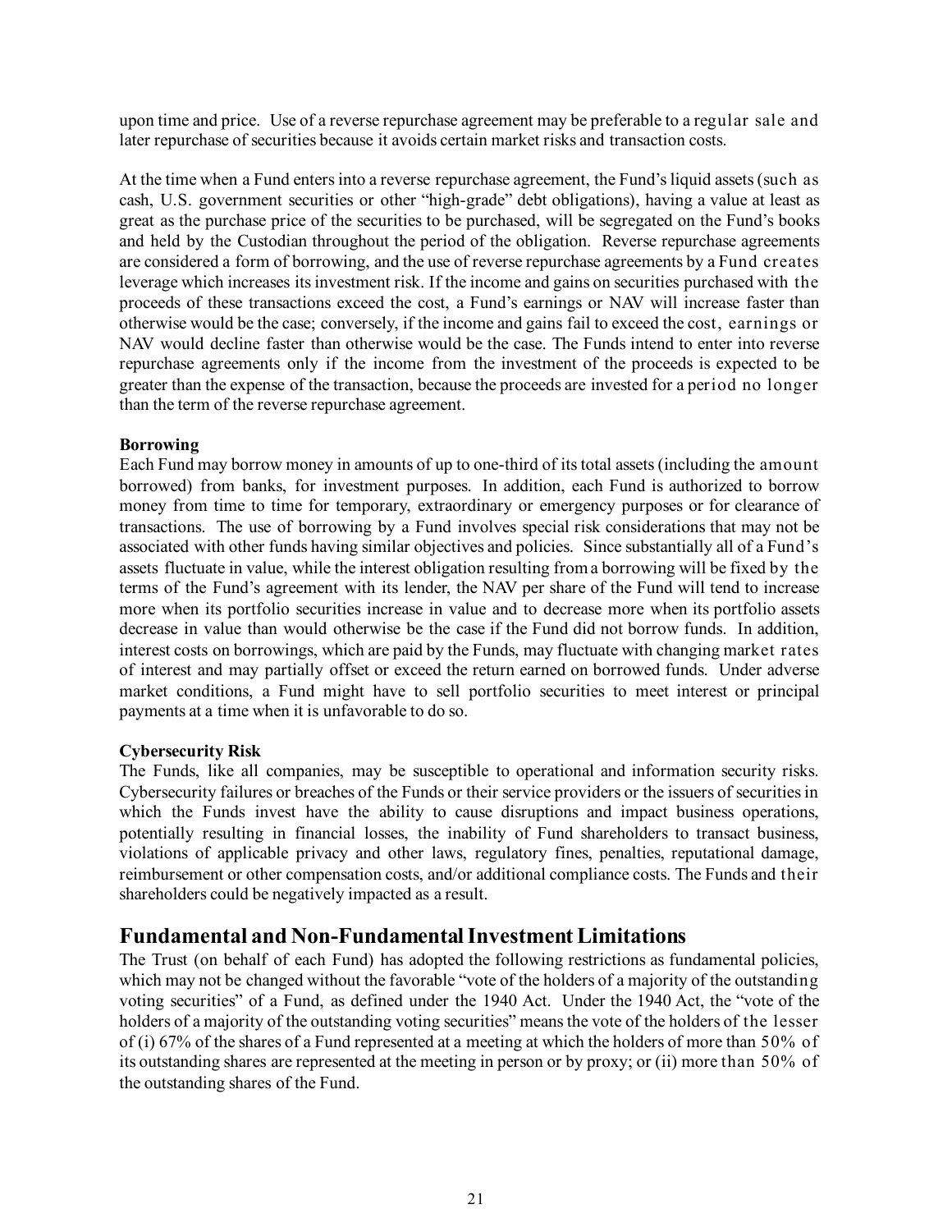upon time and price. Use of a reverse repurchase agreement may be preferable to a regular sale and later repurchase of securities because it avoids certain market risks and transaction costs.

At the time when a Fund enters into a reverse repurchase agreement, the Fund's liquid assets (such as cash, U.S. government securities or other "high-grade" debt obligations), having a value at least as great as the purchase price of the securities to be purchased, will be segregated on the Fund's books and held by the Custodian throughout the period of the obligation. Reverse repurchase agreements are considered a form of borrowing, and the use of reverse repurchase agreements by a Fund creates leverage which increases its investment risk. If the income and gains on securities purchased with the proceeds of these transactions exceed the cost, a Fund's earnings or NAV will increase faster than otherwise would be the case; conversely, if the income and gains fail to exceed the cost, earnings or NAV would decline faster than otherwise would be the case. The Funds intend to enter into reverse repurchase agreements only if the income from the investment of the proceeds is expected to be greater than the expense of the transaction, because the proceeds are invested for a period no longer than the term of the reverse repurchase agreement.

**Borrowing**
Each Fund may borrow money in amounts of up to one-third of its total assets (including the amount borrowed) from banks, for investment purposes. In addition, each Fund is authorized to borrow money from time to time for temporary, extraordinary or emergency purposes or for clearance of transactions. The use of borrowing by a Fund involves special risk considerations that may not be associated with other funds having similar objectives and policies. Since substantially all of a Fund's assets fluctuate in value, while the interest obligation resulting from a borrowing will be fixed by the terms of the Fund's agreement with its lender, the NAV per share of the Fund will tend to increase more when its portfolio securities increase in value and to decrease more when its portfolio assets decrease in value than would otherwise be the case if the Fund did not borrow funds. In addition, interest costs on borrowings, which are paid by the Funds, may fluctuate with changing market rates of interest and may partially offset or exceed the return earned on borrowed funds. Under adverse market conditions, a Fund might have to sell portfolio securities to meet interest or principal payments at a time when it is unfavorable to do so.

**Cybersecurity Risk**
The Funds, like all companies, may be susceptible to operational and information security risks. Cybersecurity failures or breaches of the Funds or their service providers or the issuers of securities in which the Funds invest have the ability to cause disruptions and impact business operations, potentially resulting in financial losses, the inability of Fund shareholders to transact business, violations of applicable privacy and other laws, regulatory fines, penalties, reputational damage, reimbursement or other compensation costs, and/or additional compliance costs. The Funds and their shareholders could be negatively impacted as a result.

## Fundamental and Non-Fundamental Investment Limitations

The Trust (on behalf of each Fund) has adopted the following restrictions as fundamental policies, which may not be changed without the favorable "vote of the holders of a majority of the outstanding voting securities" of a Fund, as defined under the 1940 Act. Under the 1940 Act, the "vote of the holders of a majority of the outstanding voting securities" means the vote of the holders of the lesser of (i) 67% of the shares of a Fund represented at a meeting at which the holders of more than 50% of its outstanding shares are represented at the meeting in person or by proxy; or (ii) more than 50% of the outstanding shares of the Fund.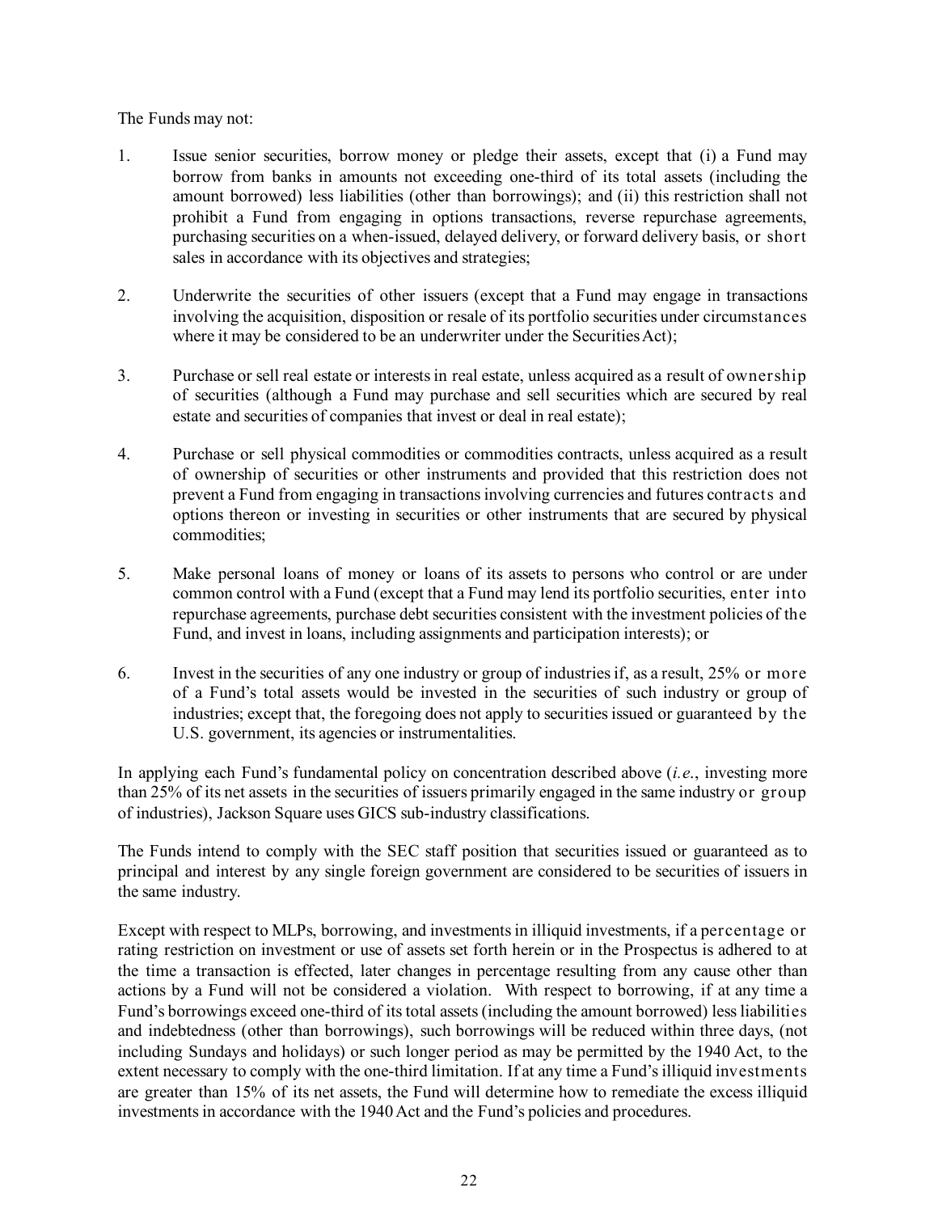The Funds may not:

1. Issue senior securities, borrow money or pledge their assets, except that (i) a Fund may borrow from banks in amounts not exceeding one-third of its total assets (including the amount borrowed) less liabilities (other than borrowings); and (ii) this restriction shall not prohibit a Fund from engaging in options transactions, reverse repurchase agreements, purchasing securities on a when-issued, delayed delivery, or forward delivery basis, or short sales in accordance with its objectives and strategies;

2. Underwrite the securities of other issuers (except that a Fund may engage in transactions involving the acquisition, disposition or resale of its portfolio securities under circumstances where it may be considered to be an underwriter under the Securities Act);

3. Purchase or sell real estate or interests in real estate, unless acquired as a result of ownership of securities (although a Fund may purchase and sell securities which are secured by real estate and securities of companies that invest or deal in real estate);

4. Purchase or sell physical commodities or commodities contracts, unless acquired as a result of ownership of securities or other instruments and provided that this restriction does not prevent a Fund from engaging in transactions involving currencies and futures contracts and options thereon or investing in securities or other instruments that are secured by physical commodities;

5. Make personal loans of money or loans of its assets to persons who control or are under common control with a Fund (except that a Fund may lend its portfolio securities, enter into repurchase agreements, purchase debt securities consistent with the investment policies of the Fund, and invest in loans, including assignments and participation interests); or

6. Invest in the securities of any one industry or group of industries if, as a result, 25% or more of a Fund's total assets would be invested in the securities of such industry or group of industries; except that, the foregoing does not apply to securities issued or guaranteed by the U.S. government, its agencies or instrumentalities.

In applying each Fund's fundamental policy on concentration described above (*i.e.*, investing more than 25% of its net assets in the securities of issuers primarily engaged in the same industry or group of industries), Jackson Square uses GICS sub-industry classifications.

The Funds intend to comply with the SEC staff position that securities issued or guaranteed as to principal and interest by any single foreign government are considered to be securities of issuers in the same industry.

Except with respect to MLPs, borrowing, and investments in illiquid investments, if a percentage or rating restriction on investment or use of assets set forth herein or in the Prospectus is adhered to at the time a transaction is effected, later changes in percentage resulting from any cause other than actions by a Fund will not be considered a violation. With respect to borrowing, if at any time a Fund's borrowings exceed one-third of its total assets (including the amount borrowed) less liabilities and indebtedness (other than borrowings), such borrowings will be reduced within three days, (not including Sundays and holidays) or such longer period as may be permitted by the 1940 Act, to the extent necessary to comply with the one-third limitation. If at any time a Fund's illiquid investments are greater than 15% of its net assets, the Fund will determine how to remediate the excess illiquid investments in accordance with the 1940 Act and the Fund's policies and procedures.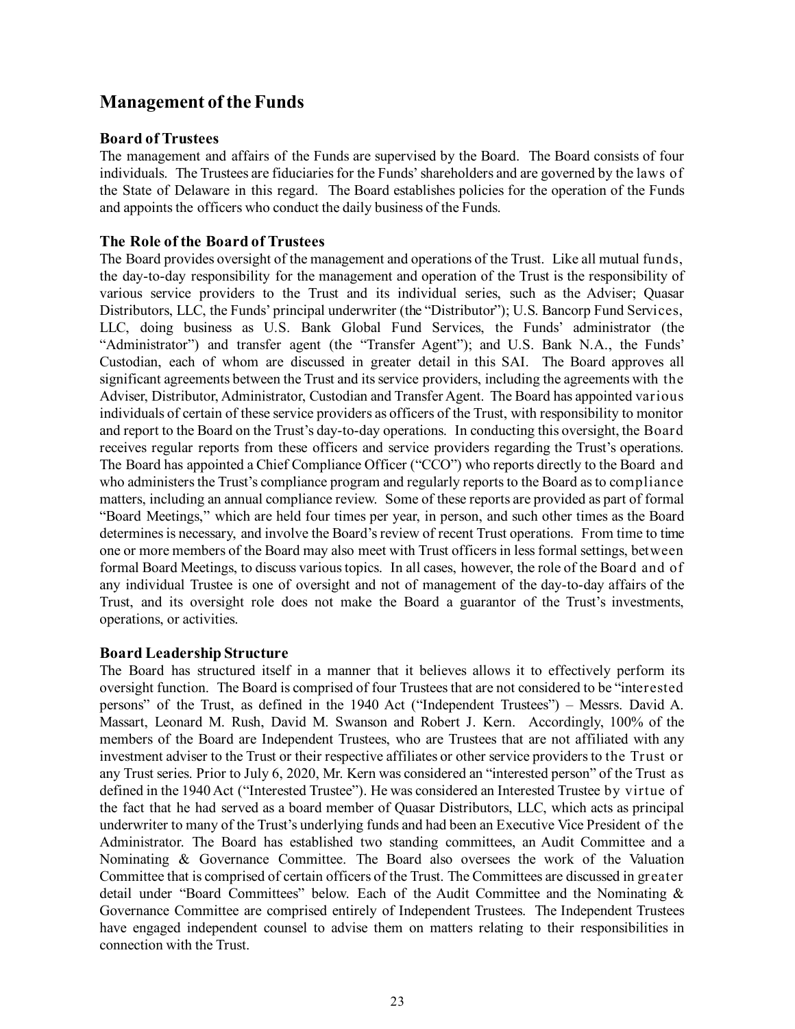## Management of the Funds

### Board of Trustees

The management and affairs of the Funds are supervised by the Board. The Board consists of four individuals. The Trustees are fiduciaries for the Funds' shareholders and are governed by the laws of the State of Delaware in this regard. The Board establishes policies for the operation of the Funds and appoints the officers who conduct the daily business of the Funds.

### The Role of the Board of Trustees

The Board provides oversight of the management and operations of the Trust. Like all mutual funds, the day-to-day responsibility for the management and operation of the Trust is the responsibility of various service providers to the Trust and its individual series, such as the Adviser; Quasar Distributors, LLC, the Funds' principal underwriter (the "Distributor"); U.S. Bancorp Fund Services, LLC, doing business as U.S. Bank Global Fund Services, the Funds' administrator (the "Administrator") and transfer agent (the "Transfer Agent"); and U.S. Bank N.A., the Funds' Custodian, each of whom are discussed in greater detail in this SAI. The Board approves all significant agreements between the Trust and its service providers, including the agreements with the Adviser, Distributor, Administrator, Custodian and Transfer Agent. The Board has appointed various individuals of certain of these service providers as officers of the Trust, with responsibility to monitor and report to the Board on the Trust's day-to-day operations. In conducting this oversight, the Board receives regular reports from these officers and service providers regarding the Trust's operations. The Board has appointed a Chief Compliance Officer ("CCO") who reports directly to the Board and who administers the Trust's compliance program and regularly reports to the Board as to compliance matters, including an annual compliance review. Some of these reports are provided as part of formal "Board Meetings," which are held four times per year, in person, and such other times as the Board determines is necessary, and involve the Board's review of recent Trust operations. From time to time one or more members of the Board may also meet with Trust officers in less formal settings, between formal Board Meetings, to discuss various topics. In all cases, however, the role of the Board and of any individual Trustee is one of oversight and not of management of the day-to-day affairs of the Trust, and its oversight role does not make the Board a guarantor of the Trust's investments, operations, or activities.

### Board Leadership Structure

The Board has structured itself in a manner that it believes allows it to effectively perform its oversight function. The Board is comprised of four Trustees that are not considered to be "interested persons" of the Trust, as defined in the 1940 Act ("Independent Trustees") – Messrs. David A. Massart, Leonard M. Rush, David M. Swanson and Robert J. Kern. Accordingly, 100% of the members of the Board are Independent Trustees, who are Trustees that are not affiliated with any investment adviser to the Trust or their respective affiliates or other service providers to the Trust or any Trust series. Prior to July 6, 2020, Mr. Kern was considered an "interested person" of the Trust as defined in the 1940 Act ("Interested Trustee"). He was considered an Interested Trustee by virtue of the fact that he had served as a board member of Quasar Distributors, LLC, which acts as principal underwriter to many of the Trust's underlying funds and had been an Executive Vice President of the Administrator. The Board has established two standing committees, an Audit Committee and a Nominating & Governance Committee. The Board also oversees the work of the Valuation Committee that is comprised of certain officers of the Trust. The Committees are discussed in greater detail under "Board Committees" below. Each of the Audit Committee and the Nominating & Governance Committee are comprised entirely of Independent Trustees. The Independent Trustees have engaged independent counsel to advise them on matters relating to their responsibilities in connection with the Trust.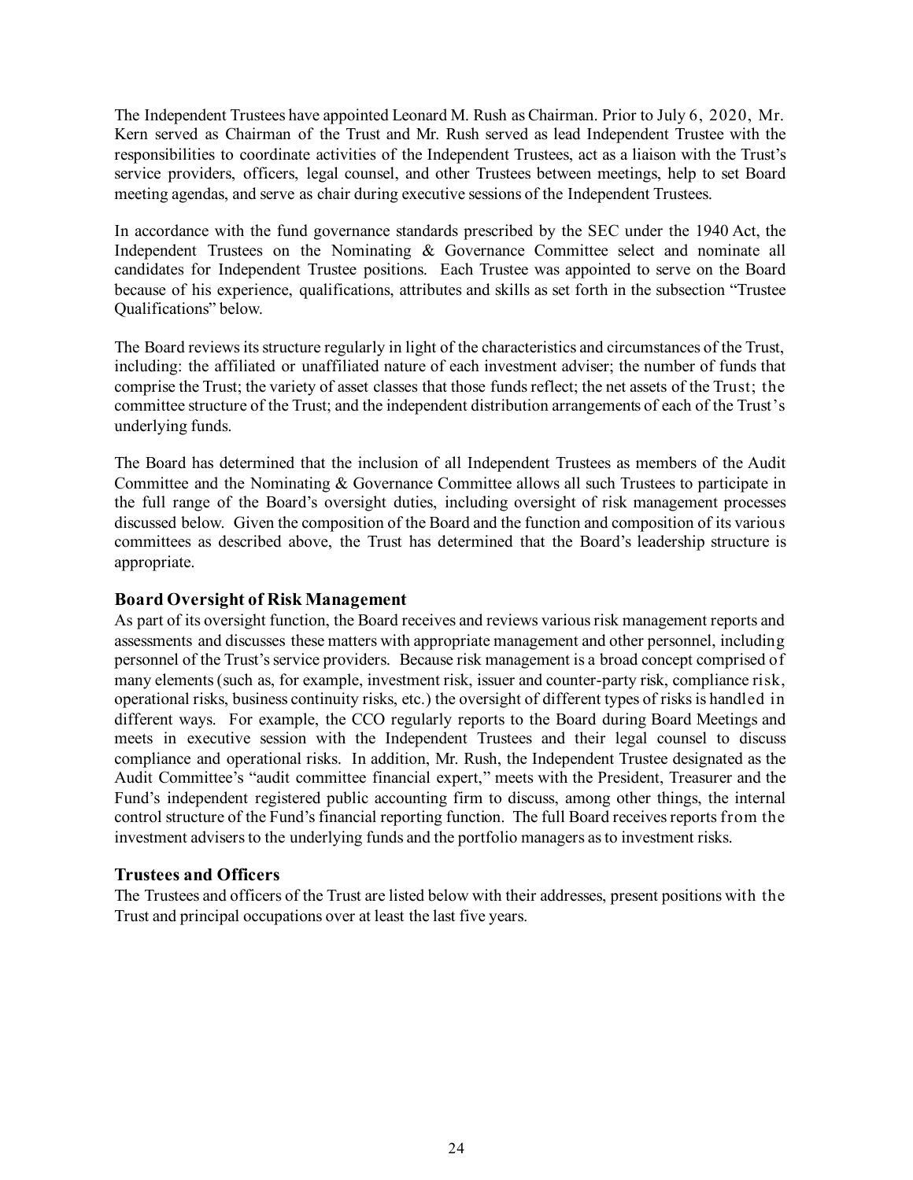The Independent Trustees have appointed Leonard M. Rush as Chairman. Prior to July 6, 2020, Mr. Kern served as Chairman of the Trust and Mr. Rush served as lead Independent Trustee with the responsibilities to coordinate activities of the Independent Trustees, act as a liaison with the Trust's service providers, officers, legal counsel, and other Trustees between meetings, help to set Board meeting agendas, and serve as chair during executive sessions of the Independent Trustees.

In accordance with the fund governance standards prescribed by the SEC under the 1940 Act, the Independent Trustees on the Nominating & Governance Committee select and nominate all candidates for Independent Trustee positions. Each Trustee was appointed to serve on the Board because of his experience, qualifications, attributes and skills as set forth in the subsection "Trustee Qualifications" below.

The Board reviews its structure regularly in light of the characteristics and circumstances of the Trust, including: the affiliated or unaffiliated nature of each investment adviser; the number of funds that comprise the Trust; the variety of asset classes that those funds reflect; the net assets of the Trust; the committee structure of the Trust; and the independent distribution arrangements of each of the Trust's underlying funds.

The Board has determined that the inclusion of all Independent Trustees as members of the Audit Committee and the Nominating & Governance Committee allows all such Trustees to participate in the full range of the Board's oversight duties, including oversight of risk management processes discussed below. Given the composition of the Board and the function and composition of its various committees as described above, the Trust has determined that the Board's leadership structure is appropriate.

## Board Oversight of Risk Management

As part of its oversight function, the Board receives and reviews various risk management reports and assessments and discusses these matters with appropriate management and other personnel, including personnel of the Trust's service providers. Because risk management is a broad concept comprised of many elements (such as, for example, investment risk, issuer and counter-party risk, compliance risk, operational risks, business continuity risks, etc.) the oversight of different types of risks is handled in different ways. For example, the CCO regularly reports to the Board during Board Meetings and meets in executive session with the Independent Trustees and their legal counsel to discuss compliance and operational risks. In addition, Mr. Rush, the Independent Trustee designated as the Audit Committee's "audit committee financial expert," meets with the President, Treasurer and the Fund's independent registered public accounting firm to discuss, among other things, the internal control structure of the Fund's financial reporting function. The full Board receives reports from the investment advisers to the underlying funds and the portfolio managers as to investment risks.

## Trustees and Officers

The Trustees and officers of the Trust are listed below with their addresses, present positions with the Trust and principal occupations over at least the last five years.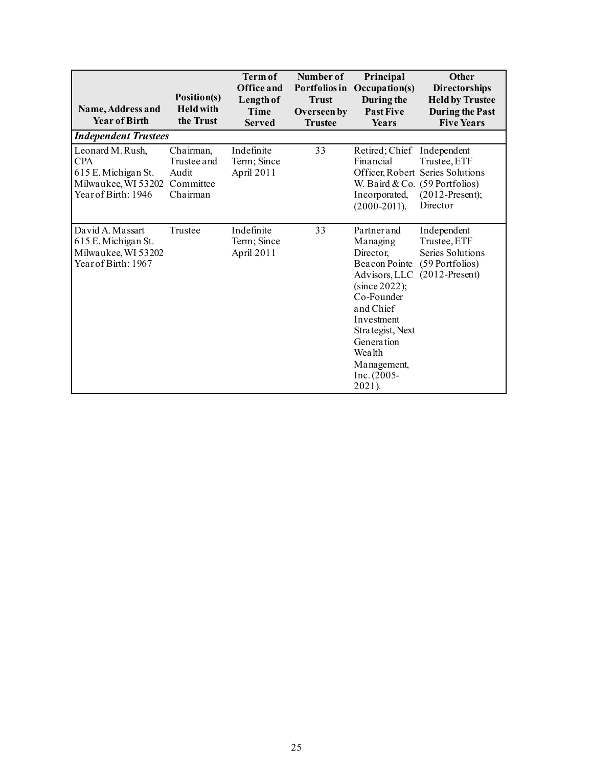| Name, Address and Year of Birth | Position(s) Held with the Trust | Term of Office and Length of Time Served | Number of Portfolios in Trust Overseen by Trustee | Principal Occupation(s) During the Past Five Years | Other Directorships Held by Trustee During the Past Five Years |
|---|---|---|---|---|---|
| ***Independent Trustees*** | | | | | |
| Leonard M. Rush, CPA 615 E. Michigan St. Milwaukee, WI 53202 Year of Birth: 1946 | Chairman, Trustee and Audit Committee Chairman | Indefinite Term; Since April 2011 | 33 | Retired; Chief Financial Officer, Robert W. Baird & Co. Incorporated, (2000-2011). | Independent Trustee, ETF Series Solutions (59 Portfolios) (2012-Present); Director |
| David A. Massart 615 E. Michigan St. Milwaukee, WI 53202 Year of Birth: 1967 | Trustee | Indefinite Term; Since April 2011 | 33 | Partner and Managing Director, Beacon Pointe Advisors, LLC (since 2022); Co-Founder and Chief Investment Strategist, Next Generation Wealth Management, Inc. (2005-2021). | Independent Trustee, ETF Series Solutions (59 Portfolios) (2012-Present) |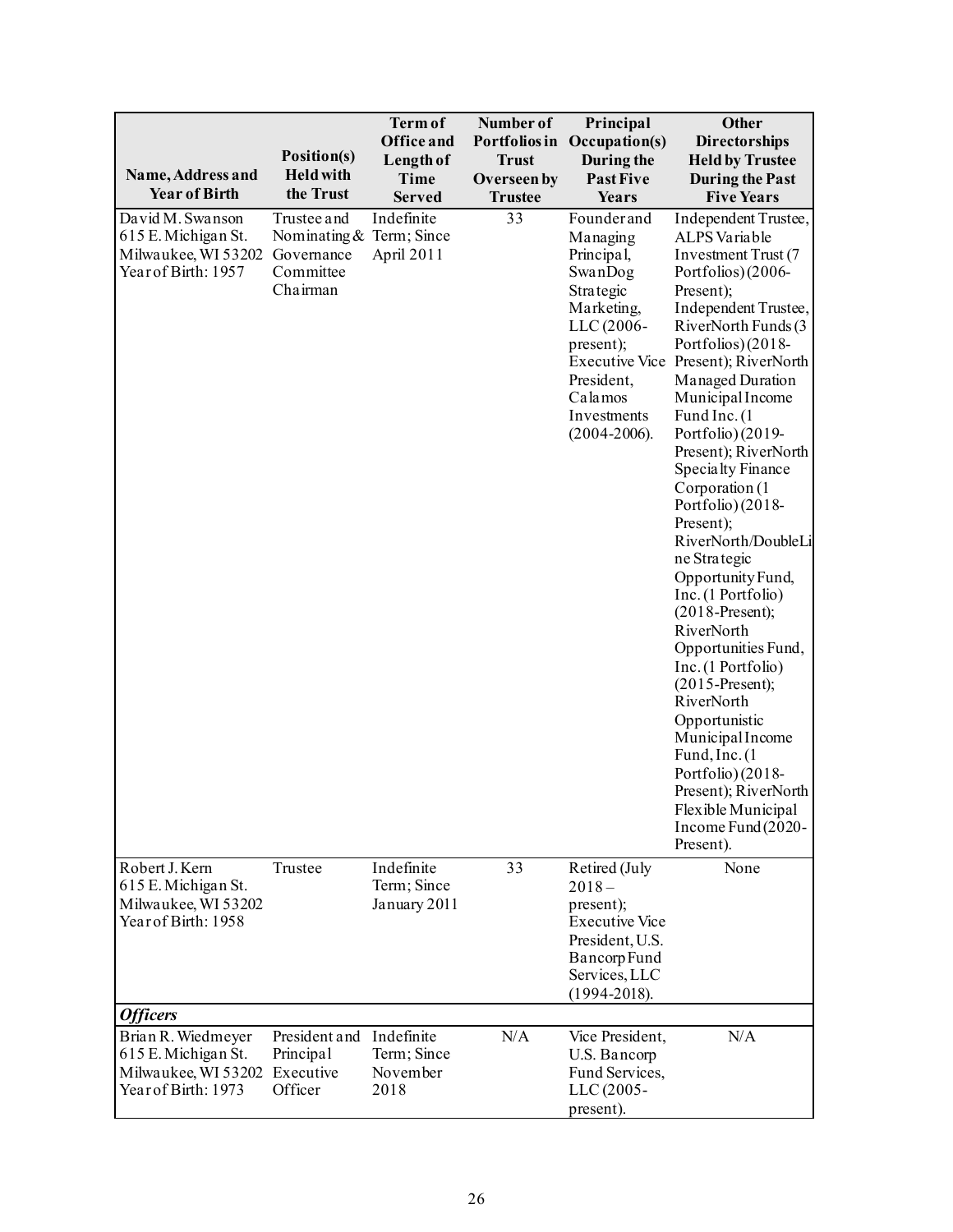| Name, Address and Year of Birth | Position(s) Held with the Trust | Term of Office and Length of Time Served | Number of Portfolios in Trust Overseen by Trustee | Principal Occupation(s) During the Past Five Years | Other Directorships Held by Trustee During the Past Five Years |
|---|---|---|---|---|---|
| David M. Swanson<br>615 E. Michigan St.<br>Milwaukee, WI 53202<br>Year of Birth: 1957 | Trustee and Nominating & Governance Committee Chairman | Indefinite Term; Since April 2011 | 33 | Founder and Managing Principal, SwanDog Strategic Marketing, LLC (2006-present); Executive Vice President, Calamos Investments (2004-2006). | Independent Trustee, ALPS Variable Investment Trust (7 Portfolios) (2006-Present); Independent Trustee, RiverNorth Funds (3 Portfolios) (2018-Present); RiverNorth Managed Duration Municipal Income Fund Inc. (1 Portfolio) (2019-Present); RiverNorth Specialty Finance Corporation (1 Portfolio) (2018-Present); RiverNorth/DoubleLine Strategic Opportunity Fund, Inc. (1 Portfolio) (2018-Present); RiverNorth Opportunities Fund, Inc. (1 Portfolio) (2015-Present); RiverNorth Opportunistic Municipal Income Fund, Inc. (1 Portfolio) (2018-Present); RiverNorth Flexible Municipal Income Fund (2020-Present). |
| Robert J. Kern<br>615 E. Michigan St.<br>Milwaukee, WI 53202<br>Year of Birth: 1958 | Trustee | Indefinite Term; Since January 2011 | 33 | Retired (July 2018 – present); Executive Vice President, U.S. Bancorp Fund Services, LLC (1994-2018). | None |
| ***Officers*** | | | | | |
| Brian R. Wiedmeyer<br>615 E. Michigan St.<br>Milwaukee, WI 53202<br>Year of Birth: 1973 | President and Principal Executive Officer | Indefinite Term; Since November 2018 | N/A | Vice President, U.S. Bancorp Fund Services, LLC (2005-present). | N/A |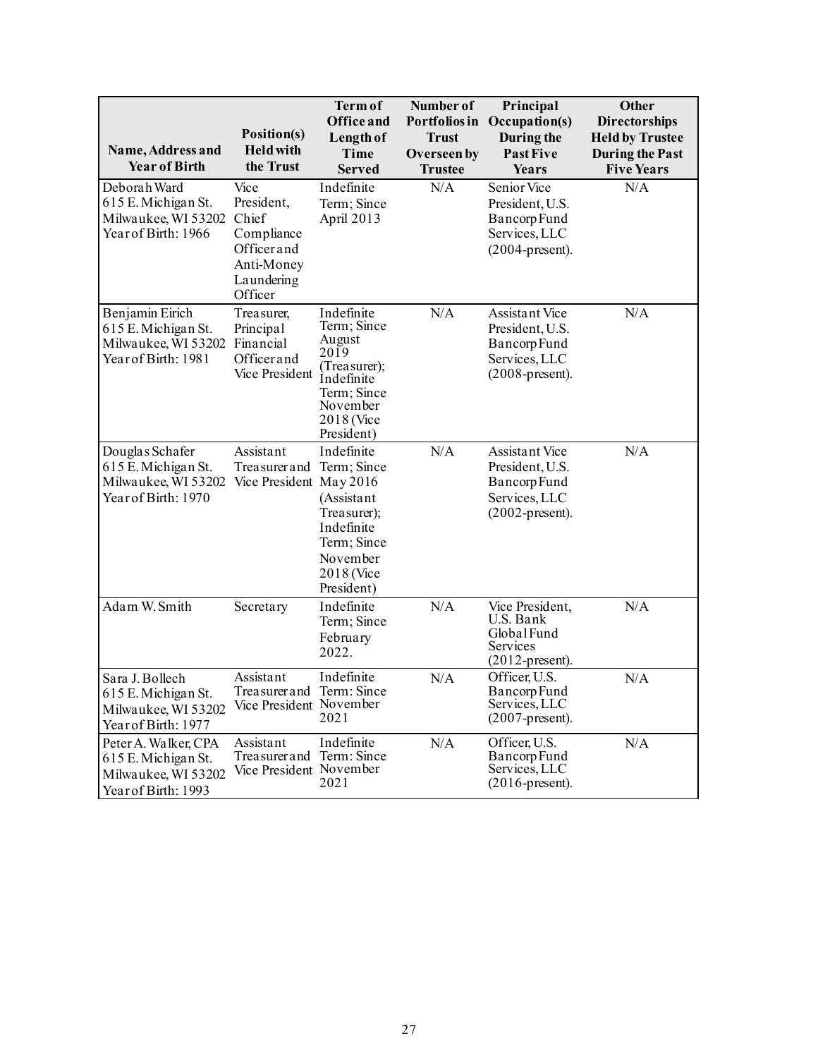| Name, Address and Year of Birth | Position(s) Held with the Trust | Term of Office and Length of Time Served | Number of Portfolios in Trust Overseen by Trustee | Principal Occupation(s) During the Past Five Years | Other Directorships Held by Trustee During the Past Five Years |
|---|---|---|---|---|---|
| Deborah Ward<br>615 E. Michigan St.<br>Milwaukee, WI 53202<br>Year of Birth: 1966 | Vice President, Chief Compliance Officer and Anti-Money Laundering Officer | Indefinite Term; Since April 2013 | N/A | Senior Vice President, U.S. Bancorp Fund Services, LLC (2004-present). | N/A |
| Benjamin Eirich<br>615 E. Michigan St.<br>Milwaukee, WI 53202<br>Year of Birth: 1981 | Treasurer, Principal Financial Officer and Vice President | Indefinite Term; Since August 2019 (Treasurer); Indefinite Term; Since November 2018 (Vice President) | N/A | Assistant Vice President, U.S. Bancorp Fund Services, LLC (2008-present). | N/A |
| Douglas Schafer<br>615 E. Michigan St.<br>Milwaukee, WI 53202<br>Year of Birth: 1970 | Assistant Treasurer and Vice President | Indefinite Term; Since May 2016 (Assistant Treasurer); Indefinite Term; Since November 2018 (Vice President) | N/A | Assistant Vice President, U.S. Bancorp Fund Services, LLC (2002-present). | N/A |
| Adam W. Smith | Secretary | Indefinite Term; Since February 2022. | N/A | Vice President, U.S. Bank Global Fund Services (2012-present). | N/A |
| Sara J. Bollech<br>615 E. Michigan St.<br>Milwaukee, WI 53202<br>Year of Birth: 1977 | Assistant Treasurer and Vice President | Indefinite Term: Since November 2021 | N/A | Officer, U.S. Bancorp Fund Services, LLC (2007-present). | N/A |
| Peter A. Walker, CPA<br>615 E. Michigan St.<br>Milwaukee, WI 53202<br>Year of Birth: 1993 | Assistant Treasurer and Vice President | Indefinite Term: Since November 2021 | N/A | Officer, U.S. Bancorp Fund Services, LLC (2016-present). | N/A |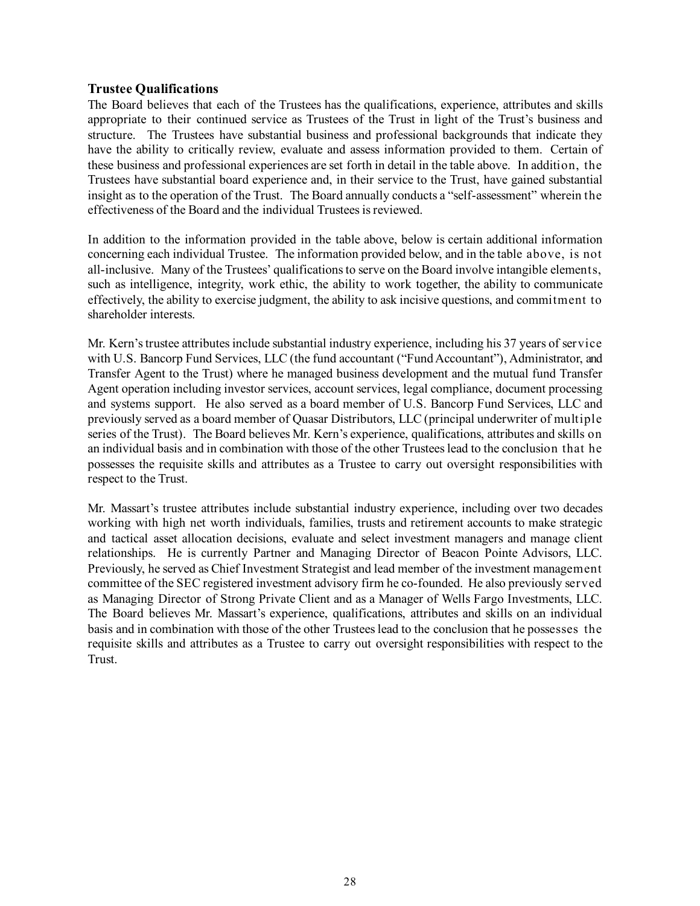### Trustee Qualifications

The Board believes that each of the Trustees has the qualifications, experience, attributes and skills appropriate to their continued service as Trustees of the Trust in light of the Trust's business and structure. The Trustees have substantial business and professional backgrounds that indicate they have the ability to critically review, evaluate and assess information provided to them. Certain of these business and professional experiences are set forth in detail in the table above. In addition, the Trustees have substantial board experience and, in their service to the Trust, have gained substantial insight as to the operation of the Trust. The Board annually conducts a "self-assessment" wherein the effectiveness of the Board and the individual Trustees is reviewed.

In addition to the information provided in the table above, below is certain additional information concerning each individual Trustee. The information provided below, and in the table above, is not all-inclusive. Many of the Trustees' qualifications to serve on the Board involve intangible elements, such as intelligence, integrity, work ethic, the ability to work together, the ability to communicate effectively, the ability to exercise judgment, the ability to ask incisive questions, and commitment to shareholder interests.

Mr. Kern's trustee attributes include substantial industry experience, including his 37 years of service with U.S. Bancorp Fund Services, LLC (the fund accountant ("Fund Accountant"), Administrator, and Transfer Agent to the Trust) where he managed business development and the mutual fund Transfer Agent operation including investor services, account services, legal compliance, document processing and systems support. He also served as a board member of U.S. Bancorp Fund Services, LLC and previously served as a board member of Quasar Distributors, LLC (principal underwriter of multiple series of the Trust). The Board believes Mr. Kern's experience, qualifications, attributes and skills on an individual basis and in combination with those of the other Trustees lead to the conclusion that he possesses the requisite skills and attributes as a Trustee to carry out oversight responsibilities with respect to the Trust.

Mr. Massart's trustee attributes include substantial industry experience, including over two decades working with high net worth individuals, families, trusts and retirement accounts to make strategic and tactical asset allocation decisions, evaluate and select investment managers and manage client relationships. He is currently Partner and Managing Director of Beacon Pointe Advisors, LLC. Previously, he served as Chief Investment Strategist and lead member of the investment management committee of the SEC registered investment advisory firm he co-founded. He also previously served as Managing Director of Strong Private Client and as a Manager of Wells Fargo Investments, LLC. The Board believes Mr. Massart's experience, qualifications, attributes and skills on an individual basis and in combination with those of the other Trustees lead to the conclusion that he possesses the requisite skills and attributes as a Trustee to carry out oversight responsibilities with respect to the Trust.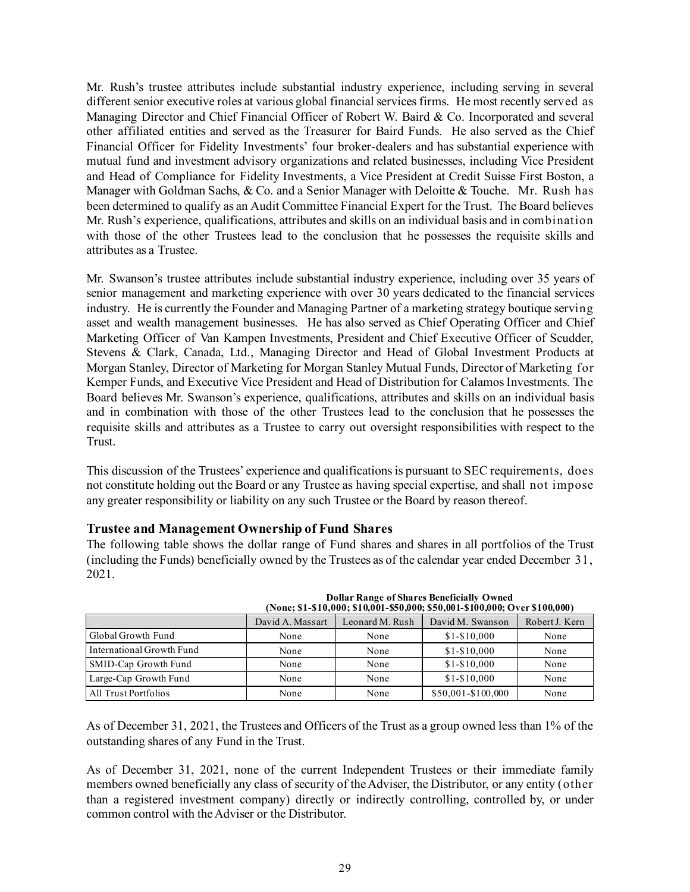Mr. Rush's trustee attributes include substantial industry experience, including serving in several different senior executive roles at various global financial services firms. He most recently served as Managing Director and Chief Financial Officer of Robert W. Baird & Co. Incorporated and several other affiliated entities and served as the Treasurer for Baird Funds. He also served as the Chief Financial Officer for Fidelity Investments' four broker-dealers and has substantial experience with mutual fund and investment advisory organizations and related businesses, including Vice President and Head of Compliance for Fidelity Investments, a Vice President at Credit Suisse First Boston, a Manager with Goldman Sachs, & Co. and a Senior Manager with Deloitte & Touche. Mr. Rush has been determined to qualify as an Audit Committee Financial Expert for the Trust. The Board believes Mr. Rush's experience, qualifications, attributes and skills on an individual basis and in combination with those of the other Trustees lead to the conclusion that he possesses the requisite skills and attributes as a Trustee.

Mr. Swanson's trustee attributes include substantial industry experience, including over 35 years of senior management and marketing experience with over 30 years dedicated to the financial services industry. He is currently the Founder and Managing Partner of a marketing strategy boutique serving asset and wealth management businesses. He has also served as Chief Operating Officer and Chief Marketing Officer of Van Kampen Investments, President and Chief Executive Officer of Scudder, Stevens & Clark, Canada, Ltd., Managing Director and Head of Global Investment Products at Morgan Stanley, Director of Marketing for Morgan Stanley Mutual Funds, Director of Marketing for Kemper Funds, and Executive Vice President and Head of Distribution for Calamos Investments. The Board believes Mr. Swanson's experience, qualifications, attributes and skills on an individual basis and in combination with those of the other Trustees lead to the conclusion that he possesses the requisite skills and attributes as a Trustee to carry out oversight responsibilities with respect to the Trust.

This discussion of the Trustees' experience and qualifications is pursuant to SEC requirements, does not constitute holding out the Board or any Trustee as having special expertise, and shall not impose any greater responsibility or liability on any such Trustee or the Board by reason thereof.

### Trustee and Management Ownership of Fund Shares

The following table shows the dollar range of Fund shares and shares in all portfolios of the Trust (including the Funds) beneficially owned by the Trustees as of the calendar year ended December 31, 2021.

| | Dollar Range of Shares Beneficially Owned (None; $1-$10,000; $10,001-$50,000; $50,001-$100,000; Over $100,000) | | | |
|---|---|---|---|---|
| | David A. Massart | Leonard M. Rush | David M. Swanson | Robert J. Kern |
| Global Growth Fund | None | None | $1-$10,000 | None |
| International Growth Fund | None | None | $1-$10,000 | None |
| SMID-Cap Growth Fund | None | None | $1-$10,000 | None |
| Large-Cap Growth Fund | None | None | $1-$10,000 | None |
| All Trust Portfolios | None | None | $50,001-$100,000 | None |

As of December 31, 2021, the Trustees and Officers of the Trust as a group owned less than 1% of the outstanding shares of any Fund in the Trust.

As of December 31, 2021, none of the current Independent Trustees or their immediate family members owned beneficially any class of security of the Adviser, the Distributor, or any entity (other than a registered investment company) directly or indirectly controlling, controlled by, or under common control with the Adviser or the Distributor.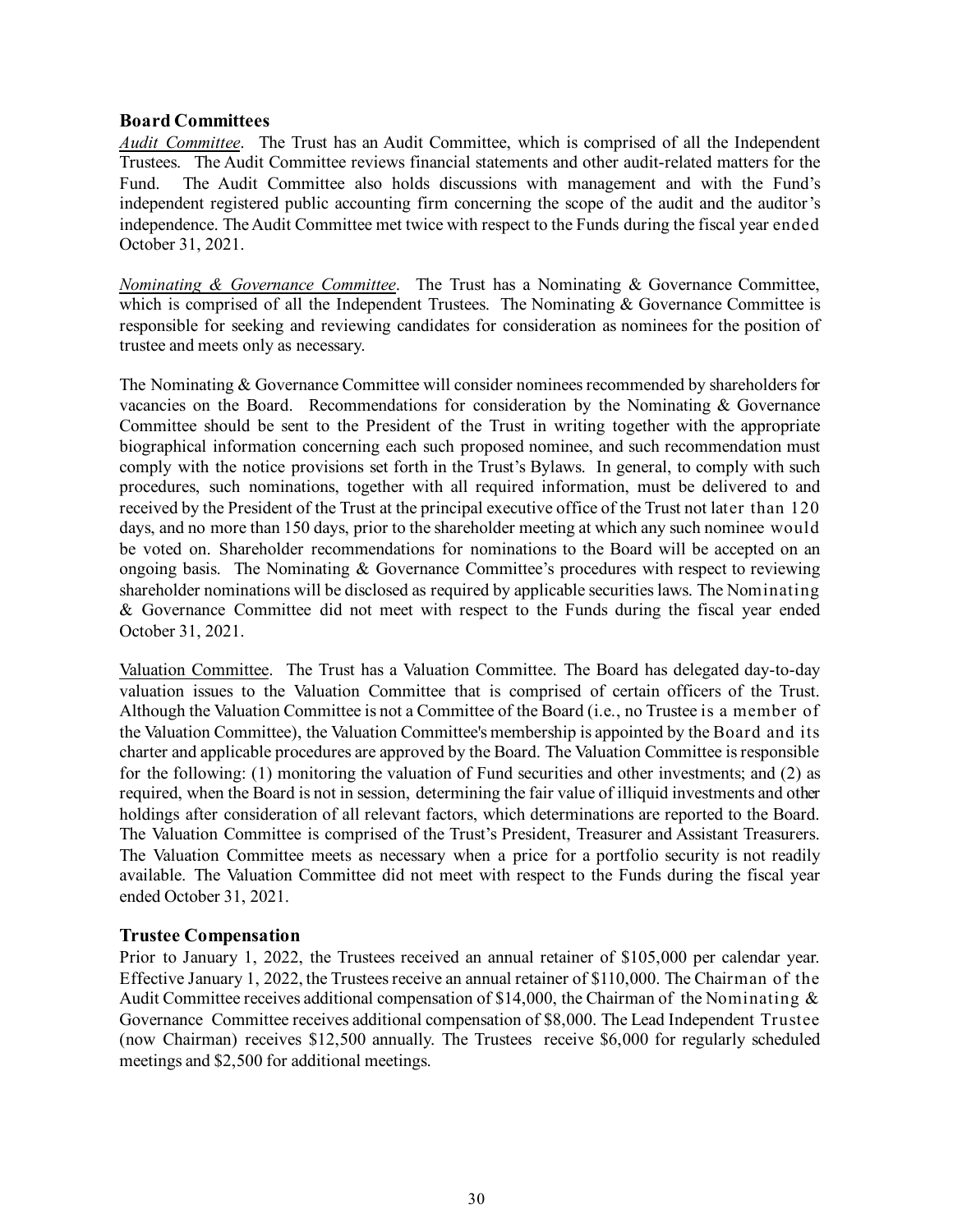## Board Committees

*Audit Committee*. The Trust has an Audit Committee, which is comprised of all the Independent Trustees. The Audit Committee reviews financial statements and other audit-related matters for the Fund. The Audit Committee also holds discussions with management and with the Fund's independent registered public accounting firm concerning the scope of the audit and the auditor's independence. The Audit Committee met twice with respect to the Funds during the fiscal year ended October 31, 2021.

*Nominating & Governance Committee*. The Trust has a Nominating & Governance Committee, which is comprised of all the Independent Trustees. The Nominating & Governance Committee is responsible for seeking and reviewing candidates for consideration as nominees for the position of trustee and meets only as necessary.

The Nominating & Governance Committee will consider nominees recommended by shareholders for vacancies on the Board. Recommendations for consideration by the Nominating & Governance Committee should be sent to the President of the Trust in writing together with the appropriate biographical information concerning each such proposed nominee, and such recommendation must comply with the notice provisions set forth in the Trust's Bylaws. In general, to comply with such procedures, such nominations, together with all required information, must be delivered to and received by the President of the Trust at the principal executive office of the Trust not later than 120 days, and no more than 150 days, prior to the shareholder meeting at which any such nominee would be voted on. Shareholder recommendations for nominations to the Board will be accepted on an ongoing basis. The Nominating & Governance Committee's procedures with respect to reviewing shareholder nominations will be disclosed as required by applicable securities laws. The Nominating & Governance Committee did not meet with respect to the Funds during the fiscal year ended October 31, 2021.

Valuation Committee. The Trust has a Valuation Committee. The Board has delegated day-to-day valuation issues to the Valuation Committee that is comprised of certain officers of the Trust. Although the Valuation Committee is not a Committee of the Board (i.e., no Trustee is a member of the Valuation Committee), the Valuation Committee's membership is appointed by the Board and its charter and applicable procedures are approved by the Board. The Valuation Committee is responsible for the following: (1) monitoring the valuation of Fund securities and other investments; and (2) as required, when the Board is not in session, determining the fair value of illiquid investments and other holdings after consideration of all relevant factors, which determinations are reported to the Board. The Valuation Committee is comprised of the Trust's President, Treasurer and Assistant Treasurers. The Valuation Committee meets as necessary when a price for a portfolio security is not readily available. The Valuation Committee did not meet with respect to the Funds during the fiscal year ended October 31, 2021.

## Trustee Compensation

Prior to January 1, 2022, the Trustees received an annual retainer of $105,000 per calendar year. Effective January 1, 2022, the Trustees receive an annual retainer of $110,000. The Chairman of the Audit Committee receives additional compensation of $14,000, the Chairman of the Nominating & Governance Committee receives additional compensation of $8,000. The Lead Independent Trustee (now Chairman) receives $12,500 annually. The Trustees receive $6,000 for regularly scheduled meetings and $2,500 for additional meetings.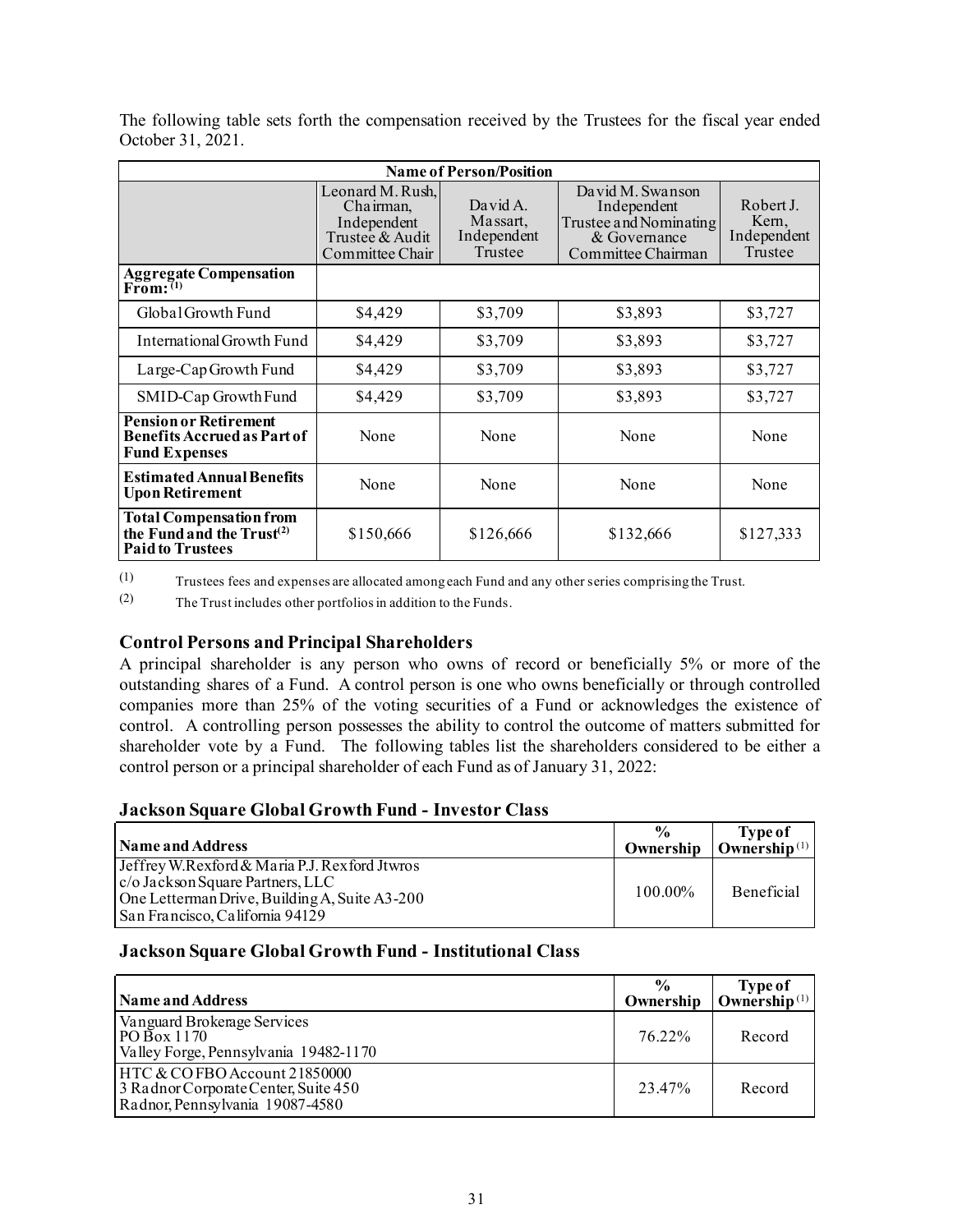The following table sets forth the compensation received by the Trustees for the fiscal year ended October 31, 2021.

| Name of Person/Position | | | | |
|---|---|---|---|---|
| | Leonard M. Rush, Chairman, Independent Trustee & Audit Committee Chair | David A. Massart, Independent Trustee | David M. Swanson Independent Trustee and Nominating & Governance Committee Chairman | Robert J. Kern, Independent Trustee |
| **Aggregate Compensation From:**[(1)] | | | | |
| Global Growth Fund | \$4,429 | \$3,709 | \$3,893 | \$3,727 |
| International Growth Fund | \$4,429 | \$3,709 | \$3,893 | \$3,727 |
| Large-Cap Growth Fund | \$4,429 | \$3,709 | \$3,893 | \$3,727 |
| SMID-Cap Growth Fund | \$4,429 | \$3,709 | \$3,893 | \$3,727 |
| **Pension or Retirement Benefits Accrued as Part of Fund Expenses** | None | None | None | None |
| **Estimated Annual Benefits Upon Retirement** | None | None | None | None |
| **Total Compensation from the Fund and the Trust**[(2)] **Paid to Trustees** | \$150,666 | \$126,666 | \$132,666 | \$127,333 |

(1) Trustees fees and expenses are allocated among each Fund and any other series comprising the Trust.

(2) The Trust includes other portfolios in addition to the Funds.

## Control Persons and Principal Shareholders

A principal shareholder is any person who owns of record or beneficially 5% or more of the outstanding shares of a Fund. A control person is one who owns beneficially or through controlled companies more than 25% of the voting securities of a Fund or acknowledges the existence of control. A controlling person possesses the ability to control the outcome of matters submitted for shareholder vote by a Fund. The following tables list the shareholders considered to be either a control person or a principal shareholder of each Fund as of January 31, 2022:

### Jackson Square Global Growth Fund - Investor Class

| Name and Address | % Ownership | Type of Ownership[(1)] |
|---|---|---|
| Jeffrey W.Rexford & Maria P.J. Rexford Jtwros<br>c/o Jackson Square Partners, LLC<br>One Letterman Drive, Building A, Suite A3-200<br>San Francisco, California 94129 | 100.00% | Beneficial |

### Jackson Square Global Growth Fund - Institutional Class

| Name and Address | % Ownership | Type of Ownership[(1)] |
|---|---|---|
| Vanguard Brokerage Services<br>PO Box 1170<br>Valley Forge, Pennsylvania 19482-1170 | 76.22% | Record |
| HTC & CO FBO Account 21850000<br>3 Radnor Corporate Center, Suite 450<br>Radnor, Pennsylvania 19087-4580 | 23.47% | Record |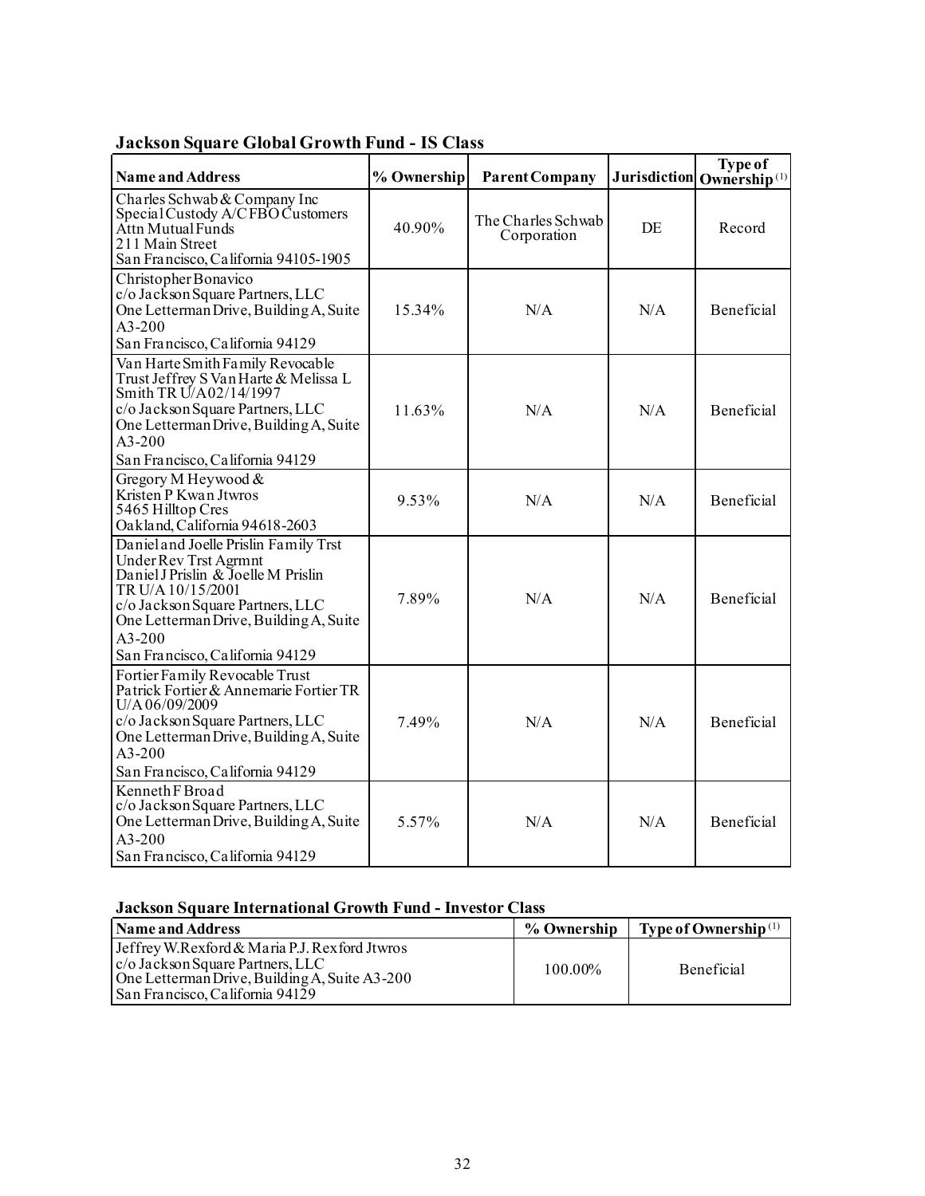**Jackson Square Global Growth Fund - IS Class**

| Name and Address | % Ownership | Parent Company | Jurisdiction | Type of Ownership[(1)] |
|---|---|---|---|---|
| Charles Schwab & Company Inc<br>Special Custody A/C FBO Customers<br>Attn Mutual Funds<br>211 Main Street<br>San Francisco, California 94105-1905 | 40.90% | The Charles Schwab Corporation | DE | Record |
| Christopher Bonavico<br>c/o Jackson Square Partners, LLC<br>One Letterman Drive, Building A, Suite A3-200<br>San Francisco, California 94129 | 15.34% | N/A | N/A | Beneficial |
| Van Harte Smith Family Revocable Trust Jeffrey S Van Harte & Melissa L Smith TR U/A 02/14/1997<br>c/o Jackson Square Partners, LLC<br>One Letterman Drive, Building A, Suite A3-200<br>San Francisco, California 94129 | 11.63% | N/A | N/A | Beneficial |
| Gregory M Heywood &<br>Kristen P Kwan Jtwros<br>5465 Hilltop Cres<br>Oakland, California 94618-2603 | 9.53% | N/A | N/A | Beneficial |
| Daniel and Joelle Prislin Family Trst Under Rev Trst Agrmnt<br>Daniel J Prislin & Joelle M Prislin<br>TR U/A 10/15/2001<br>c/o Jackson Square Partners, LLC<br>One Letterman Drive, Building A, Suite A3-200<br>San Francisco, California 94129 | 7.89% | N/A | N/A | Beneficial |
| Fortier Family Revocable Trust<br>Patrick Fortier & Annemarie Fortier TR U/A 06/09/2009<br>c/o Jackson Square Partners, LLC<br>One Letterman Drive, Building A, Suite A3-200<br>San Francisco, California 94129 | 7.49% | N/A | N/A | Beneficial |
| Kenneth F Broad<br>c/o Jackson Square Partners, LLC<br>One Letterman Drive, Building A, Suite A3-200<br>San Francisco, California 94129 | 5.57% | N/A | N/A | Beneficial |

**Jackson Square International Growth Fund - Investor Class**

| Name and Address | % Ownership | Type of Ownership[(1)] |
|---|---|---|
| Jeffrey W. Rexford & Maria P.J. Rexford Jtwros<br>c/o Jackson Square Partners, LLC<br>One Letterman Drive, Building A, Suite A3-200<br>San Francisco, California 94129 | 100.00% | Beneficial |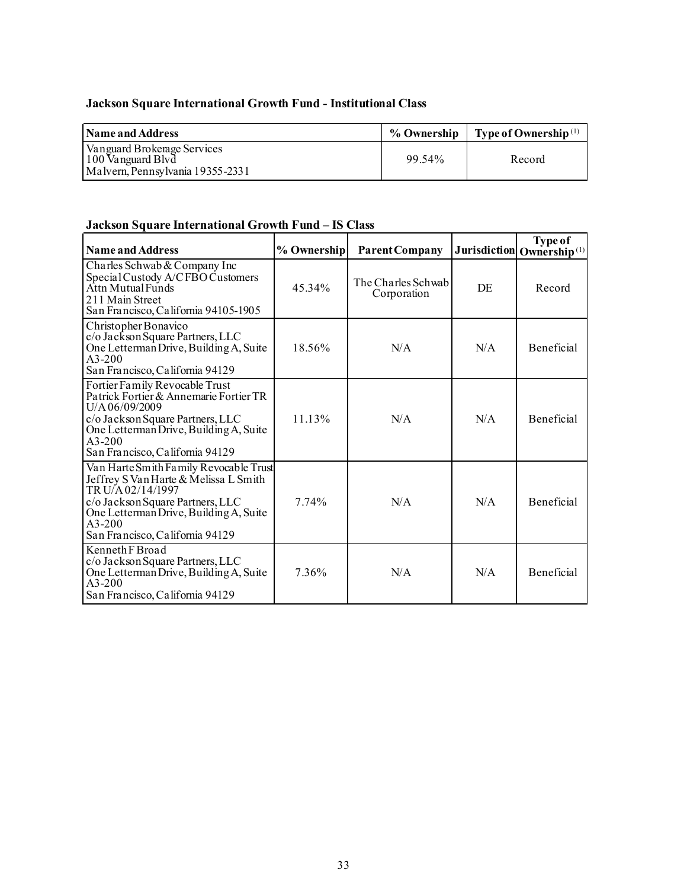**Jackson Square International Growth Fund - Institutional Class**

| Name and Address | % Ownership | Type of Ownership [(1)] |
|---|---|---|
| Vanguard Brokerage Services<br>100 Vanguard Blvd<br>Malvern, Pennsylvania 19355-2331 | 99.54% | Record |

**Jackson Square International Growth Fund – IS Class**

| Name and Address | % Ownership | Parent Company | Jurisdiction | Type of Ownership [(1)] |
|---|---|---|---|---|
| Charles Schwab & Company Inc<br>Special Custody A/C FBO Customers<br>Attn Mutual Funds<br>211 Main Street<br>San Francisco, California 94105-1905 | 45.34% | The Charles Schwab Corporation | DE | Record |
| Christopher Bonavico<br>c/o Jackson Square Partners, LLC<br>One Letterman Drive, Building A, Suite A3-200<br>San Francisco, California 94129 | 18.56% | N/A | N/A | Beneficial |
| Fortier Family Revocable Trust<br>Patrick Fortier & Annemarie Fortier TR U/A 06/09/2009<br>c/o Jackson Square Partners, LLC<br>One Letterman Drive, Building A, Suite A3-200<br>San Francisco, California 94129 | 11.13% | N/A | N/A | Beneficial |
| Van Harte Smith Family Revocable Trust<br>Jeffrey S Van Harte & Melissa L Smith TR U/A 02/14/1997<br>c/o Jackson Square Partners, LLC<br>One Letterman Drive, Building A, Suite A3-200<br>San Francisco, California 94129 | 7.74% | N/A | N/A | Beneficial |
| Kenneth F Broad<br>c/o Jackson Square Partners, LLC<br>One Letterman Drive, Building A, Suite A3-200<br>San Francisco, California 94129 | 7.36% | N/A | N/A | Beneficial |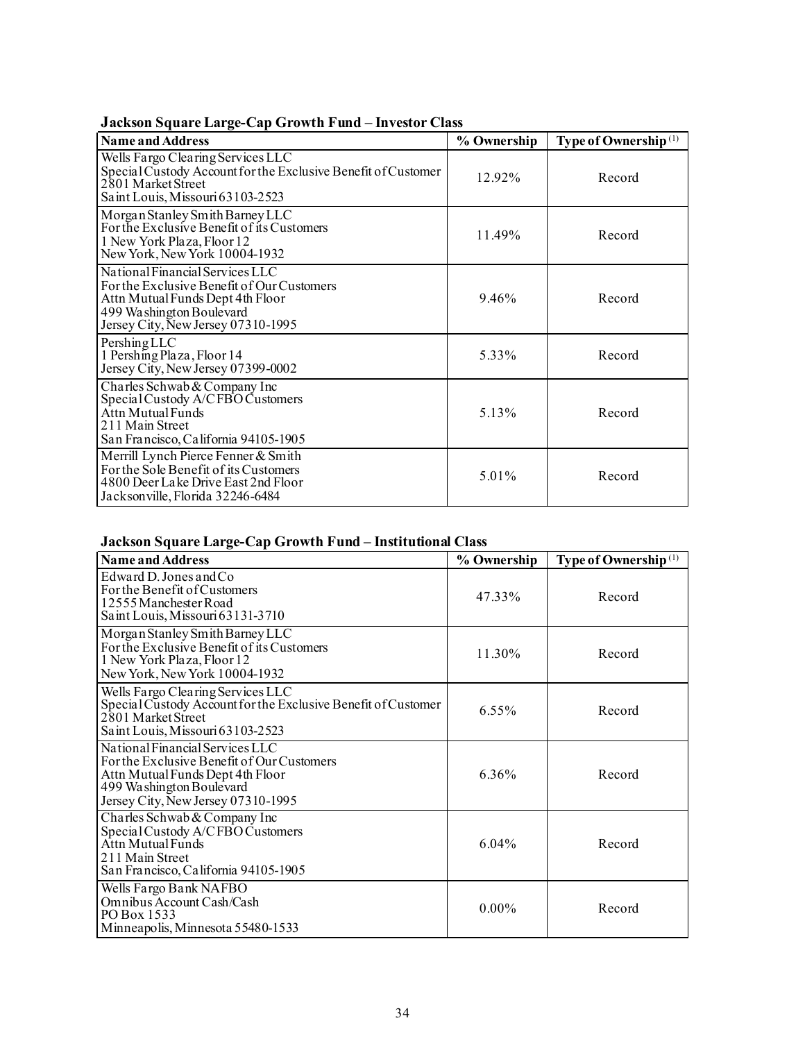**Jackson Square Large-Cap Growth Fund – Investor Class**

| Name and Address | % Ownership | Type of Ownership[(1)] |
|---|---|---|
| Wells Fargo Clearing Services LLC<br>Special Custody Account for the Exclusive Benefit of Customer<br>2801 Market Street<br>Saint Louis, Missouri 63103-2523 | 12.92% | Record |
| Morgan Stanley Smith Barney LLC<br>For the Exclusive Benefit of its Customers<br>1 New York Plaza, Floor 12<br>New York, New York 10004-1932 | 11.49% | Record |
| National Financial Services LLC<br>For the Exclusive Benefit of Our Customers<br>Attn Mutual Funds Dept 4th Floor<br>499 Washington Boulevard<br>Jersey City, New Jersey 07310-1995 | 9.46% | Record |
| Pershing LLC<br>1 Pershing Plaza, Floor 14<br>Jersey City, New Jersey 07399-0002 | 5.33% | Record |
| Charles Schwab & Company Inc<br>Special Custody A/C FBO Customers<br>Attn Mutual Funds<br>211 Main Street<br>San Francisco, California 94105-1905 | 5.13% | Record |
| Merrill Lynch Pierce Fenner & Smith<br>For the Sole Benefit of its Customers<br>4800 Deer Lake Drive East 2nd Floor<br>Jacksonville, Florida 32246-6484 | 5.01% | Record |

**Jackson Square Large-Cap Growth Fund – Institutional Class**

| Name and Address | % Ownership | Type of Ownership[(1)] |
|---|---|---|
| Edward D. Jones and Co<br>For the Benefit of Customers<br>12555 Manchester Road<br>Saint Louis, Missouri 63131-3710 | 47.33% | Record |
| Morgan Stanley Smith Barney LLC<br>For the Exclusive Benefit of its Customers<br>1 New York Plaza, Floor 12<br>New York, New York 10004-1932 | 11.30% | Record |
| Wells Fargo Clearing Services LLC<br>Special Custody Account for the Exclusive Benefit of Customer<br>2801 Market Street<br>Saint Louis, Missouri 63103-2523 | 6.55% | Record |
| National Financial Services LLC<br>For the Exclusive Benefit of Our Customers<br>Attn Mutual Funds Dept 4th Floor<br>499 Washington Boulevard<br>Jersey City, New Jersey 07310-1995 | 6.36% | Record |
| Charles Schwab & Company Inc<br>Special Custody A/C FBO Customers<br>Attn Mutual Funds<br>211 Main Street<br>San Francisco, California 94105-1905 | 6.04% | Record |
| Wells Fargo Bank NAFBO<br>Omnibus Account Cash/Cash<br>PO Box 1533<br>Minneapolis, Minnesota 55480-1533 | 0.00% | Record |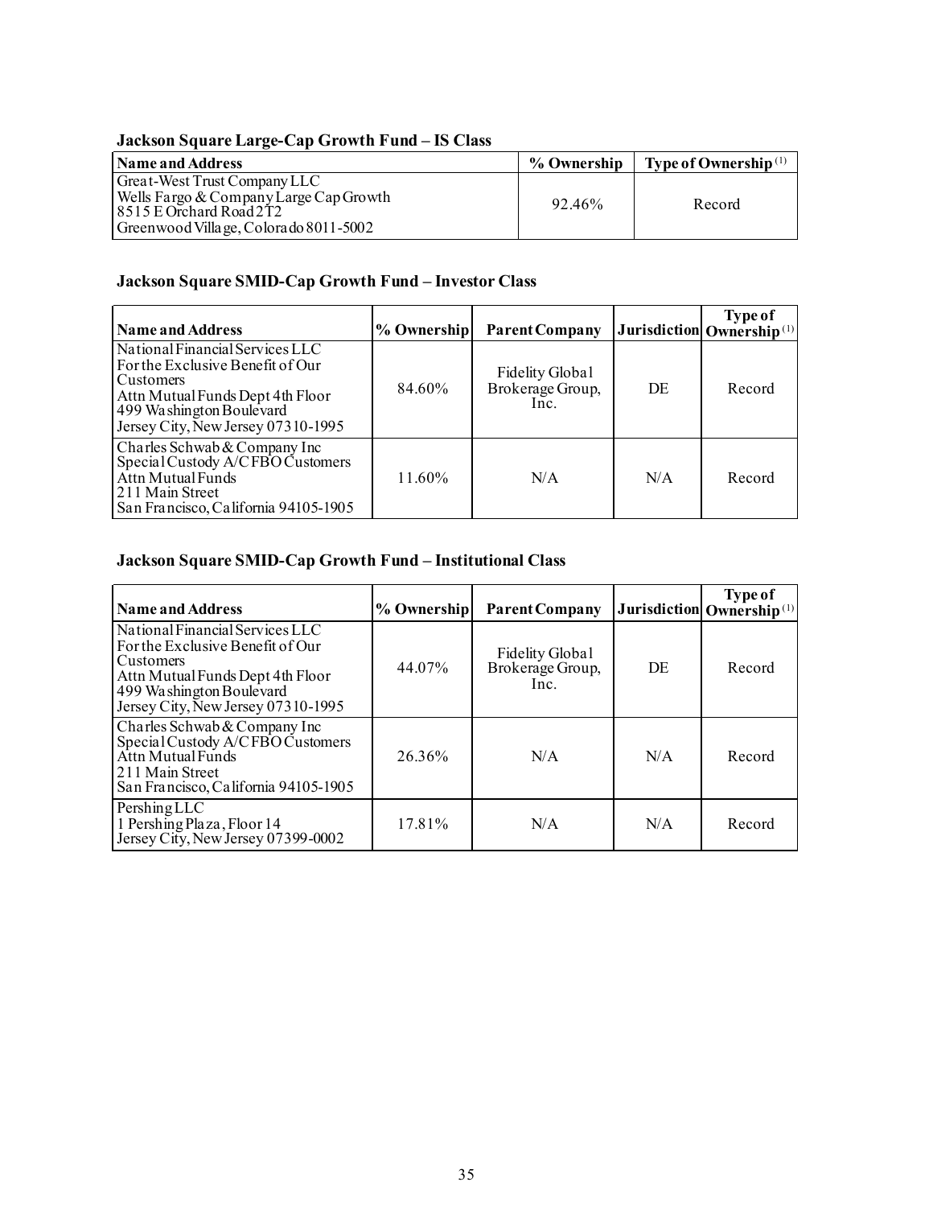**Jackson Square Large-Cap Growth Fund – IS Class**

| Name and Address | % Ownership | Type of Ownership[(1)] |
| --- | --- | --- |
| Great-West Trust Company LLC<br>Wells Fargo & Company Large Cap Growth<br>8515 E Orchard Road 2T2<br>Greenwood Village, Colorado 8011-5002 | 92.46% | Record |

**Jackson Square SMID-Cap Growth Fund – Investor Class**

| Name and Address | % Ownership | Parent Company | Jurisdiction | Type of Ownership[(1)] |
| --- | --- | --- | --- | --- |
| National Financial Services LLC<br>For the Exclusive Benefit of Our Customers<br>Attn Mutual Funds Dept 4th Floor<br>499 Washington Boulevard<br>Jersey City, New Jersey 07310-1995 | 84.60% | Fidelity Global Brokerage Group, Inc. | DE | Record |
| Charles Schwab & Company Inc<br>Special Custody A/C FBO Customers<br>Attn Mutual Funds<br>211 Main Street<br>San Francisco, California 94105-1905 | 11.60% | N/A | N/A | Record |

**Jackson Square SMID-Cap Growth Fund – Institutional Class**

| Name and Address | % Ownership | Parent Company | Jurisdiction | Type of Ownership[(1)] |
| --- | --- | --- | --- | --- |
| National Financial Services LLC<br>For the Exclusive Benefit of Our Customers<br>Attn Mutual Funds Dept 4th Floor<br>499 Washington Boulevard<br>Jersey City, New Jersey 07310-1995 | 44.07% | Fidelity Global Brokerage Group, Inc. | DE | Record |
| Charles Schwab & Company Inc<br>Special Custody A/C FBO Customers<br>Attn Mutual Funds<br>211 Main Street<br>San Francisco, California 94105-1905 | 26.36% | N/A | N/A | Record |
| Pershing LLC<br>1 Pershing Plaza, Floor 14<br>Jersey City, New Jersey 07399-0002 | 17.81% | N/A | N/A | Record |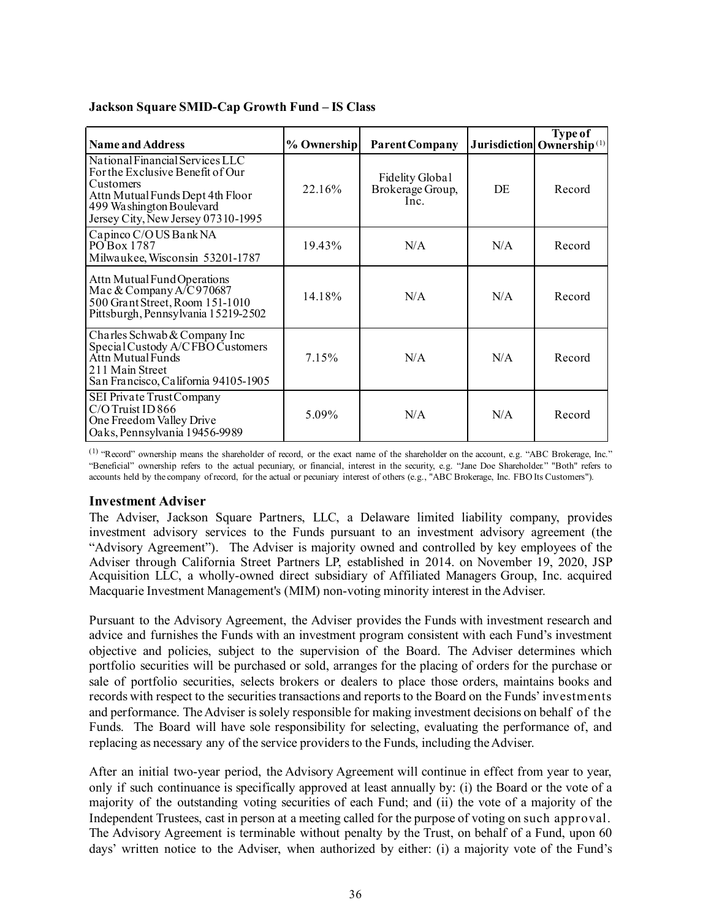**Jackson Square SMID-Cap Growth Fund – IS Class**

| Name and Address | % Ownership | Parent Company | Jurisdiction | Type of Ownership [(1)] |
|---|---|---|---|---|
| National Financial Services LLC For the Exclusive Benefit of Our Customers Attn Mutual Funds Dept 4th Floor 499 Washington Boulevard Jersey City, New Jersey 07310-1995 | 22.16% | Fidelity Global Brokerage Group, Inc. | DE | Record |
| Capinco C/O US Bank NA PO Box 1787 Milwaukee, Wisconsin 53201-1787 | 19.43% | N/A | N/A | Record |
| Attn Mutual Fund Operations Mac & Company A/C 970687 500 Grant Street, Room 151-1010 Pittsburgh, Pennsylvania 15219-2502 | 14.18% | N/A | N/A | Record |
| Charles Schwab & Company Inc Special Custody A/C FBO Customers Attn Mutual Funds 211 Main Street San Francisco, California 94105-1905 | 7.15% | N/A | N/A | Record |
| SEI Private Trust Company C/O Truist ID 866 One Freedom Valley Drive Oaks, Pennsylvania 19456-9989 | 5.09% | N/A | N/A | Record |

(1) "Record" ownership means the shareholder of record, or the exact name of the shareholder on the account, e.g. "ABC Brokerage, Inc." "Beneficial" ownership refers to the actual pecuniary, or financial, interest in the security, e.g. "Jane Doe Shareholder." "Both" refers to accounts held by the company of record, for the actual or pecuniary interest of others (e.g., "ABC Brokerage, Inc. FBO Its Customers").

## Investment Adviser

The Adviser, Jackson Square Partners, LLC, a Delaware limited liability company, provides investment advisory services to the Funds pursuant to an investment advisory agreement (the "Advisory Agreement"). The Adviser is majority owned and controlled by key employees of the Adviser through California Street Partners LP, established in 2014. on November 19, 2020, JSP Acquisition LLC, a wholly-owned direct subsidiary of Affiliated Managers Group, Inc. acquired Macquarie Investment Management's (MIM) non-voting minority interest in the Adviser.

Pursuant to the Advisory Agreement, the Adviser provides the Funds with investment research and advice and furnishes the Funds with an investment program consistent with each Fund's investment objective and policies, subject to the supervision of the Board. The Adviser determines which portfolio securities will be purchased or sold, arranges for the placing of orders for the purchase or sale of portfolio securities, selects brokers or dealers to place those orders, maintains books and records with respect to the securities transactions and reports to the Board on the Funds' investments and performance. The Adviser is solely responsible for making investment decisions on behalf of the Funds. The Board will have sole responsibility for selecting, evaluating the performance of, and replacing as necessary any of the service providers to the Funds, including the Adviser.

After an initial two-year period, the Advisory Agreement will continue in effect from year to year, only if such continuance is specifically approved at least annually by: (i) the Board or the vote of a majority of the outstanding voting securities of each Fund; and (ii) the vote of a majority of the Independent Trustees, cast in person at a meeting called for the purpose of voting on such approval. The Advisory Agreement is terminable without penalty by the Trust, on behalf of a Fund, upon 60 days' written notice to the Adviser, when authorized by either: (i) a majority vote of the Fund's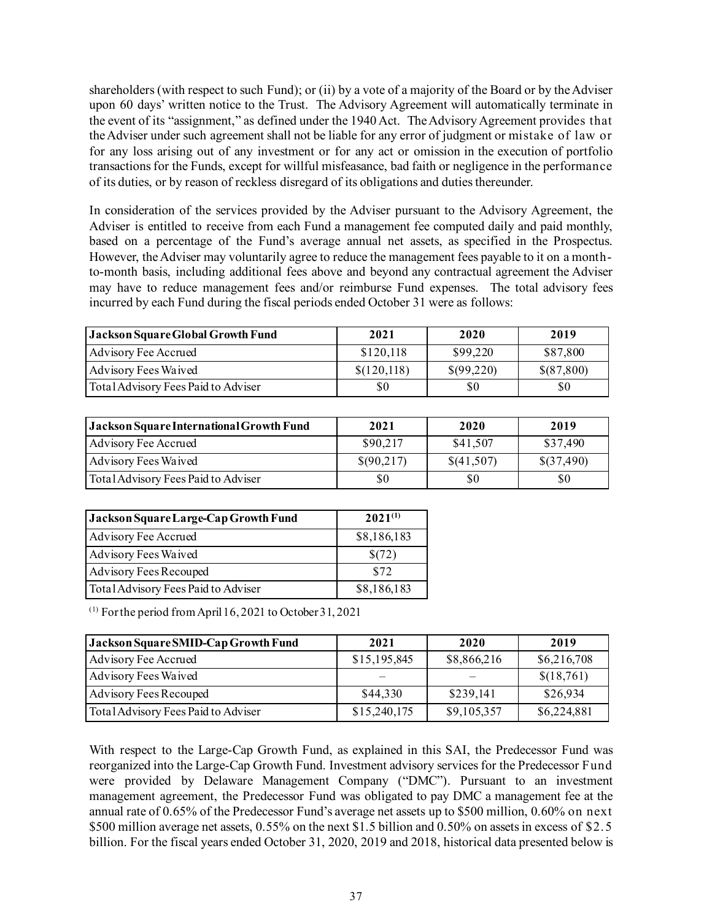shareholders (with respect to such Fund); or (ii) by a vote of a majority of the Board or by the Adviser upon 60 days' written notice to the Trust. The Advisory Agreement will automatically terminate in the event of its "assignment," as defined under the 1940 Act. The Advisory Agreement provides that the Adviser under such agreement shall not be liable for any error of judgment or mistake of law or for any loss arising out of any investment or for any act or omission in the execution of portfolio transactions for the Funds, except for willful misfeasance, bad faith or negligence in the performance of its duties, or by reason of reckless disregard of its obligations and duties thereunder.

In consideration of the services provided by the Adviser pursuant to the Advisory Agreement, the Adviser is entitled to receive from each Fund a management fee computed daily and paid monthly, based on a percentage of the Fund's average annual net assets, as specified in the Prospectus. However, the Adviser may voluntarily agree to reduce the management fees payable to it on a month-to-month basis, including additional fees above and beyond any contractual agreement the Adviser may have to reduce management fees and/or reimburse Fund expenses. The total advisory fees incurred by each Fund during the fiscal periods ended October 31 were as follows:

| **Jackson Square Global Growth Fund** | **2021** | **2020** | **2019** |
|---|---|---|---|
| Advisory Fee Accrued | $120,118 | $99,220 | $87,800 |
| Advisory Fees Waived | $(120,118) | $(99,220) | $(87,800) |
| Total Advisory Fees Paid to Adviser | $0 | $0 | $0 |

| **Jackson Square International Growth Fund** | **2021** | **2020** | **2019** |
|---|---|---|---|
| Advisory Fee Accrued | $90,217 | $41,507 | $37,490 |
| Advisory Fees Waived | $(90,217) | $(41,507) | $(37,490) |
| Total Advisory Fees Paid to Adviser | $0 | $0 | $0 |

| **Jackson Square Large-Cap Growth Fund** | **2021[(1)]** |
|---|---|
| Advisory Fee Accrued | $8,186,183 |
| Advisory Fees Waived | $(72) |
| Advisory Fees Recouped | $72 |
| Total Advisory Fees Paid to Adviser | $8,186,183 |

(1) For the period from April 16, 2021 to October 31, 2021

| **Jackson Square SMID-Cap Growth Fund** | **2021** | **2020** | **2019** |
|---|---|---|---|
| Advisory Fee Accrued | $15,195,845 | $8,866,216 | $6,216,708 |
| Advisory Fees Waived | – | – | $(18,761) |
| Advisory Fees Recouped | $44,330 | $239,141 | $26,934 |
| Total Advisory Fees Paid to Adviser | $15,240,175 | $9,105,357 | $6,224,881 |

With respect to the Large-Cap Growth Fund, as explained in this SAI, the Predecessor Fund was reorganized into the Large-Cap Growth Fund. Investment advisory services for the Predecessor Fund were provided by Delaware Management Company ("DMC"). Pursuant to an investment management agreement, the Predecessor Fund was obligated to pay DMC a management fee at the annual rate of 0.65% of the Predecessor Fund's average net assets up to $500 million, 0.60% on next $500 million average net assets, 0.55% on the next $1.5 billion and 0.50% on assets in excess of $2.5 billion. For the fiscal years ended October 31, 2020, 2019 and 2018, historical data presented below is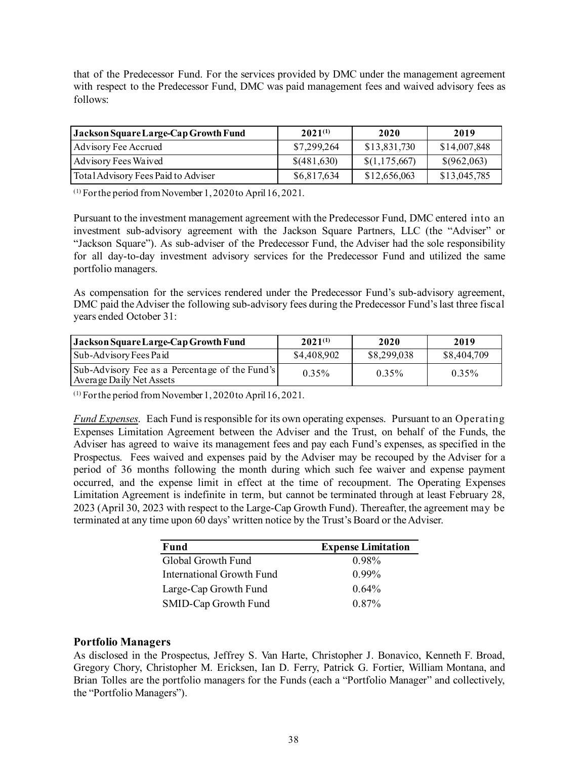that of the Predecessor Fund. For the services provided by DMC under the management agreement with respect to the Predecessor Fund, DMC was paid management fees and waived advisory fees as follows:

| Jackson Square Large-Cap Growth Fund | 2021[1] | 2020 | 2019 |
|---|---|---|---|
| Advisory Fee Accrued | $7,299,264 | $13,831,730 | $14,007,848 |
| Advisory Fees Waived | $(481,630) | $(1,175,667) | $(962,063) |
| Total Advisory Fees Paid to Adviser | $6,817,634 | $12,656,063 | $13,045,785 |

[1] For the period from November 1, 2020 to April 16, 2021.

Pursuant to the investment management agreement with the Predecessor Fund, DMC entered into an investment sub-advisory agreement with the Jackson Square Partners, LLC (the "Adviser" or "Jackson Square"). As sub-adviser of the Predecessor Fund, the Adviser had the sole responsibility for all day-to-day investment advisory services for the Predecessor Fund and utilized the same portfolio managers.

As compensation for the services rendered under the Predecessor Fund's sub-advisory agreement, DMC paid the Adviser the following sub-advisory fees during the Predecessor Fund's last three fiscal years ended October 31:

| Jackson Square Large-Cap Growth Fund | 2021[1] | 2020 | 2019 |
|---|---|---|---|
| Sub-Advisory Fees Paid | $4,408,902 | $8,299,038 | $8,404,709 |
| Sub-Advisory Fee as a Percentage of the Fund's Average Daily Net Assets | 0.35% | 0.35% | 0.35% |

[1] For the period from November 1, 2020 to April 16, 2021.

*Fund Expenses*. Each Fund is responsible for its own operating expenses. Pursuant to an Operating Expenses Limitation Agreement between the Adviser and the Trust, on behalf of the Funds, the Adviser has agreed to waive its management fees and pay each Fund's expenses, as specified in the Prospectus. Fees waived and expenses paid by the Adviser may be recouped by the Adviser for a period of 36 months following the month during which such fee waiver and expense payment occurred, and the expense limit in effect at the time of recoupment. The Operating Expenses Limitation Agreement is indefinite in term, but cannot be terminated through at least February 28, 2023 (April 30, 2023 with respect to the Large-Cap Growth Fund). Thereafter, the agreement may be terminated at any time upon 60 days' written notice by the Trust's Board or the Adviser.

| Fund | Expense Limitation |
|---|---|
| Global Growth Fund | 0.98% |
| International Growth Fund | 0.99% |
| Large-Cap Growth Fund | 0.64% |
| SMID-Cap Growth Fund | 0.87% |

## Portfolio Managers

As disclosed in the Prospectus, Jeffrey S. Van Harte, Christopher J. Bonavico, Kenneth F. Broad, Gregory Chory, Christopher M. Ericksen, Ian D. Ferry, Patrick G. Fortier, William Montana, and Brian Tolles are the portfolio managers for the Funds (each a "Portfolio Manager" and collectively, the "Portfolio Managers").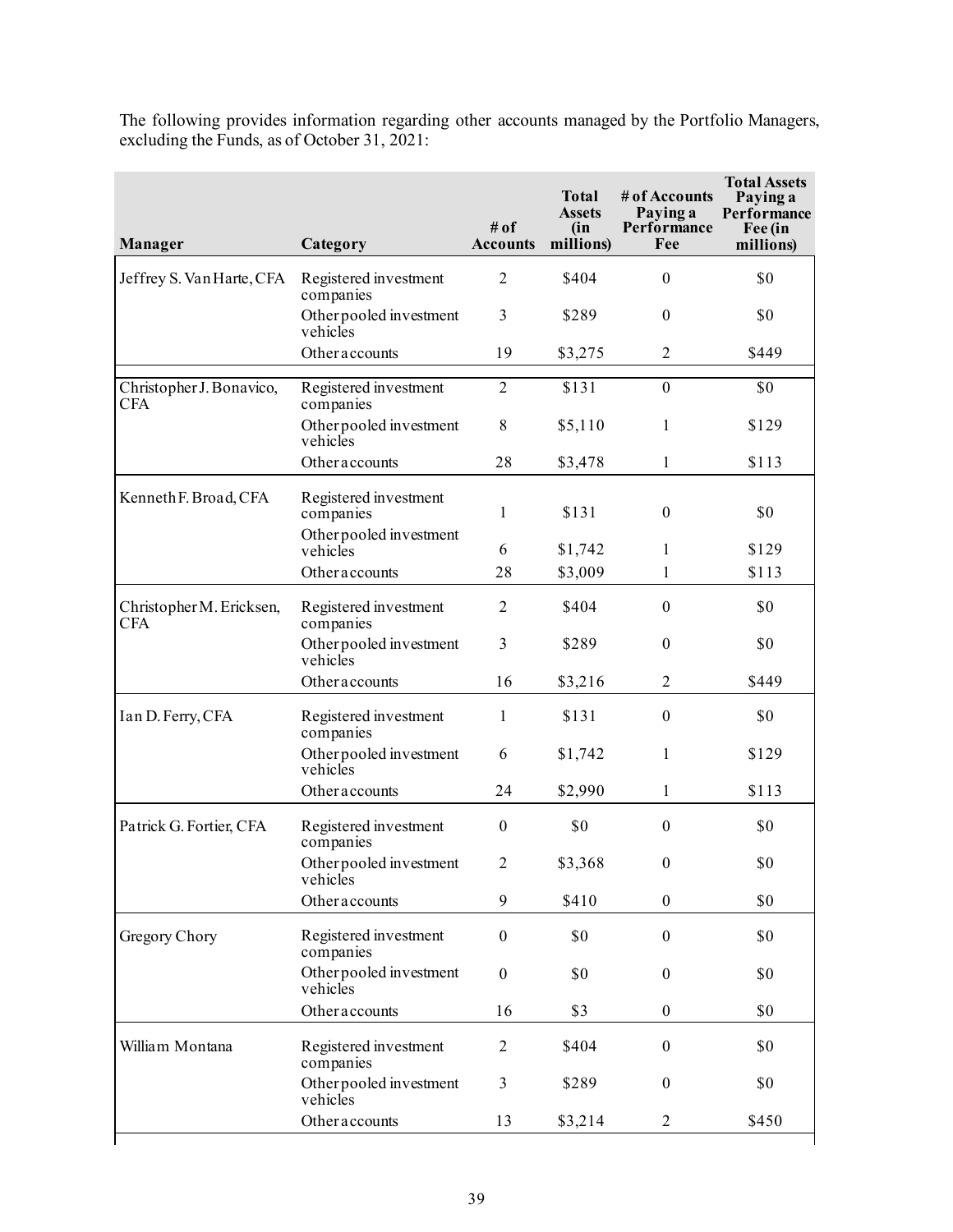The following provides information regarding other accounts managed by the Portfolio Managers, excluding the Funds, as of October 31, 2021:

| Manager | Category | # of Accounts | Total Assets (in millions) | # of Accounts Paying a Performance Fee | Total Assets Paying a Performance Fee (in millions) |
|---|---|---|---|---|---|
| Jeffrey S. Van Harte, CFA | Registered investment companies | 2 | $404 | 0 | $0 |
| | Other pooled investment vehicles | 3 | $289 | 0 | $0 |
| | Other accounts | 19 | $3,275 | 2 | $449 |
| Christopher J. Bonavico, CFA | Registered investment companies | 2 | $131 | 0 | $0 |
| | Other pooled investment vehicles | 8 | $5,110 | 1 | $129 |
| | Other accounts | 28 | $3,478 | 1 | $113 |
| Kenneth F. Broad, CFA | Registered investment companies | 1 | $131 | 0 | $0 |
| | Other pooled investment vehicles | 6 | $1,742 | 1 | $129 |
| | Other accounts | 28 | $3,009 | 1 | $113 |
| Christopher M. Ericksen, CFA | Registered investment companies | 2 | $404 | 0 | $0 |
| | Other pooled investment vehicles | 3 | $289 | 0 | $0 |
| | Other accounts | 16 | $3,216 | 2 | $449 |
| Ian D. Ferry, CFA | Registered investment companies | 1 | $131 | 0 | $0 |
| | Other pooled investment vehicles | 6 | $1,742 | 1 | $129 |
| | Other accounts | 24 | $2,990 | 1 | $113 |
| Patrick G. Fortier, CFA | Registered investment companies | 0 | $0 | 0 | $0 |
| | Other pooled investment vehicles | 2 | $3,368 | 0 | $0 |
| | Other accounts | 9 | $410 | 0 | $0 |
| Gregory Chory | Registered investment companies | 0 | $0 | 0 | $0 |
| | Other pooled investment vehicles | 0 | $0 | 0 | $0 |
| | Other accounts | 16 | $3 | 0 | $0 |
| William Montana | Registered investment companies | 2 | $404 | 0 | $0 |
| | Other pooled investment vehicles | 3 | $289 | 0 | $0 |
| | Other accounts | 13 | $3,214 | 2 | $450 |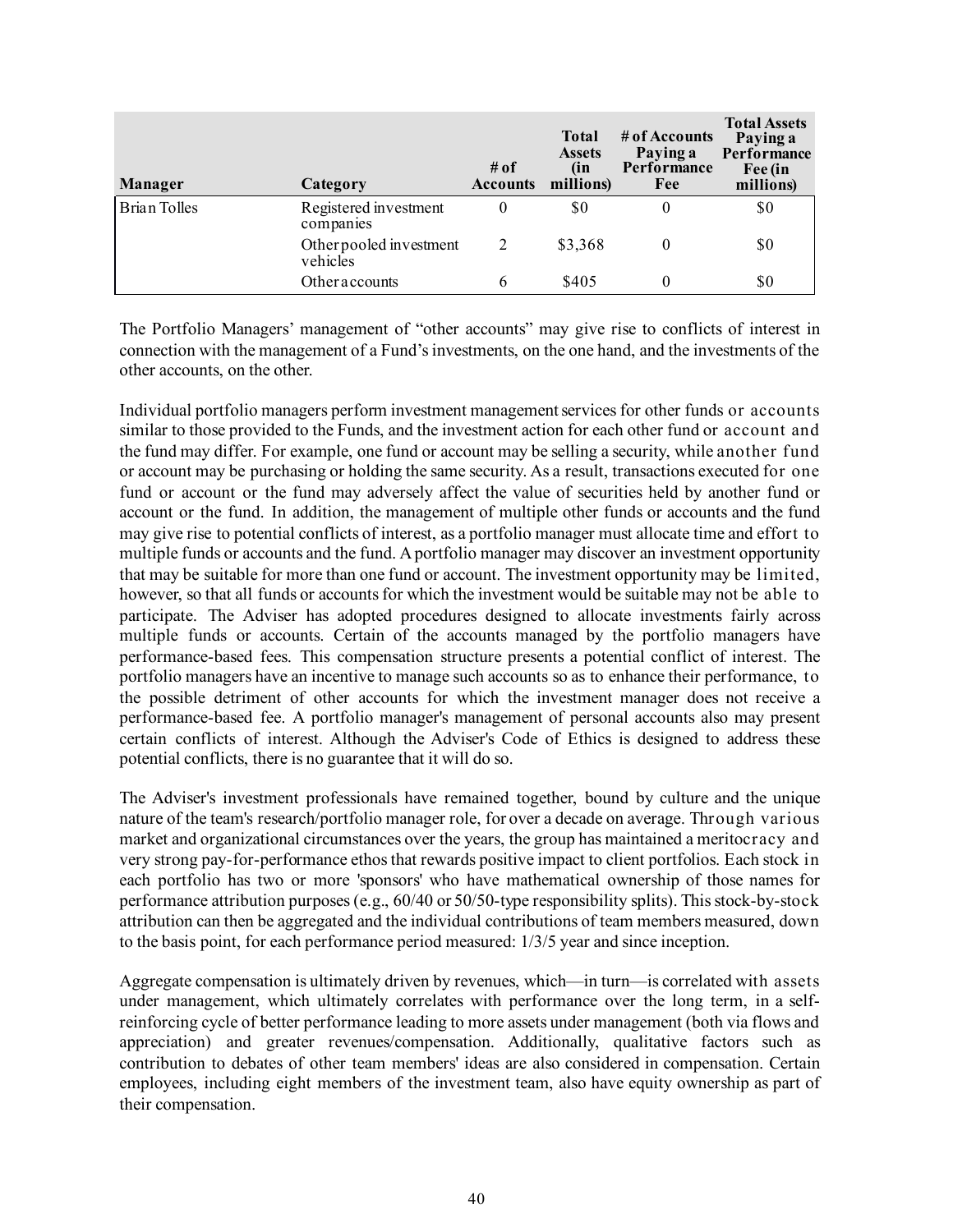| Manager | Category | # of Accounts | Total Assets (in millions) | # of Accounts Paying a Performance Fee | Total Assets Paying a Performance Fee (in millions) |
|---|---|---|---|---|---|
| Brian Tolles | Registered investment companies | 0 | $0 | 0 | $0 |
| | Other pooled investment vehicles | 2 | $3,368 | 0 | $0 |
| | Other accounts | 6 | $405 | 0 | $0 |

The Portfolio Managers' management of "other accounts" may give rise to conflicts of interest in connection with the management of a Fund's investments, on the one hand, and the investments of the other accounts, on the other.

Individual portfolio managers perform investment management services for other funds or accounts similar to those provided to the Funds, and the investment action for each other fund or account and the fund may differ. For example, one fund or account may be selling a security, while another fund or account may be purchasing or holding the same security. As a result, transactions executed for one fund or account or the fund may adversely affect the value of securities held by another fund or account or the fund. In addition, the management of multiple other funds or accounts and the fund may give rise to potential conflicts of interest, as a portfolio manager must allocate time and effort to multiple funds or accounts and the fund. A portfolio manager may discover an investment opportunity that may be suitable for more than one fund or account. The investment opportunity may be limited, however, so that all funds or accounts for which the investment would be suitable may not be able to participate. The Adviser has adopted procedures designed to allocate investments fairly across multiple funds or accounts. Certain of the accounts managed by the portfolio managers have performance-based fees. This compensation structure presents a potential conflict of interest. The portfolio managers have an incentive to manage such accounts so as to enhance their performance, to the possible detriment of other accounts for which the investment manager does not receive a performance-based fee. A portfolio manager's management of personal accounts also may present certain conflicts of interest. Although the Adviser's Code of Ethics is designed to address these potential conflicts, there is no guarantee that it will do so.

The Adviser's investment professionals have remained together, bound by culture and the unique nature of the team's research/portfolio manager role, for over a decade on average. Through various market and organizational circumstances over the years, the group has maintained a meritocracy and very strong pay-for-performance ethos that rewards positive impact to client portfolios. Each stock in each portfolio has two or more 'sponsors' who have mathematical ownership of those names for performance attribution purposes (e.g., 60/40 or 50/50-type responsibility splits). This stock-by-stock attribution can then be aggregated and the individual contributions of team members measured, down to the basis point, for each performance period measured: 1/3/5 year and since inception.

Aggregate compensation is ultimately driven by revenues, which—in turn—is correlated with assets under management, which ultimately correlates with performance over the long term, in a self-reinforcing cycle of better performance leading to more assets under management (both via flows and appreciation) and greater revenues/compensation. Additionally, qualitative factors such as contribution to debates of other team members' ideas are also considered in compensation. Certain employees, including eight members of the investment team, also have equity ownership as part of their compensation.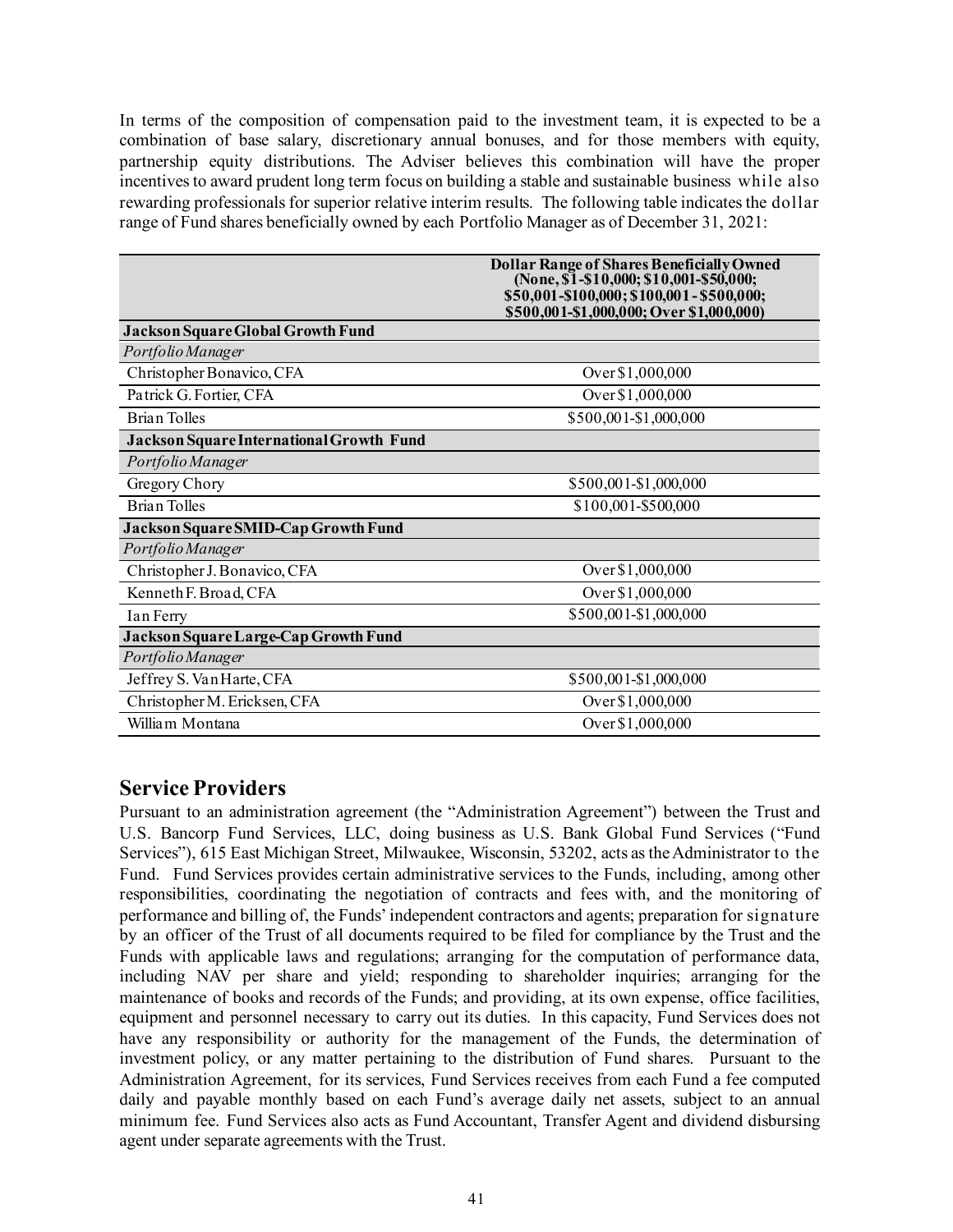In terms of the composition of compensation paid to the investment team, it is expected to be a combination of base salary, discretionary annual bonuses, and for those members with equity, partnership equity distributions. The Adviser believes this combination will have the proper incentives to award prudent long term focus on building a stable and sustainable business while also rewarding professionals for superior relative interim results. The following table indicates the dollar range of Fund shares beneficially owned by each Portfolio Manager as of December 31, 2021:

| | Dollar Range of Shares Beneficially Owned (None, $1-$10,000; $10,001-$50,000; $50,001-$100,000; $100,001 - $500,000; $500,001-$1,000,000; Over $1,000,000) |
|---|---|
| **Jackson Square Global Growth Fund** | |
| *Portfolio Manager* | |
| Christopher Bonavico, CFA | Over $1,000,000 |
| Patrick G. Fortier, CFA | Over $1,000,000 |
| Brian Tolles | $500,001-$1,000,000 |
| **Jackson Square International Growth Fund** | |
| *Portfolio Manager* | |
| Gregory Chory | $500,001-$1,000,000 |
| Brian Tolles | $100,001-$500,000 |
| **Jackson Square SMID-Cap Growth Fund** | |
| *Portfolio Manager* | |
| Christopher J. Bonavico, CFA | Over $1,000,000 |
| Kenneth F. Broad, CFA | Over $1,000,000 |
| Ian Ferry | $500,001-$1,000,000 |
| **Jackson Square Large-Cap Growth Fund** | |
| *Portfolio Manager* | |
| Jeffrey S. Van Harte, CFA | $500,001-$1,000,000 |
| Christopher M. Ericksen, CFA | Over $1,000,000 |
| William Montana | Over $1,000,000 |

## Service Providers

Pursuant to an administration agreement (the "Administration Agreement") between the Trust and U.S. Bancorp Fund Services, LLC, doing business as U.S. Bank Global Fund Services ("Fund Services"), 615 East Michigan Street, Milwaukee, Wisconsin, 53202, acts as the Administrator to the Fund. Fund Services provides certain administrative services to the Funds, including, among other responsibilities, coordinating the negotiation of contracts and fees with, and the monitoring of performance and billing of, the Funds' independent contractors and agents; preparation for signature by an officer of the Trust of all documents required to be filed for compliance by the Trust and the Funds with applicable laws and regulations; arranging for the computation of performance data, including NAV per share and yield; responding to shareholder inquiries; arranging for the maintenance of books and records of the Funds; and providing, at its own expense, office facilities, equipment and personnel necessary to carry out its duties. In this capacity, Fund Services does not have any responsibility or authority for the management of the Funds, the determination of investment policy, or any matter pertaining to the distribution of Fund shares. Pursuant to the Administration Agreement, for its services, Fund Services receives from each Fund a fee computed daily and payable monthly based on each Fund's average daily net assets, subject to an annual minimum fee. Fund Services also acts as Fund Accountant, Transfer Agent and dividend disbursing agent under separate agreements with the Trust.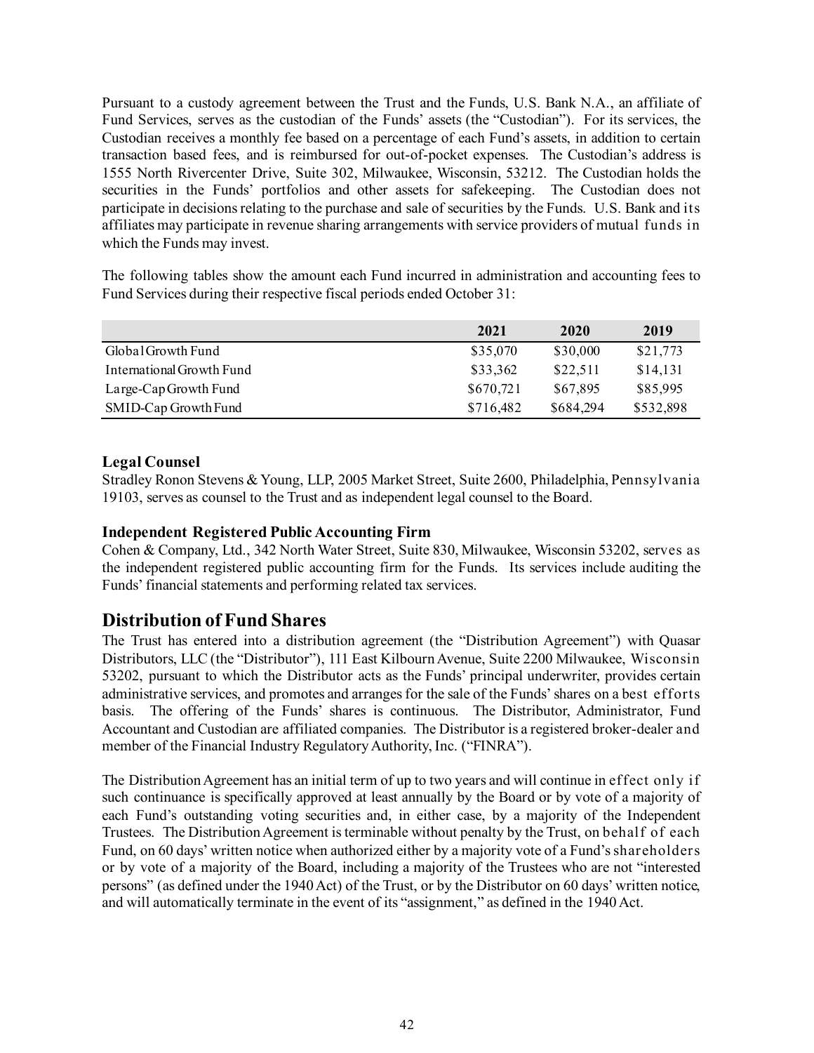Pursuant to a custody agreement between the Trust and the Funds, U.S. Bank N.A., an affiliate of Fund Services, serves as the custodian of the Funds' assets (the "Custodian"). For its services, the Custodian receives a monthly fee based on a percentage of each Fund's assets, in addition to certain transaction based fees, and is reimbursed for out-of-pocket expenses. The Custodian's address is 1555 North Rivercenter Drive, Suite 302, Milwaukee, Wisconsin, 53212. The Custodian holds the securities in the Funds' portfolios and other assets for safekeeping. The Custodian does not participate in decisions relating to the purchase and sale of securities by the Funds. U.S. Bank and its affiliates may participate in revenue sharing arrangements with service providers of mutual funds in which the Funds may invest.

The following tables show the amount each Fund incurred in administration and accounting fees to Fund Services during their respective fiscal periods ended October 31:

| | 2021 | 2020 | 2019 |
|---|---|---|---|
| Global Growth Fund | $35,070 | $30,000 | $21,773 |
| International Growth Fund | $33,362 | $22,511 | $14,131 |
| Large-Cap Growth Fund | $670,721 | $67,895 | $85,995 |
| SMID-Cap Growth Fund | $716,482 | $684,294 | $532,898 |

### Legal Counsel

Stradley Ronon Stevens & Young, LLP, 2005 Market Street, Suite 2600, Philadelphia, Pennsylvania 19103, serves as counsel to the Trust and as independent legal counsel to the Board.

### Independent Registered Public Accounting Firm

Cohen & Company, Ltd., 342 North Water Street, Suite 830, Milwaukee, Wisconsin 53202, serves as the independent registered public accounting firm for the Funds. Its services include auditing the Funds' financial statements and performing related tax services.

## Distribution of Fund Shares

The Trust has entered into a distribution agreement (the "Distribution Agreement") with Quasar Distributors, LLC (the "Distributor"), 111 East Kilbourn Avenue, Suite 2200 Milwaukee, Wisconsin 53202, pursuant to which the Distributor acts as the Funds' principal underwriter, provides certain administrative services, and promotes and arranges for the sale of the Funds' shares on a best efforts basis. The offering of the Funds' shares is continuous. The Distributor, Administrator, Fund Accountant and Custodian are affiliated companies. The Distributor is a registered broker-dealer and member of the Financial Industry Regulatory Authority, Inc. ("FINRA").

The Distribution Agreement has an initial term of up to two years and will continue in effect only if such continuance is specifically approved at least annually by the Board or by vote of a majority of each Fund's outstanding voting securities and, in either case, by a majority of the Independent Trustees. The Distribution Agreement is terminable without penalty by the Trust, on behalf of each Fund, on 60 days' written notice when authorized either by a majority vote of a Fund's shareholders or by vote of a majority of the Board, including a majority of the Trustees who are not "interested persons" (as defined under the 1940 Act) of the Trust, or by the Distributor on 60 days' written notice, and will automatically terminate in the event of its "assignment," as defined in the 1940 Act.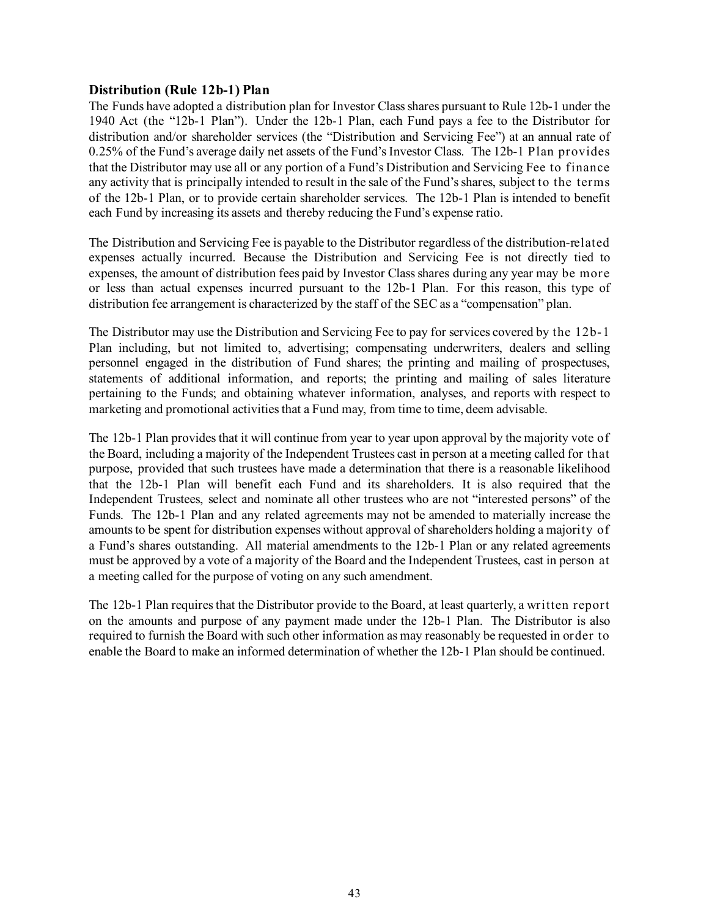### Distribution (Rule 12b-1) Plan

The Funds have adopted a distribution plan for Investor Class shares pursuant to Rule 12b-1 under the 1940 Act (the "12b-1 Plan"). Under the 12b-1 Plan, each Fund pays a fee to the Distributor for distribution and/or shareholder services (the "Distribution and Servicing Fee") at an annual rate of 0.25% of the Fund's average daily net assets of the Fund's Investor Class. The 12b-1 Plan provides that the Distributor may use all or any portion of a Fund's Distribution and Servicing Fee to finance any activity that is principally intended to result in the sale of the Fund's shares, subject to the terms of the 12b-1 Plan, or to provide certain shareholder services. The 12b-1 Plan is intended to benefit each Fund by increasing its assets and thereby reducing the Fund's expense ratio.

The Distribution and Servicing Fee is payable to the Distributor regardless of the distribution-related expenses actually incurred. Because the Distribution and Servicing Fee is not directly tied to expenses, the amount of distribution fees paid by Investor Class shares during any year may be more or less than actual expenses incurred pursuant to the 12b-1 Plan. For this reason, this type of distribution fee arrangement is characterized by the staff of the SEC as a "compensation" plan.

The Distributor may use the Distribution and Servicing Fee to pay for services covered by the 12b-1 Plan including, but not limited to, advertising; compensating underwriters, dealers and selling personnel engaged in the distribution of Fund shares; the printing and mailing of prospectuses, statements of additional information, and reports; the printing and mailing of sales literature pertaining to the Funds; and obtaining whatever information, analyses, and reports with respect to marketing and promotional activities that a Fund may, from time to time, deem advisable.

The 12b-1 Plan provides that it will continue from year to year upon approval by the majority vote of the Board, including a majority of the Independent Trustees cast in person at a meeting called for that purpose, provided that such trustees have made a determination that there is a reasonable likelihood that the 12b-1 Plan will benefit each Fund and its shareholders. It is also required that the Independent Trustees, select and nominate all other trustees who are not "interested persons" of the Funds. The 12b-1 Plan and any related agreements may not be amended to materially increase the amounts to be spent for distribution expenses without approval of shareholders holding a majority of a Fund's shares outstanding. All material amendments to the 12b-1 Plan or any related agreements must be approved by a vote of a majority of the Board and the Independent Trustees, cast in person at a meeting called for the purpose of voting on any such amendment.

The 12b-1 Plan requires that the Distributor provide to the Board, at least quarterly, a written report on the amounts and purpose of any payment made under the 12b-1 Plan. The Distributor is also required to furnish the Board with such other information as may reasonably be requested in order to enable the Board to make an informed determination of whether the 12b-1 Plan should be continued.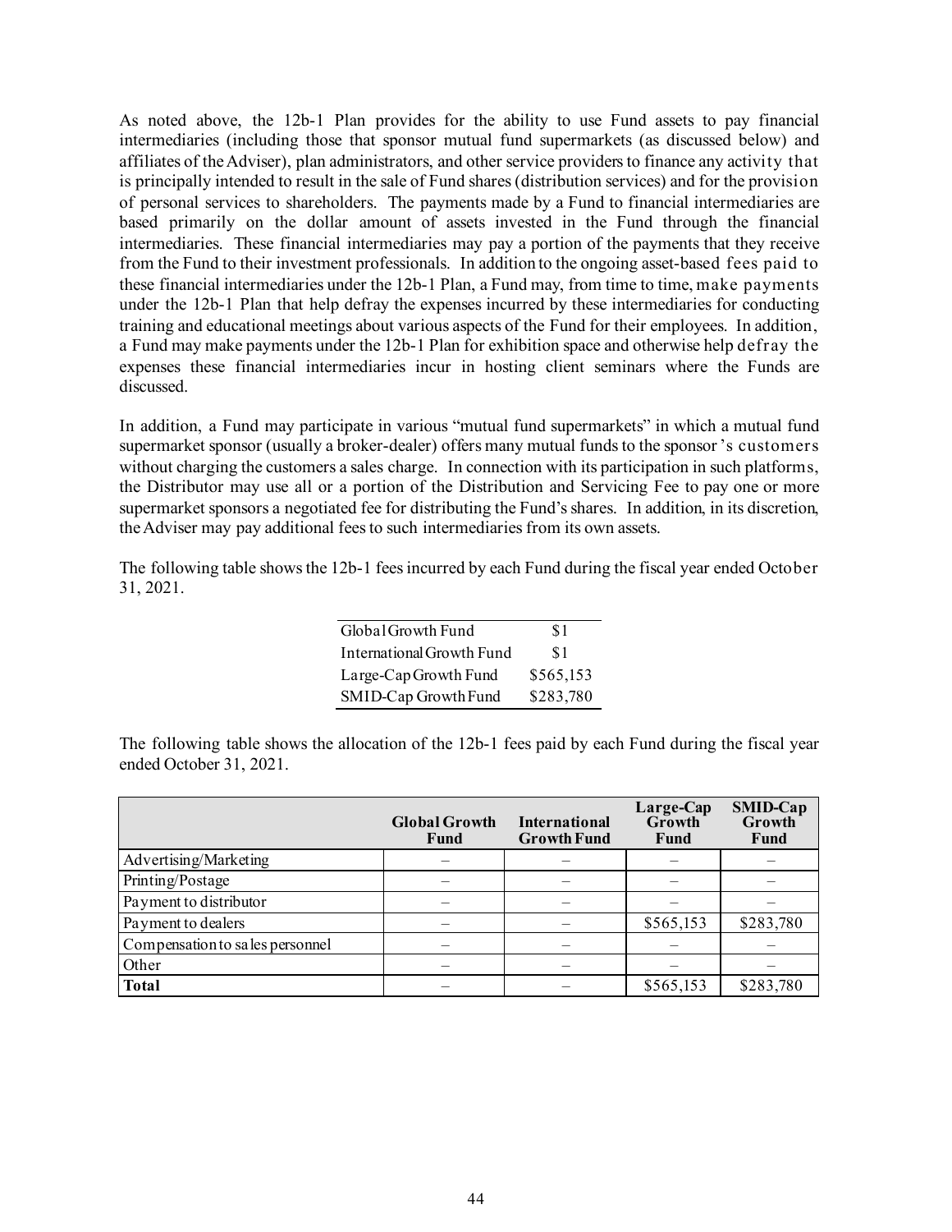As noted above, the 12b-1 Plan provides for the ability to use Fund assets to pay financial intermediaries (including those that sponsor mutual fund supermarkets (as discussed below) and affiliates of the Adviser), plan administrators, and other service providers to finance any activity that is principally intended to result in the sale of Fund shares (distribution services) and for the provision of personal services to shareholders. The payments made by a Fund to financial intermediaries are based primarily on the dollar amount of assets invested in the Fund through the financial intermediaries. These financial intermediaries may pay a portion of the payments that they receive from the Fund to their investment professionals. In addition to the ongoing asset-based fees paid to these financial intermediaries under the 12b-1 Plan, a Fund may, from time to time, make payments under the 12b-1 Plan that help defray the expenses incurred by these intermediaries for conducting training and educational meetings about various aspects of the Fund for their employees. In addition, a Fund may make payments under the 12b-1 Plan for exhibition space and otherwise help defray the expenses these financial intermediaries incur in hosting client seminars where the Funds are discussed.

In addition, a Fund may participate in various "mutual fund supermarkets" in which a mutual fund supermarket sponsor (usually a broker-dealer) offers many mutual funds to the sponsor's customers without charging the customers a sales charge. In connection with its participation in such platforms, the Distributor may use all or a portion of the Distribution and Servicing Fee to pay one or more supermarket sponsors a negotiated fee for distributing the Fund's shares. In addition, in its discretion, the Adviser may pay additional fees to such intermediaries from its own assets.

The following table shows the 12b-1 fees incurred by each Fund during the fiscal year ended October 31, 2021.

| | |
|---|---|
| Global Growth Fund | $1 |
| International Growth Fund | $1 |
| Large-Cap Growth Fund | $565,153 |
| SMID-Cap Growth Fund | $283,780 |

The following table shows the allocation of the 12b-1 fees paid by each Fund during the fiscal year ended October 31, 2021.

| | Global Growth Fund | International Growth Fund | Large-Cap Growth Fund | SMID-Cap Growth Fund |
|---|---|---|---|---|
| Advertising/Marketing | – | – | – | – |
| Printing/Postage | – | – | – | – |
| Payment to distributor | – | – | – | – |
| Payment to dealers | – | – | $565,153 | $283,780 |
| Compensation to sales personnel | – | – | – | – |
| Other | – | – | – | – |
| **Total** | – | – | $565,153 | $283,780 |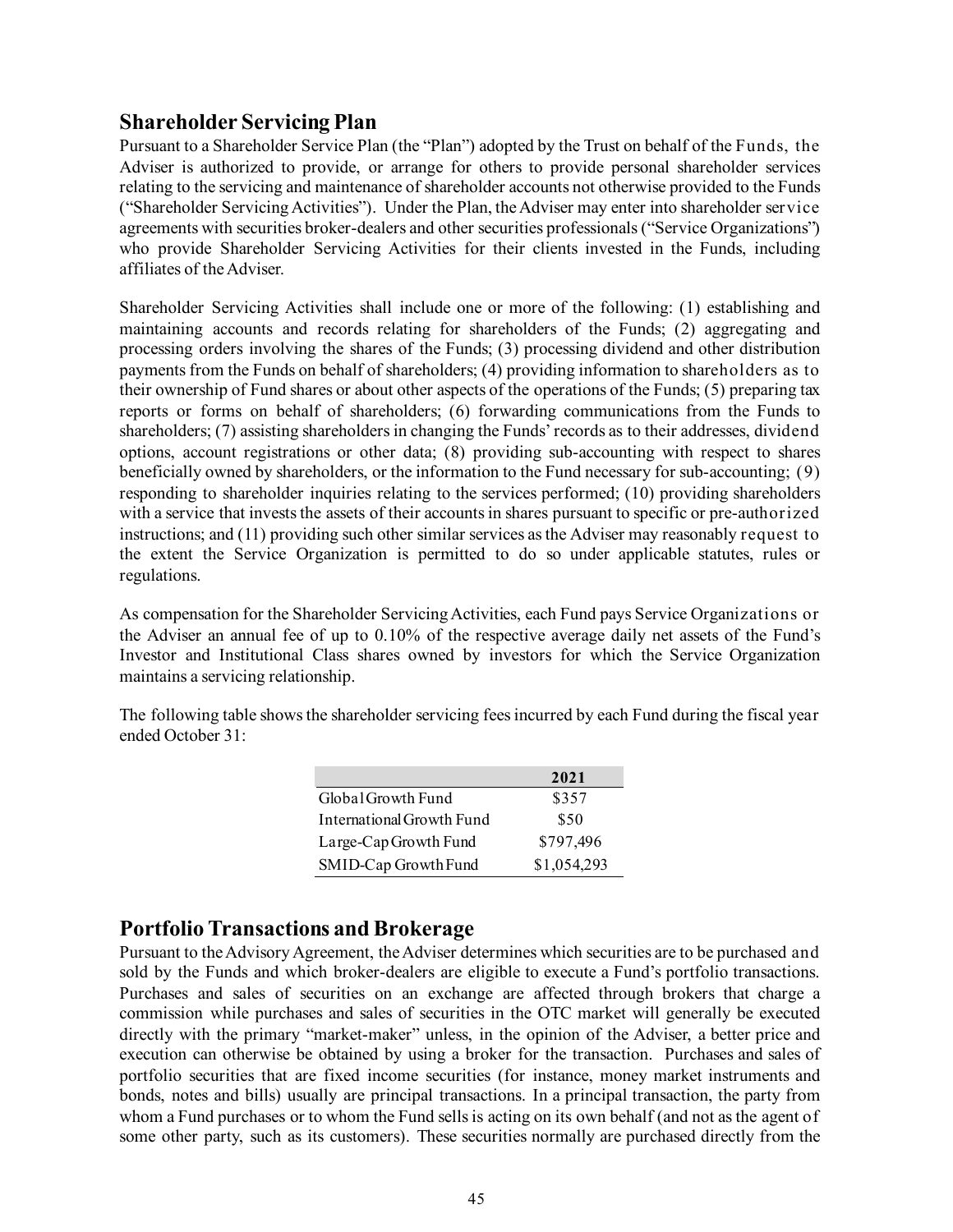## Shareholder Servicing Plan

Pursuant to a Shareholder Service Plan (the "Plan") adopted by the Trust on behalf of the Funds, the Adviser is authorized to provide, or arrange for others to provide personal shareholder services relating to the servicing and maintenance of shareholder accounts not otherwise provided to the Funds ("Shareholder Servicing Activities"). Under the Plan, the Adviser may enter into shareholder service agreements with securities broker-dealers and other securities professionals ("Service Organizations") who provide Shareholder Servicing Activities for their clients invested in the Funds, including affiliates of the Adviser.

Shareholder Servicing Activities shall include one or more of the following: (1) establishing and maintaining accounts and records relating for shareholders of the Funds; (2) aggregating and processing orders involving the shares of the Funds; (3) processing dividend and other distribution payments from the Funds on behalf of shareholders; (4) providing information to shareholders as to their ownership of Fund shares or about other aspects of the operations of the Funds; (5) preparing tax reports or forms on behalf of shareholders; (6) forwarding communications from the Funds to shareholders; (7) assisting shareholders in changing the Funds' records as to their addresses, dividend options, account registrations or other data; (8) providing sub-accounting with respect to shares beneficially owned by shareholders, or the information to the Fund necessary for sub-accounting; (9) responding to shareholder inquiries relating to the services performed; (10) providing shareholders with a service that invests the assets of their accounts in shares pursuant to specific or pre-authorized instructions; and (11) providing such other similar services as the Adviser may reasonably request to the extent the Service Organization is permitted to do so under applicable statutes, rules or regulations.

As compensation for the Shareholder Servicing Activities, each Fund pays Service Organizations or the Adviser an annual fee of up to 0.10% of the respective average daily net assets of the Fund's Investor and Institutional Class shares owned by investors for which the Service Organization maintains a servicing relationship.

The following table shows the shareholder servicing fees incurred by each Fund during the fiscal year ended October 31:

| | 2021 |
|---|---|
| Global Growth Fund | $357 |
| International Growth Fund | $50 |
| Large-Cap Growth Fund | $797,496 |
| SMID-Cap Growth Fund | $1,054,293 |

## Portfolio Transactions and Brokerage

Pursuant to the Advisory Agreement, the Adviser determines which securities are to be purchased and sold by the Funds and which broker-dealers are eligible to execute a Fund's portfolio transactions. Purchases and sales of securities on an exchange are affected through brokers that charge a commission while purchases and sales of securities in the OTC market will generally be executed directly with the primary "market-maker" unless, in the opinion of the Adviser, a better price and execution can otherwise be obtained by using a broker for the transaction. Purchases and sales of portfolio securities that are fixed income securities (for instance, money market instruments and bonds, notes and bills) usually are principal transactions. In a principal transaction, the party from whom a Fund purchases or to whom the Fund sells is acting on its own behalf (and not as the agent of some other party, such as its customers). These securities normally are purchased directly from the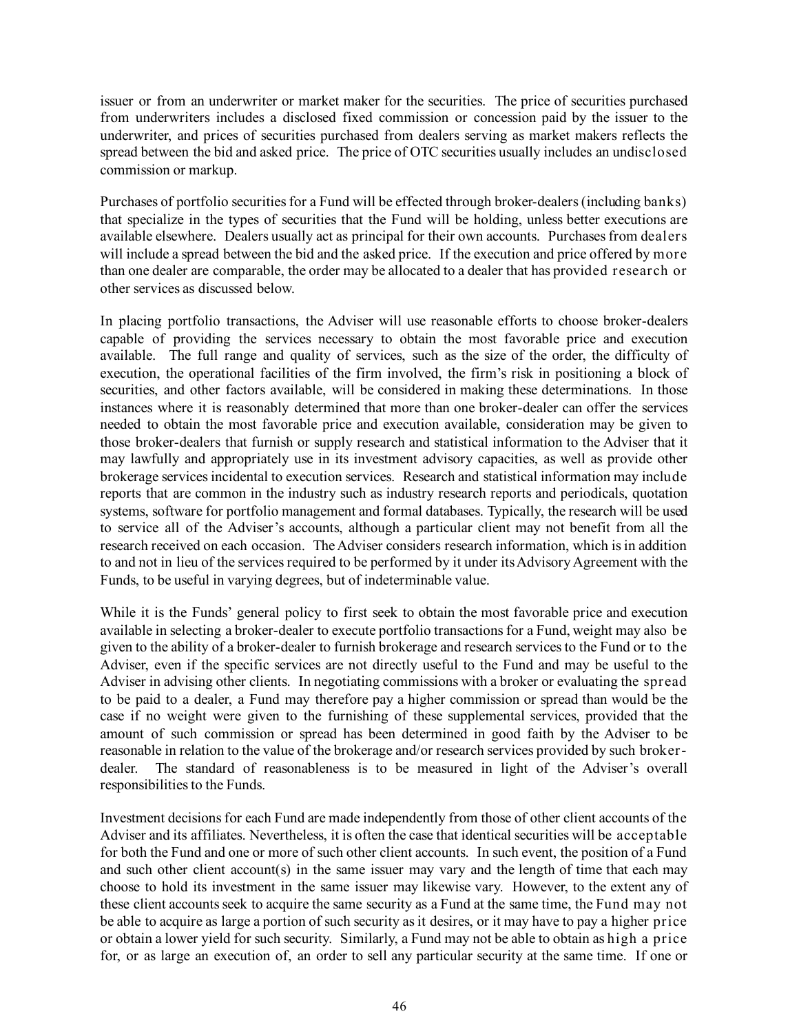issuer or from an underwriter or market maker for the securities. The price of securities purchased from underwriters includes a disclosed fixed commission or concession paid by the issuer to the underwriter, and prices of securities purchased from dealers serving as market makers reflects the spread between the bid and asked price. The price of OTC securities usually includes an undisclosed commission or markup.

Purchases of portfolio securities for a Fund will be effected through broker-dealers (including banks) that specialize in the types of securities that the Fund will be holding, unless better executions are available elsewhere. Dealers usually act as principal for their own accounts. Purchases from dealers will include a spread between the bid and the asked price. If the execution and price offered by more than one dealer are comparable, the order may be allocated to a dealer that has provided research or other services as discussed below.

In placing portfolio transactions, the Adviser will use reasonable efforts to choose broker-dealers capable of providing the services necessary to obtain the most favorable price and execution available. The full range and quality of services, such as the size of the order, the difficulty of execution, the operational facilities of the firm involved, the firm's risk in positioning a block of securities, and other factors available, will be considered in making these determinations. In those instances where it is reasonably determined that more than one broker-dealer can offer the services needed to obtain the most favorable price and execution available, consideration may be given to those broker-dealers that furnish or supply research and statistical information to the Adviser that it may lawfully and appropriately use in its investment advisory capacities, as well as provide other brokerage services incidental to execution services. Research and statistical information may include reports that are common in the industry such as industry research reports and periodicals, quotation systems, software for portfolio management and formal databases. Typically, the research will be used to service all of the Adviser's accounts, although a particular client may not benefit from all the research received on each occasion. The Adviser considers research information, which is in addition to and not in lieu of the services required to be performed by it under its Advisory Agreement with the Funds, to be useful in varying degrees, but of indeterminable value.

While it is the Funds' general policy to first seek to obtain the most favorable price and execution available in selecting a broker-dealer to execute portfolio transactions for a Fund, weight may also be given to the ability of a broker-dealer to furnish brokerage and research services to the Fund or to the Adviser, even if the specific services are not directly useful to the Fund and may be useful to the Adviser in advising other clients. In negotiating commissions with a broker or evaluating the spread to be paid to a dealer, a Fund may therefore pay a higher commission or spread than would be the case if no weight were given to the furnishing of these supplemental services, provided that the amount of such commission or spread has been determined in good faith by the Adviser to be reasonable in relation to the value of the brokerage and/or research services provided by such broker-dealer. The standard of reasonableness is to be measured in light of the Adviser's overall responsibilities to the Funds.

Investment decisions for each Fund are made independently from those of other client accounts of the Adviser and its affiliates. Nevertheless, it is often the case that identical securities will be acceptable for both the Fund and one or more of such other client accounts. In such event, the position of a Fund and such other client account(s) in the same issuer may vary and the length of time that each may choose to hold its investment in the same issuer may likewise vary. However, to the extent any of these client accounts seek to acquire the same security as a Fund at the same time, the Fund may not be able to acquire as large a portion of such security as it desires, or it may have to pay a higher price or obtain a lower yield for such security. Similarly, a Fund may not be able to obtain as high a price for, or as large an execution of, an order to sell any particular security at the same time. If one or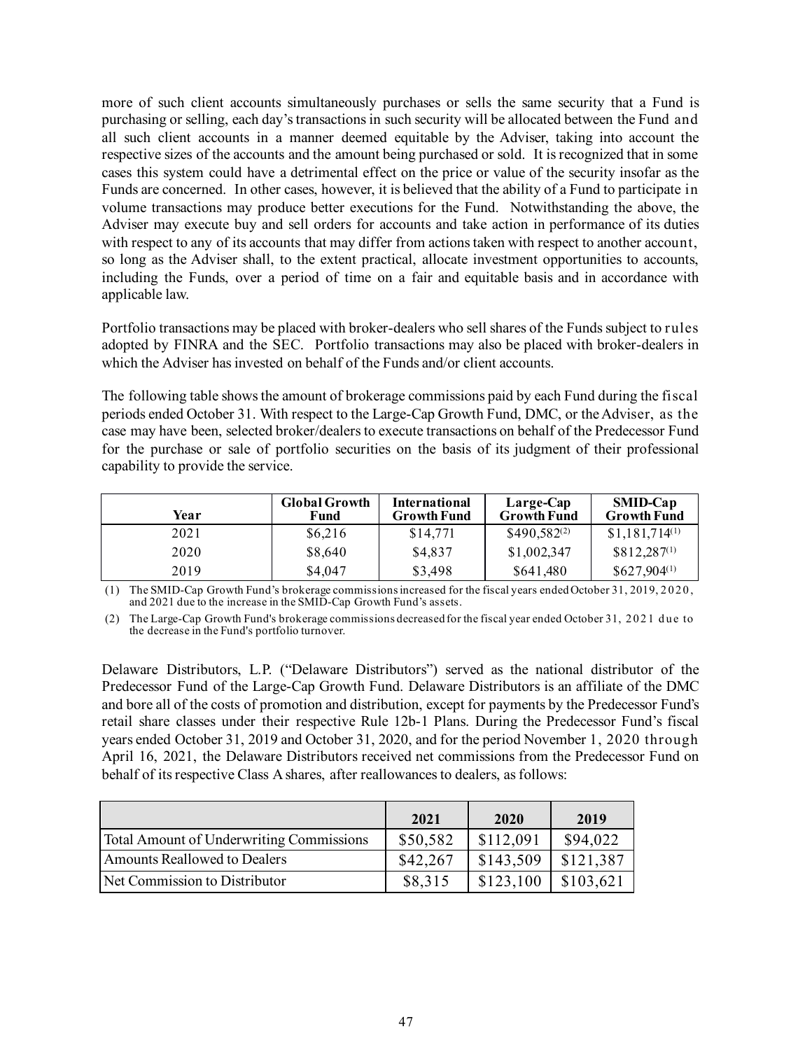more of such client accounts simultaneously purchases or sells the same security that a Fund is purchasing or selling, each day's transactions in such security will be allocated between the Fund and all such client accounts in a manner deemed equitable by the Adviser, taking into account the respective sizes of the accounts and the amount being purchased or sold. It is recognized that in some cases this system could have a detrimental effect on the price or value of the security insofar as the Funds are concerned. In other cases, however, it is believed that the ability of a Fund to participate in volume transactions may produce better executions for the Fund. Notwithstanding the above, the Adviser may execute buy and sell orders for accounts and take action in performance of its duties with respect to any of its accounts that may differ from actions taken with respect to another account, so long as the Adviser shall, to the extent practical, allocate investment opportunities to accounts, including the Funds, over a period of time on a fair and equitable basis and in accordance with applicable law.

Portfolio transactions may be placed with broker-dealers who sell shares of the Funds subject to rules adopted by FINRA and the SEC. Portfolio transactions may also be placed with broker-dealers in which the Adviser has invested on behalf of the Funds and/or client accounts.

The following table shows the amount of brokerage commissions paid by each Fund during the fiscal periods ended October 31. With respect to the Large-Cap Growth Fund, DMC, or the Adviser, as the case may have been, selected broker/dealers to execute transactions on behalf of the Predecessor Fund for the purchase or sale of portfolio securities on the basis of its judgment of their professional capability to provide the service.

| Year | Global Growth Fund | International Growth Fund | Large-Cap Growth Fund | SMID-Cap Growth Fund |
|---|---|---|---|---|
| 2021 | $6,216 | $14,771 | $490,582(2) | $1,181,714(1) |
| 2020 | $8,640 | $4,837 | $1,002,347 | $812,287(1) |
| 2019 | $4,047 | $3,498 | $641,480 | $627,904(1) |

(1) The SMID-Cap Growth Fund's brokerage commissions increased for the fiscal years ended October 31, 2019, 2020, and 2021 due to the increase in the SMID-Cap Growth Fund's assets.

(2) The Large-Cap Growth Fund's brokerage commissions decreased for the fiscal year ended October 31, 2021 due to the decrease in the Fund's portfolio turnover.

Delaware Distributors, L.P. ("Delaware Distributors") served as the national distributor of the Predecessor Fund of the Large-Cap Growth Fund. Delaware Distributors is an affiliate of the DMC and bore all of the costs of promotion and distribution, except for payments by the Predecessor Fund's retail share classes under their respective Rule 12b-1 Plans. During the Predecessor Fund's fiscal years ended October 31, 2019 and October 31, 2020, and for the period November 1, 2020 through April 16, 2021, the Delaware Distributors received net commissions from the Predecessor Fund on behalf of its respective Class A shares, after reallowances to dealers, as follows:

| | 2021 | 2020 | 2019 |
|---|---|---|---|
| Total Amount of Underwriting Commissions | $50,582 | $112,091 | $94,022 |
| Amounts Reallowed to Dealers | $42,267 | $143,509 | $121,387 |
| Net Commission to Distributor | $8,315 | $123,100 | $103,621 |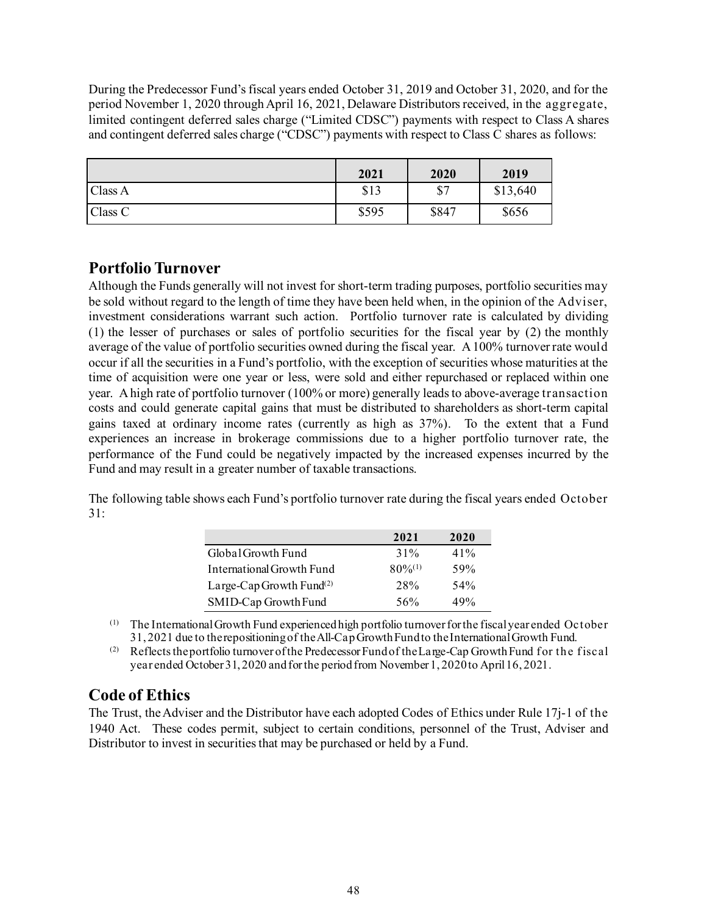During the Predecessor Fund's fiscal years ended October 31, 2019 and October 31, 2020, and for the period November 1, 2020 through April 16, 2021, Delaware Distributors received, in the aggregate, limited contingent deferred sales charge ("Limited CDSC") payments with respect to Class A shares and contingent deferred sales charge ("CDSC") payments with respect to Class C shares as follows:

| | 2021 | 2020 | 2019 |
|---|---|---|---|
| Class A | $13 | $7 | $13,640 |
| Class C | $595 | $847 | $656 |

## Portfolio Turnover

Although the Funds generally will not invest for short-term trading purposes, portfolio securities may be sold without regard to the length of time they have been held when, in the opinion of the Adviser, investment considerations warrant such action. Portfolio turnover rate is calculated by dividing (1) the lesser of purchases or sales of portfolio securities for the fiscal year by (2) the monthly average of the value of portfolio securities owned during the fiscal year. A 100% turnover rate would occur if all the securities in a Fund's portfolio, with the exception of securities whose maturities at the time of acquisition were one year or less, were sold and either repurchased or replaced within one year. A high rate of portfolio turnover (100% or more) generally leads to above-average transaction costs and could generate capital gains that must be distributed to shareholders as short-term capital gains taxed at ordinary income rates (currently as high as 37%). To the extent that a Fund experiences an increase in brokerage commissions due to a higher portfolio turnover rate, the performance of the Fund could be negatively impacted by the increased expenses incurred by the Fund and may result in a greater number of taxable transactions.

The following table shows each Fund's portfolio turnover rate during the fiscal years ended October 31:

| | 2021 | 2020 |
|---|---|---|
| Global Growth Fund | 31% | 41% |
| International Growth Fund | 80%(1) | 59% |
| Large-Cap Growth Fund(2) | 28% | 54% |
| SMID-Cap Growth Fund | 56% | 49% |

(1) The International Growth Fund experienced high portfolio turnover for the fiscal year ended October 31, 2021 due to the repositioning of the All-Cap Growth Fund to the International Growth Fund.

(2) Reflects the portfolio turnover of the Predecessor Fund of the Large-Cap Growth Fund for the fiscal year ended October 31, 2020 and for the period from November 1, 2020 to April 16, 2021.

## Code of Ethics

The Trust, the Adviser and the Distributor have each adopted Codes of Ethics under Rule 17j-1 of the 1940 Act. These codes permit, subject to certain conditions, personnel of the Trust, Adviser and Distributor to invest in securities that may be purchased or held by a Fund.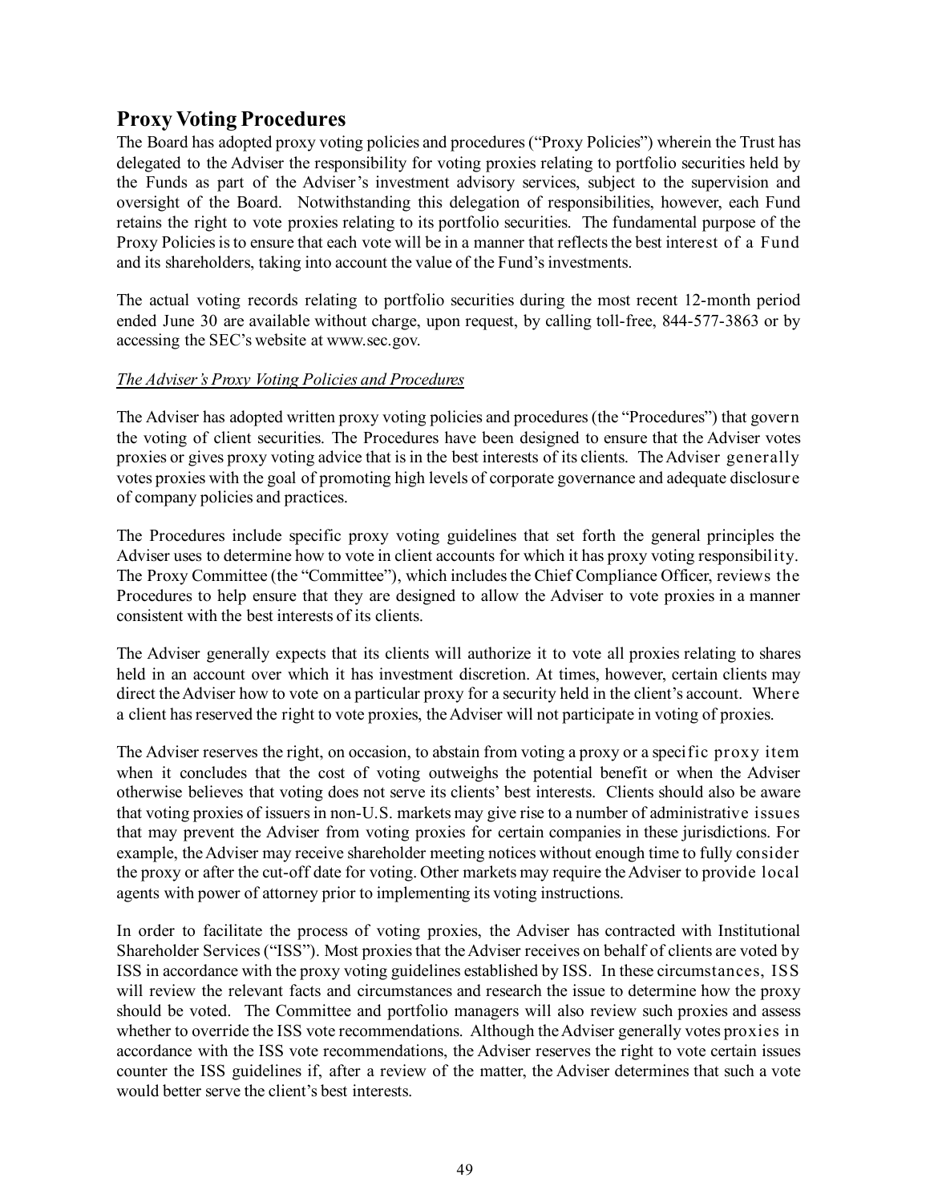## Proxy Voting Procedures

The Board has adopted proxy voting policies and procedures ("Proxy Policies") wherein the Trust has delegated to the Adviser the responsibility for voting proxies relating to portfolio securities held by the Funds as part of the Adviser's investment advisory services, subject to the supervision and oversight of the Board. Notwithstanding this delegation of responsibilities, however, each Fund retains the right to vote proxies relating to its portfolio securities. The fundamental purpose of the Proxy Policies is to ensure that each vote will be in a manner that reflects the best interest of a Fund and its shareholders, taking into account the value of the Fund's investments.

The actual voting records relating to portfolio securities during the most recent 12-month period ended June 30 are available without charge, upon request, by calling toll-free, 844-577-3863 or by accessing the SEC's website at www.sec.gov.

*The Adviser's Proxy Voting Policies and Procedures*

The Adviser has adopted written proxy voting policies and procedures (the "Procedures") that govern the voting of client securities. The Procedures have been designed to ensure that the Adviser votes proxies or gives proxy voting advice that is in the best interests of its clients. The Adviser generally votes proxies with the goal of promoting high levels of corporate governance and adequate disclosure of company policies and practices.

The Procedures include specific proxy voting guidelines that set forth the general principles the Adviser uses to determine how to vote in client accounts for which it has proxy voting responsibility. The Proxy Committee (the "Committee"), which includes the Chief Compliance Officer, reviews the Procedures to help ensure that they are designed to allow the Adviser to vote proxies in a manner consistent with the best interests of its clients.

The Adviser generally expects that its clients will authorize it to vote all proxies relating to shares held in an account over which it has investment discretion. At times, however, certain clients may direct the Adviser how to vote on a particular proxy for a security held in the client's account. Where a client has reserved the right to vote proxies, the Adviser will not participate in voting of proxies.

The Adviser reserves the right, on occasion, to abstain from voting a proxy or a specific proxy item when it concludes that the cost of voting outweighs the potential benefit or when the Adviser otherwise believes that voting does not serve its clients' best interests. Clients should also be aware that voting proxies of issuers in non-U.S. markets may give rise to a number of administrative issues that may prevent the Adviser from voting proxies for certain companies in these jurisdictions. For example, the Adviser may receive shareholder meeting notices without enough time to fully consider the proxy or after the cut-off date for voting. Other markets may require the Adviser to provide local agents with power of attorney prior to implementing its voting instructions.

In order to facilitate the process of voting proxies, the Adviser has contracted with Institutional Shareholder Services ("ISS"). Most proxies that the Adviser receives on behalf of clients are voted by ISS in accordance with the proxy voting guidelines established by ISS. In these circumstances, ISS will review the relevant facts and circumstances and research the issue to determine how the proxy should be voted. The Committee and portfolio managers will also review such proxies and assess whether to override the ISS vote recommendations. Although the Adviser generally votes proxies in accordance with the ISS vote recommendations, the Adviser reserves the right to vote certain issues counter the ISS guidelines if, after a review of the matter, the Adviser determines that such a vote would better serve the client's best interests.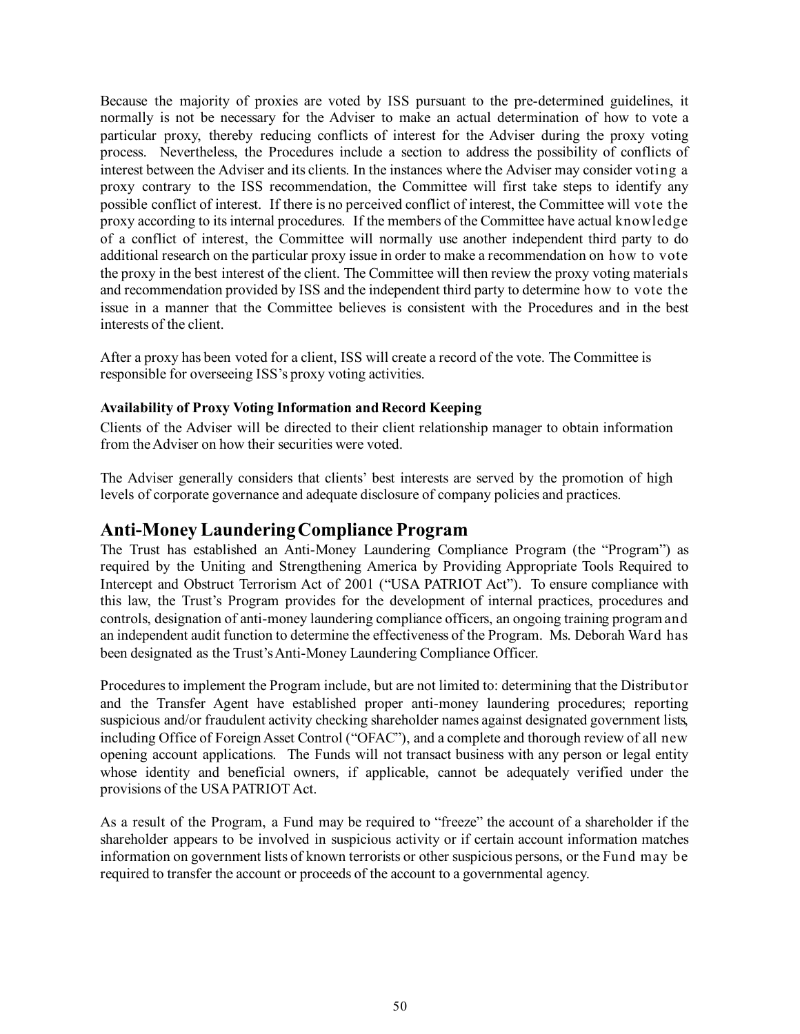Because the majority of proxies are voted by ISS pursuant to the pre-determined guidelines, it normally is not be necessary for the Adviser to make an actual determination of how to vote a particular proxy, thereby reducing conflicts of interest for the Adviser during the proxy voting process. Nevertheless, the Procedures include a section to address the possibility of conflicts of interest between the Adviser and its clients. In the instances where the Adviser may consider voting a proxy contrary to the ISS recommendation, the Committee will first take steps to identify any possible conflict of interest. If there is no perceived conflict of interest, the Committee will vote the proxy according to its internal procedures. If the members of the Committee have actual knowledge of a conflict of interest, the Committee will normally use another independent third party to do additional research on the particular proxy issue in order to make a recommendation on how to vote the proxy in the best interest of the client. The Committee will then review the proxy voting materials and recommendation provided by ISS and the independent third party to determine how to vote the issue in a manner that the Committee believes is consistent with the Procedures and in the best interests of the client.

After a proxy has been voted for a client, ISS will create a record of the vote. The Committee is responsible for overseeing ISS's proxy voting activities.

**Availability of Proxy Voting Information and Record Keeping**

Clients of the Adviser will be directed to their client relationship manager to obtain information from the Adviser on how their securities were voted.

The Adviser generally considers that clients' best interests are served by the promotion of high levels of corporate governance and adequate disclosure of company policies and practices.

## Anti-Money Laundering Compliance Program

The Trust has established an Anti-Money Laundering Compliance Program (the "Program") as required by the Uniting and Strengthening America by Providing Appropriate Tools Required to Intercept and Obstruct Terrorism Act of 2001 ("USA PATRIOT Act"). To ensure compliance with this law, the Trust's Program provides for the development of internal practices, procedures and controls, designation of anti-money laundering compliance officers, an ongoing training program and an independent audit function to determine the effectiveness of the Program. Ms. Deborah Ward has been designated as the Trust's Anti-Money Laundering Compliance Officer.

Procedures to implement the Program include, but are not limited to: determining that the Distributor and the Transfer Agent have established proper anti-money laundering procedures; reporting suspicious and/or fraudulent activity checking shareholder names against designated government lists, including Office of Foreign Asset Control ("OFAC"), and a complete and thorough review of all new opening account applications. The Funds will not transact business with any person or legal entity whose identity and beneficial owners, if applicable, cannot be adequately verified under the provisions of the USA PATRIOT Act.

As a result of the Program, a Fund may be required to "freeze" the account of a shareholder if the shareholder appears to be involved in suspicious activity or if certain account information matches information on government lists of known terrorists or other suspicious persons, or the Fund may be required to transfer the account or proceeds of the account to a governmental agency.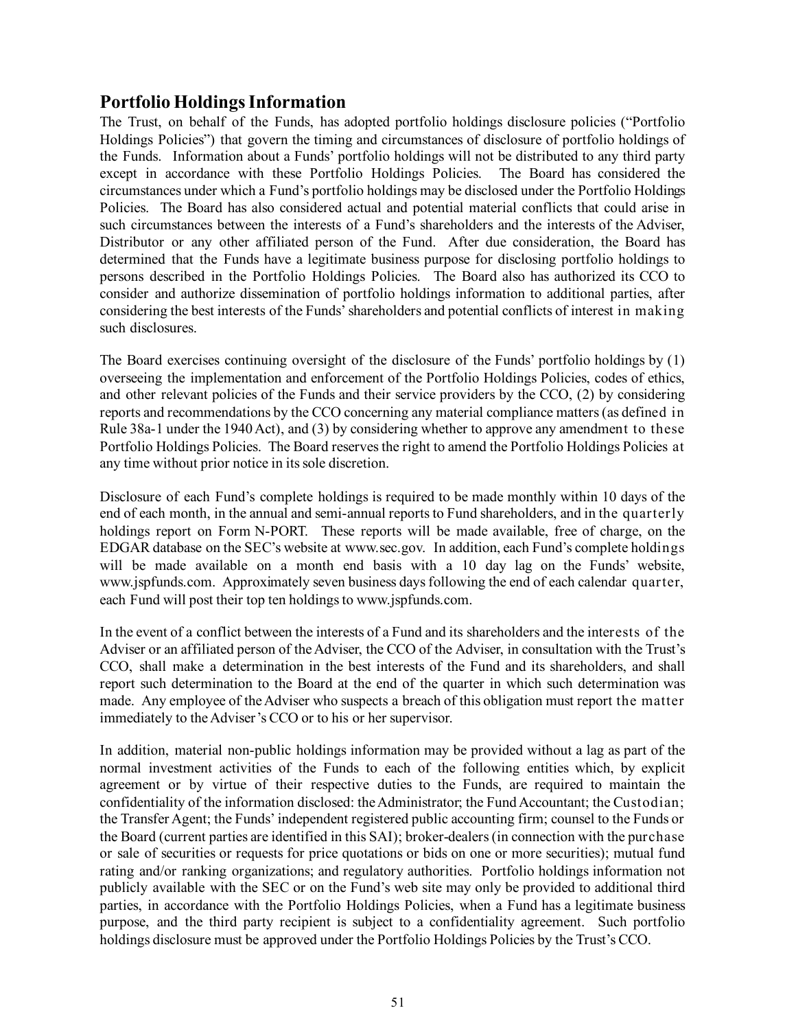## Portfolio Holdings Information

The Trust, on behalf of the Funds, has adopted portfolio holdings disclosure policies ("Portfolio Holdings Policies") that govern the timing and circumstances of disclosure of portfolio holdings of the Funds. Information about a Funds' portfolio holdings will not be distributed to any third party except in accordance with these Portfolio Holdings Policies. The Board has considered the circumstances under which a Fund's portfolio holdings may be disclosed under the Portfolio Holdings Policies. The Board has also considered actual and potential material conflicts that could arise in such circumstances between the interests of a Fund's shareholders and the interests of the Adviser, Distributor or any other affiliated person of the Fund. After due consideration, the Board has determined that the Funds have a legitimate business purpose for disclosing portfolio holdings to persons described in the Portfolio Holdings Policies. The Board also has authorized its CCO to consider and authorize dissemination of portfolio holdings information to additional parties, after considering the best interests of the Funds' shareholders and potential conflicts of interest in making such disclosures.

The Board exercises continuing oversight of the disclosure of the Funds' portfolio holdings by (1) overseeing the implementation and enforcement of the Portfolio Holdings Policies, codes of ethics, and other relevant policies of the Funds and their service providers by the CCO, (2) by considering reports and recommendations by the CCO concerning any material compliance matters (as defined in Rule 38a-1 under the 1940 Act), and (3) by considering whether to approve any amendment to these Portfolio Holdings Policies. The Board reserves the right to amend the Portfolio Holdings Policies at any time without prior notice in its sole discretion.

Disclosure of each Fund's complete holdings is required to be made monthly within 10 days of the end of each month, in the annual and semi-annual reports to Fund shareholders, and in the quarterly holdings report on Form N-PORT. These reports will be made available, free of charge, on the EDGAR database on the SEC's website at www.sec.gov. In addition, each Fund's complete holdings will be made available on a month end basis with a 10 day lag on the Funds' website, www.jspfunds.com. Approximately seven business days following the end of each calendar quarter, each Fund will post their top ten holdings to www.jspfunds.com.

In the event of a conflict between the interests of a Fund and its shareholders and the interests of the Adviser or an affiliated person of the Adviser, the CCO of the Adviser, in consultation with the Trust's CCO, shall make a determination in the best interests of the Fund and its shareholders, and shall report such determination to the Board at the end of the quarter in which such determination was made. Any employee of the Adviser who suspects a breach of this obligation must report the matter immediately to the Adviser's CCO or to his or her supervisor.

In addition, material non-public holdings information may be provided without a lag as part of the normal investment activities of the Funds to each of the following entities which, by explicit agreement or by virtue of their respective duties to the Funds, are required to maintain the confidentiality of the information disclosed: the Administrator; the Fund Accountant; the Custodian; the Transfer Agent; the Funds' independent registered public accounting firm; counsel to the Funds or the Board (current parties are identified in this SAI); broker-dealers (in connection with the purchase or sale of securities or requests for price quotations or bids on one or more securities); mutual fund rating and/or ranking organizations; and regulatory authorities. Portfolio holdings information not publicly available with the SEC or on the Fund's web site may only be provided to additional third parties, in accordance with the Portfolio Holdings Policies, when a Fund has a legitimate business purpose, and the third party recipient is subject to a confidentiality agreement. Such portfolio holdings disclosure must be approved under the Portfolio Holdings Policies by the Trust's CCO.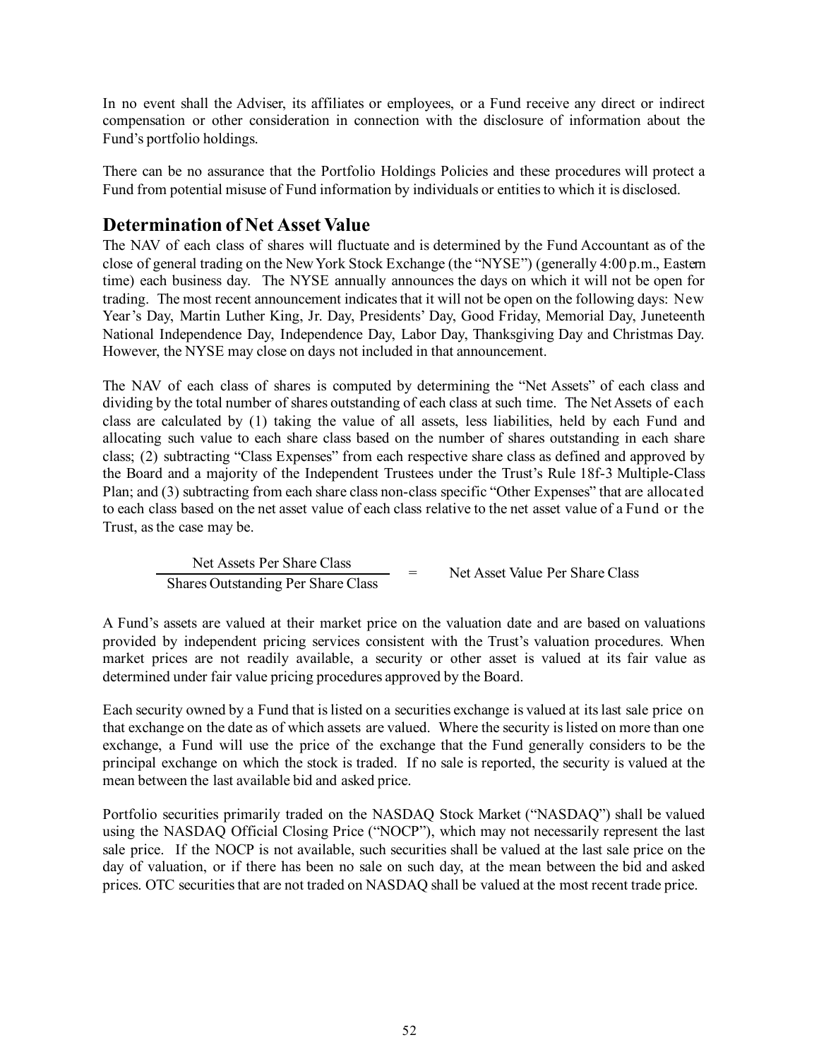In no event shall the Adviser, its affiliates or employees, or a Fund receive any direct or indirect compensation or other consideration in connection with the disclosure of information about the Fund's portfolio holdings.

There can be no assurance that the Portfolio Holdings Policies and these procedures will protect a Fund from potential misuse of Fund information by individuals or entities to which it is disclosed.

## Determination of Net Asset Value

The NAV of each class of shares will fluctuate and is determined by the Fund Accountant as of the close of general trading on the New York Stock Exchange (the "NYSE") (generally 4:00 p.m., Eastern time) each business day. The NYSE annually announces the days on which it will not be open for trading. The most recent announcement indicates that it will not be open on the following days: New Year's Day, Martin Luther King, Jr. Day, Presidents' Day, Good Friday, Memorial Day, Juneteenth National Independence Day, Independence Day, Labor Day, Thanksgiving Day and Christmas Day. However, the NYSE may close on days not included in that announcement.

The NAV of each class of shares is computed by determining the "Net Assets" of each class and dividing by the total number of shares outstanding of each class at such time. The Net Assets of each class are calculated by (1) taking the value of all assets, less liabilities, held by each Fund and allocating such value to each share class based on the number of shares outstanding in each share class; (2) subtracting "Class Expenses" from each respective share class as defined and approved by the Board and a majority of the Independent Trustees under the Trust's Rule 18f-3 Multiple-Class Plan; and (3) subtracting from each share class non-class specific "Other Expenses" that are allocated to each class based on the net asset value of each class relative to the net asset value of a Fund or the Trust, as the case may be.

$$\frac{\text{Net Assets Per Share Class}}{\text{Shares Outstanding Per Share Class}} = \text{Net Asset Value Per Share Class}$$

A Fund's assets are valued at their market price on the valuation date and are based on valuations provided by independent pricing services consistent with the Trust's valuation procedures. When market prices are not readily available, a security or other asset is valued at its fair value as determined under fair value pricing procedures approved by the Board.

Each security owned by a Fund that is listed on a securities exchange is valued at its last sale price on that exchange on the date as of which assets are valued. Where the security is listed on more than one exchange, a Fund will use the price of the exchange that the Fund generally considers to be the principal exchange on which the stock is traded. If no sale is reported, the security is valued at the mean between the last available bid and asked price.

Portfolio securities primarily traded on the NASDAQ Stock Market ("NASDAQ") shall be valued using the NASDAQ Official Closing Price ("NOCP"), which may not necessarily represent the last sale price. If the NOCP is not available, such securities shall be valued at the last sale price on the day of valuation, or if there has been no sale on such day, at the mean between the bid and asked prices. OTC securities that are not traded on NASDAQ shall be valued at the most recent trade price.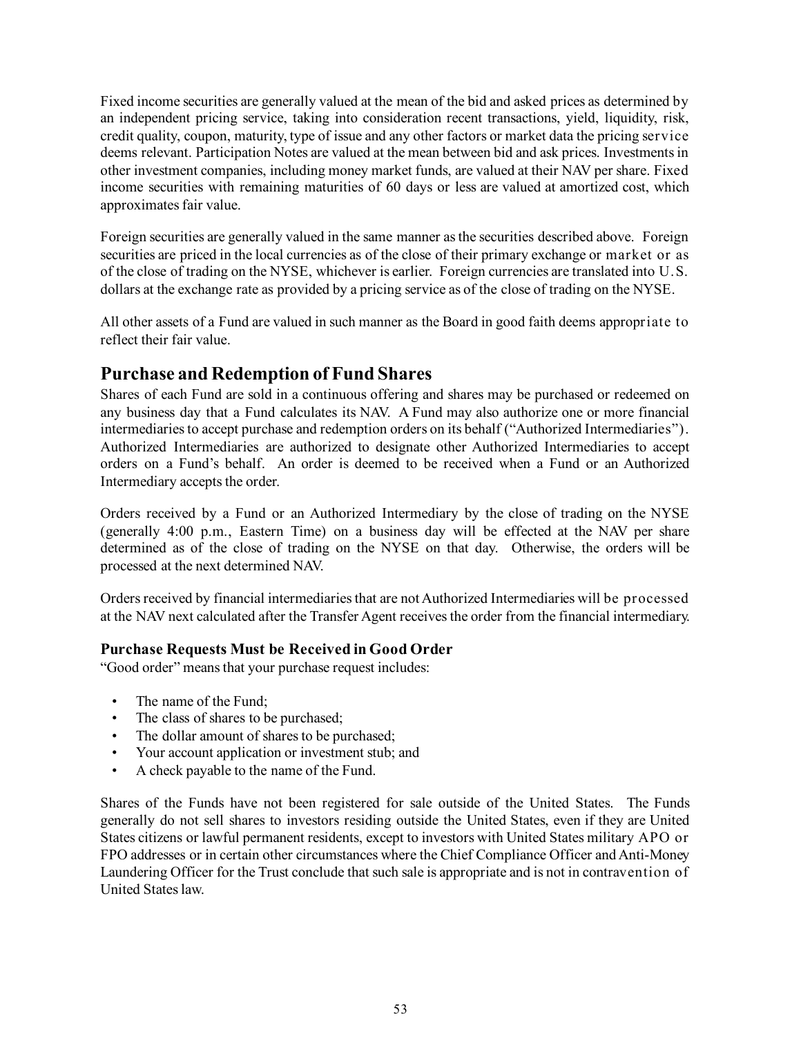Fixed income securities are generally valued at the mean of the bid and asked prices as determined by an independent pricing service, taking into consideration recent transactions, yield, liquidity, risk, credit quality, coupon, maturity, type of issue and any other factors or market data the pricing service deems relevant. Participation Notes are valued at the mean between bid and ask prices. Investments in other investment companies, including money market funds, are valued at their NAV per share. Fixed income securities with remaining maturities of 60 days or less are valued at amortized cost, which approximates fair value.

Foreign securities are generally valued in the same manner as the securities described above. Foreign securities are priced in the local currencies as of the close of their primary exchange or market or as of the close of trading on the NYSE, whichever is earlier. Foreign currencies are translated into U.S. dollars at the exchange rate as provided by a pricing service as of the close of trading on the NYSE.

All other assets of a Fund are valued in such manner as the Board in good faith deems appropriate to reflect their fair value.

## Purchase and Redemption of Fund Shares

Shares of each Fund are sold in a continuous offering and shares may be purchased or redeemed on any business day that a Fund calculates its NAV. A Fund may also authorize one or more financial intermediaries to accept purchase and redemption orders on its behalf ("Authorized Intermediaries"). Authorized Intermediaries are authorized to designate other Authorized Intermediaries to accept orders on a Fund's behalf. An order is deemed to be received when a Fund or an Authorized Intermediary accepts the order.

Orders received by a Fund or an Authorized Intermediary by the close of trading on the NYSE (generally 4:00 p.m., Eastern Time) on a business day will be effected at the NAV per share determined as of the close of trading on the NYSE on that day. Otherwise, the orders will be processed at the next determined NAV.

Orders received by financial intermediaries that are not Authorized Intermediaries will be processed at the NAV next calculated after the Transfer Agent receives the order from the financial intermediary.

### Purchase Requests Must be Received in Good Order

"Good order" means that your purchase request includes:

- The name of the Fund;
- The class of shares to be purchased;
- The dollar amount of shares to be purchased;
- Your account application or investment stub; and
- A check payable to the name of the Fund.

Shares of the Funds have not been registered for sale outside of the United States. The Funds generally do not sell shares to investors residing outside the United States, even if they are United States citizens or lawful permanent residents, except to investors with United States military APO or FPO addresses or in certain other circumstances where the Chief Compliance Officer and Anti-Money Laundering Officer for the Trust conclude that such sale is appropriate and is not in contravention of United States law.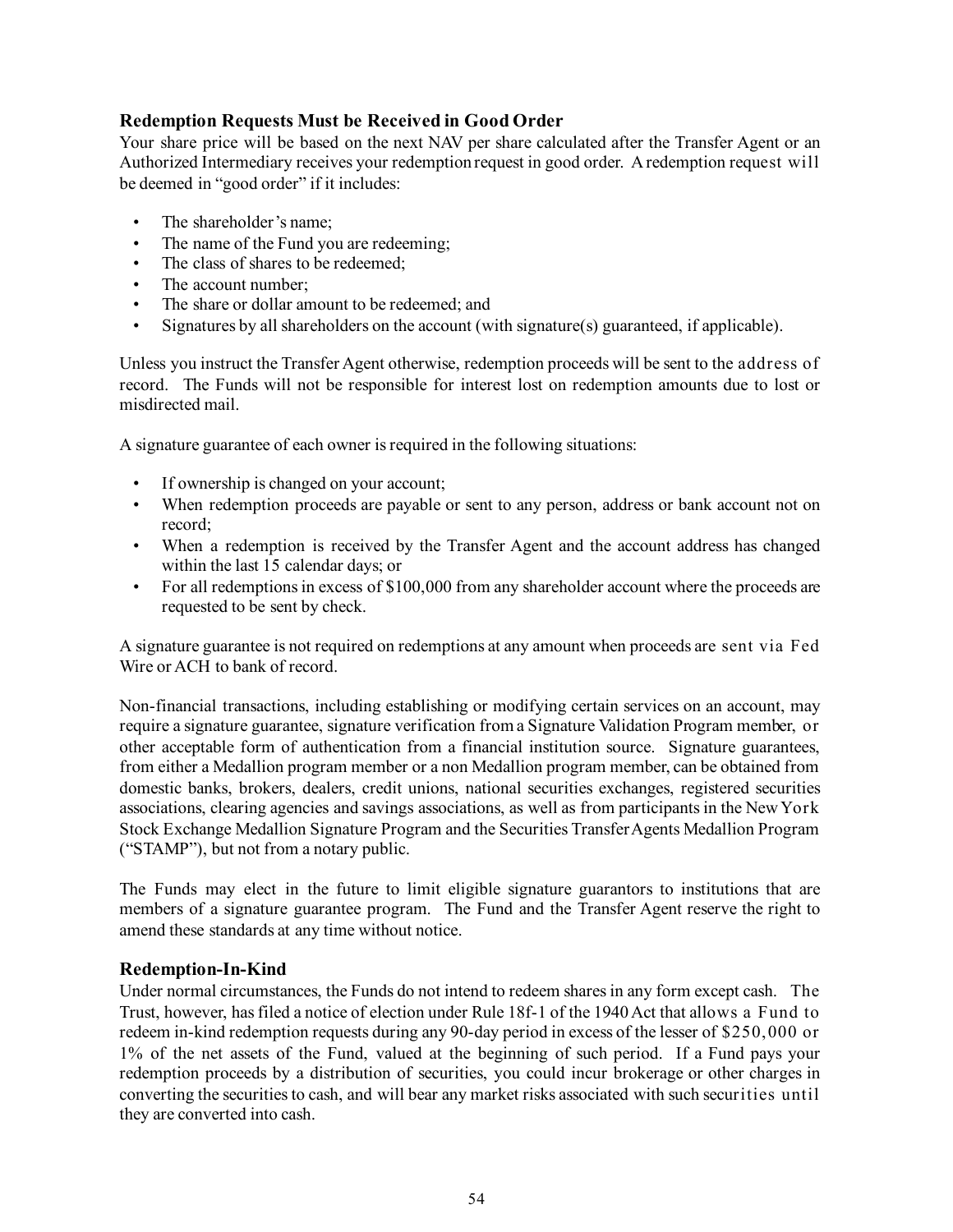### Redemption Requests Must be Received in Good Order

Your share price will be based on the next NAV per share calculated after the Transfer Agent or an Authorized Intermediary receives your redemption request in good order. A redemption request will be deemed in "good order" if it includes:

- The shareholder's name;
- The name of the Fund you are redeeming;
- The class of shares to be redeemed;
- The account number;
- The share or dollar amount to be redeemed; and
- Signatures by all shareholders on the account (with signature(s) guaranteed, if applicable).

Unless you instruct the Transfer Agent otherwise, redemption proceeds will be sent to the address of record. The Funds will not be responsible for interest lost on redemption amounts due to lost or misdirected mail.

A signature guarantee of each owner is required in the following situations:

- If ownership is changed on your account;
- When redemption proceeds are payable or sent to any person, address or bank account not on record;
- When a redemption is received by the Transfer Agent and the account address has changed within the last 15 calendar days; or
- For all redemptions in excess of $100,000 from any shareholder account where the proceeds are requested to be sent by check.

A signature guarantee is not required on redemptions at any amount when proceeds are sent via Fed Wire or ACH to bank of record.

Non-financial transactions, including establishing or modifying certain services on an account, may require a signature guarantee, signature verification from a Signature Validation Program member, or other acceptable form of authentication from a financial institution source. Signature guarantees, from either a Medallion program member or a non Medallion program member, can be obtained from domestic banks, brokers, dealers, credit unions, national securities exchanges, registered securities associations, clearing agencies and savings associations, as well as from participants in the New York Stock Exchange Medallion Signature Program and the Securities Transfer Agents Medallion Program ("STAMP"), but not from a notary public.

The Funds may elect in the future to limit eligible signature guarantors to institutions that are members of a signature guarantee program. The Fund and the Transfer Agent reserve the right to amend these standards at any time without notice.

### Redemption-In-Kind

Under normal circumstances, the Funds do not intend to redeem shares in any form except cash. The Trust, however, has filed a notice of election under Rule 18f-1 of the 1940 Act that allows a Fund to redeem in-kind redemption requests during any 90-day period in excess of the lesser of $250,000 or 1% of the net assets of the Fund, valued at the beginning of such period. If a Fund pays your redemption proceeds by a distribution of securities, you could incur brokerage or other charges in converting the securities to cash, and will bear any market risks associated with such securities until they are converted into cash.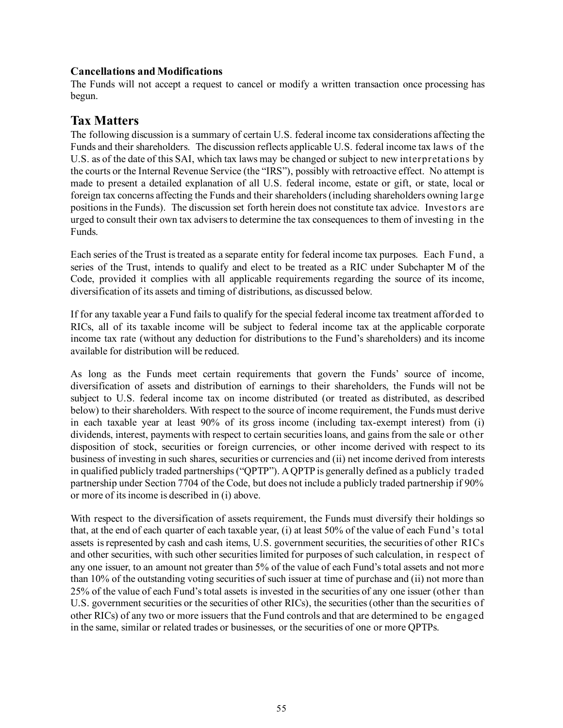**Cancellations and Modifications**

The Funds will not accept a request to cancel or modify a written transaction once processing has begun.

## Tax Matters

The following discussion is a summary of certain U.S. federal income tax considerations affecting the Funds and their shareholders. The discussion reflects applicable U.S. federal income tax laws of the U.S. as of the date of this SAI, which tax laws may be changed or subject to new interpretations by the courts or the Internal Revenue Service (the "IRS"), possibly with retroactive effect. No attempt is made to present a detailed explanation of all U.S. federal income, estate or gift, or state, local or foreign tax concerns affecting the Funds and their shareholders (including shareholders owning large positions in the Funds). The discussion set forth herein does not constitute tax advice. Investors are urged to consult their own tax advisers to determine the tax consequences to them of investing in the Funds.

Each series of the Trust is treated as a separate entity for federal income tax purposes. Each Fund, a series of the Trust, intends to qualify and elect to be treated as a RIC under Subchapter M of the Code, provided it complies with all applicable requirements regarding the source of its income, diversification of its assets and timing of distributions, as discussed below.

If for any taxable year a Fund fails to qualify for the special federal income tax treatment afforded to RICs, all of its taxable income will be subject to federal income tax at the applicable corporate income tax rate (without any deduction for distributions to the Fund's shareholders) and its income available for distribution will be reduced.

As long as the Funds meet certain requirements that govern the Funds' source of income, diversification of assets and distribution of earnings to their shareholders, the Funds will not be subject to U.S. federal income tax on income distributed (or treated as distributed, as described below) to their shareholders. With respect to the source of income requirement, the Funds must derive in each taxable year at least 90% of its gross income (including tax-exempt interest) from (i) dividends, interest, payments with respect to certain securities loans, and gains from the sale or other disposition of stock, securities or foreign currencies, or other income derived with respect to its business of investing in such shares, securities or currencies and (ii) net income derived from interests in qualified publicly traded partnerships ("QPTP"). A QPTP is generally defined as a publicly traded partnership under Section 7704 of the Code, but does not include a publicly traded partnership if 90% or more of its income is described in (i) above.

With respect to the diversification of assets requirement, the Funds must diversify their holdings so that, at the end of each quarter of each taxable year, (i) at least 50% of the value of each Fund's total assets is represented by cash and cash items, U.S. government securities, the securities of other RICs and other securities, with such other securities limited for purposes of such calculation, in respect of any one issuer, to an amount not greater than 5% of the value of each Fund's total assets and not more than 10% of the outstanding voting securities of such issuer at time of purchase and (ii) not more than 25% of the value of each Fund's total assets is invested in the securities of any one issuer (other than U.S. government securities or the securities of other RICs), the securities (other than the securities of other RICs) of any two or more issuers that the Fund controls and that are determined to be engaged in the same, similar or related trades or businesses, or the securities of one or more QPTPs.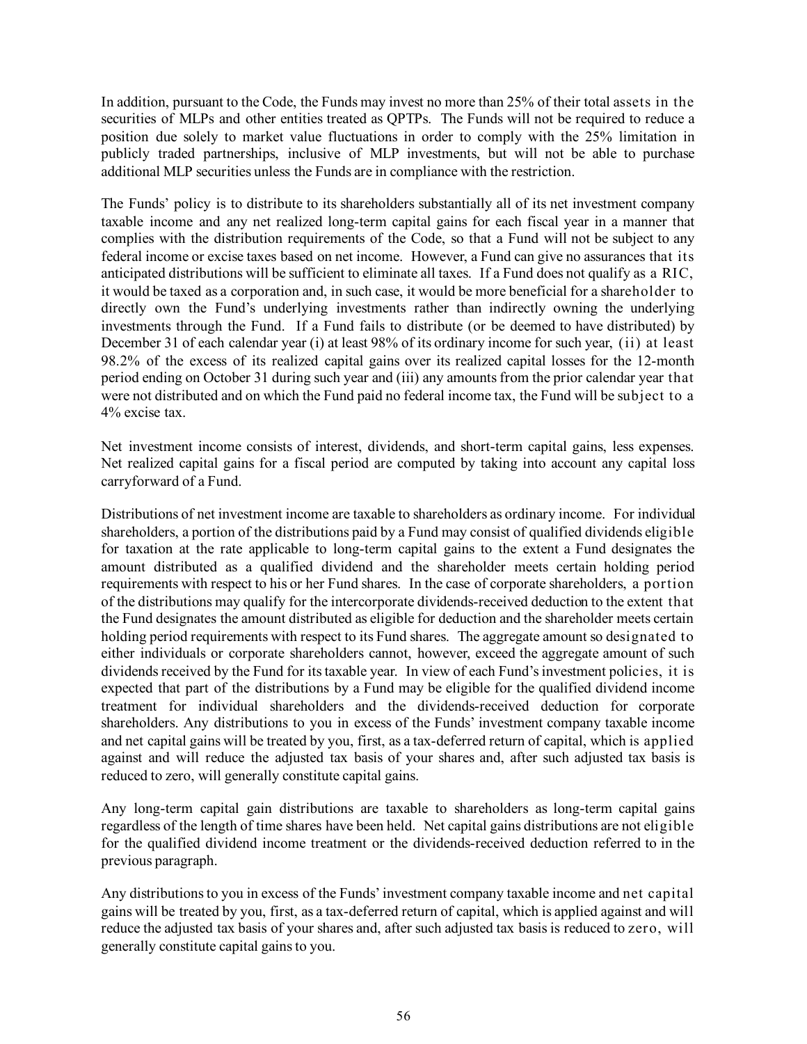In addition, pursuant to the Code, the Funds may invest no more than 25% of their total assets in the securities of MLPs and other entities treated as QPTPs. The Funds will not be required to reduce a position due solely to market value fluctuations in order to comply with the 25% limitation in publicly traded partnerships, inclusive of MLP investments, but will not be able to purchase additional MLP securities unless the Funds are in compliance with the restriction.

The Funds' policy is to distribute to its shareholders substantially all of its net investment company taxable income and any net realized long-term capital gains for each fiscal year in a manner that complies with the distribution requirements of the Code, so that a Fund will not be subject to any federal income or excise taxes based on net income. However, a Fund can give no assurances that its anticipated distributions will be sufficient to eliminate all taxes. If a Fund does not qualify as a RIC, it would be taxed as a corporation and, in such case, it would be more beneficial for a shareholder to directly own the Fund's underlying investments rather than indirectly owning the underlying investments through the Fund. If a Fund fails to distribute (or be deemed to have distributed) by December 31 of each calendar year (i) at least 98% of its ordinary income for such year, (ii) at least 98.2% of the excess of its realized capital gains over its realized capital losses for the 12-month period ending on October 31 during such year and (iii) any amounts from the prior calendar year that were not distributed and on which the Fund paid no federal income tax, the Fund will be subject to a 4% excise tax.

Net investment income consists of interest, dividends, and short-term capital gains, less expenses. Net realized capital gains for a fiscal period are computed by taking into account any capital loss carryforward of a Fund.

Distributions of net investment income are taxable to shareholders as ordinary income. For individual shareholders, a portion of the distributions paid by a Fund may consist of qualified dividends eligible for taxation at the rate applicable to long-term capital gains to the extent a Fund designates the amount distributed as a qualified dividend and the shareholder meets certain holding period requirements with respect to his or her Fund shares. In the case of corporate shareholders, a portion of the distributions may qualify for the intercorporate dividends-received deduction to the extent that the Fund designates the amount distributed as eligible for deduction and the shareholder meets certain holding period requirements with respect to its Fund shares. The aggregate amount so designated to either individuals or corporate shareholders cannot, however, exceed the aggregate amount of such dividends received by the Fund for its taxable year. In view of each Fund's investment policies, it is expected that part of the distributions by a Fund may be eligible for the qualified dividend income treatment for individual shareholders and the dividends-received deduction for corporate shareholders. Any distributions to you in excess of the Funds' investment company taxable income and net capital gains will be treated by you, first, as a tax-deferred return of capital, which is applied against and will reduce the adjusted tax basis of your shares and, after such adjusted tax basis is reduced to zero, will generally constitute capital gains.

Any long-term capital gain distributions are taxable to shareholders as long-term capital gains regardless of the length of time shares have been held. Net capital gains distributions are not eligible for the qualified dividend income treatment or the dividends-received deduction referred to in the previous paragraph.

Any distributions to you in excess of the Funds' investment company taxable income and net capital gains will be treated by you, first, as a tax-deferred return of capital, which is applied against and will reduce the adjusted tax basis of your shares and, after such adjusted tax basis is reduced to zero, will generally constitute capital gains to you.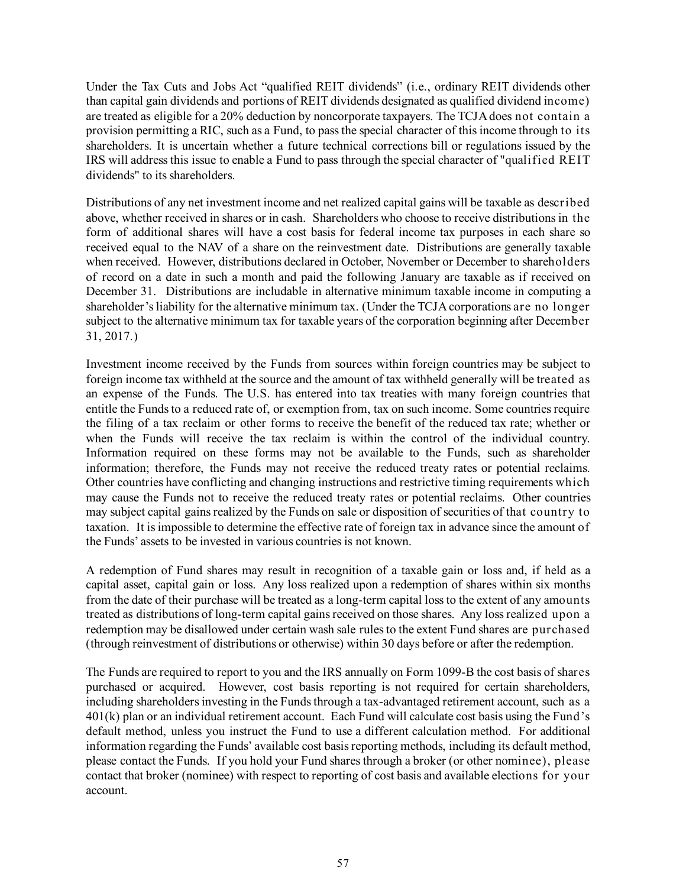Under the Tax Cuts and Jobs Act "qualified REIT dividends" (i.e., ordinary REIT dividends other than capital gain dividends and portions of REIT dividends designated as qualified dividend income) are treated as eligible for a 20% deduction by noncorporate taxpayers. The TCJA does not contain a provision permitting a RIC, such as a Fund, to pass the special character of this income through to its shareholders. It is uncertain whether a future technical corrections bill or regulations issued by the IRS will address this issue to enable a Fund to pass through the special character of "qualified REIT dividends" to its shareholders.

Distributions of any net investment income and net realized capital gains will be taxable as described above, whether received in shares or in cash. Shareholders who choose to receive distributions in the form of additional shares will have a cost basis for federal income tax purposes in each share so received equal to the NAV of a share on the reinvestment date. Distributions are generally taxable when received. However, distributions declared in October, November or December to shareholders of record on a date in such a month and paid the following January are taxable as if received on December 31. Distributions are includable in alternative minimum taxable income in computing a shareholder's liability for the alternative minimum tax. (Under the TCJA corporations are no longer subject to the alternative minimum tax for taxable years of the corporation beginning after December 31, 2017.)

Investment income received by the Funds from sources within foreign countries may be subject to foreign income tax withheld at the source and the amount of tax withheld generally will be treated as an expense of the Funds. The U.S. has entered into tax treaties with many foreign countries that entitle the Funds to a reduced rate of, or exemption from, tax on such income. Some countries require the filing of a tax reclaim or other forms to receive the benefit of the reduced tax rate; whether or when the Funds will receive the tax reclaim is within the control of the individual country. Information required on these forms may not be available to the Funds, such as shareholder information; therefore, the Funds may not receive the reduced treaty rates or potential reclaims. Other countries have conflicting and changing instructions and restrictive timing requirements which may cause the Funds not to receive the reduced treaty rates or potential reclaims. Other countries may subject capital gains realized by the Funds on sale or disposition of securities of that country to taxation. It is impossible to determine the effective rate of foreign tax in advance since the amount of the Funds' assets to be invested in various countries is not known.

A redemption of Fund shares may result in recognition of a taxable gain or loss and, if held as a capital asset, capital gain or loss. Any loss realized upon a redemption of shares within six months from the date of their purchase will be treated as a long-term capital loss to the extent of any amounts treated as distributions of long-term capital gains received on those shares. Any loss realized upon a redemption may be disallowed under certain wash sale rules to the extent Fund shares are purchased (through reinvestment of distributions or otherwise) within 30 days before or after the redemption.

The Funds are required to report to you and the IRS annually on Form 1099-B the cost basis of shares purchased or acquired. However, cost basis reporting is not required for certain shareholders, including shareholders investing in the Funds through a tax-advantaged retirement account, such as a 401(k) plan or an individual retirement account. Each Fund will calculate cost basis using the Fund's default method, unless you instruct the Fund to use a different calculation method. For additional information regarding the Funds' available cost basis reporting methods, including its default method, please contact the Funds. If you hold your Fund shares through a broker (or other nominee), please contact that broker (nominee) with respect to reporting of cost basis and available elections for your account.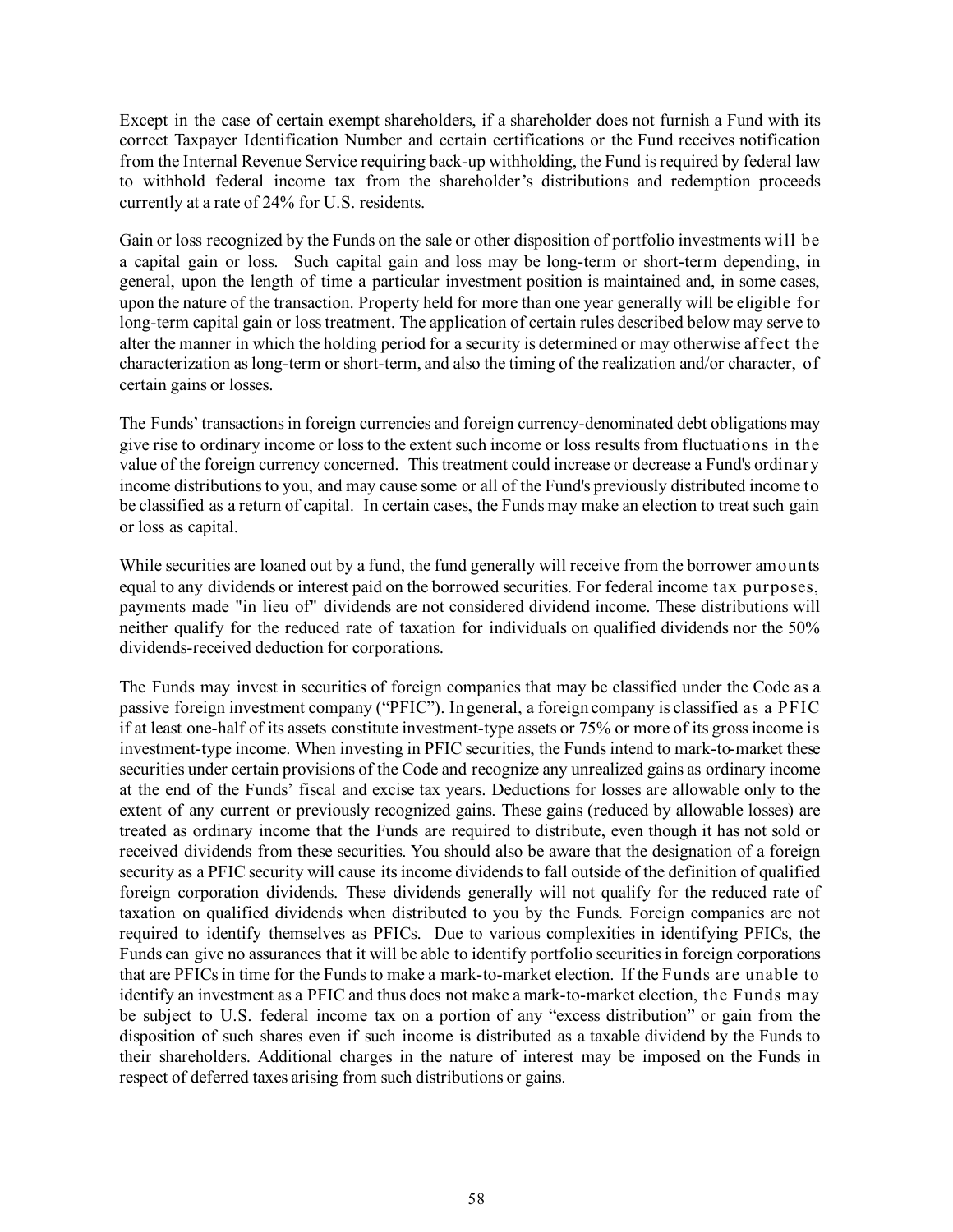Except in the case of certain exempt shareholders, if a shareholder does not furnish a Fund with its correct Taxpayer Identification Number and certain certifications or the Fund receives notification from the Internal Revenue Service requiring back-up withholding, the Fund is required by federal law to withhold federal income tax from the shareholder's distributions and redemption proceeds currently at a rate of 24% for U.S. residents.

Gain or loss recognized by the Funds on the sale or other disposition of portfolio investments will be a capital gain or loss. Such capital gain and loss may be long-term or short-term depending, in general, upon the length of time a particular investment position is maintained and, in some cases, upon the nature of the transaction. Property held for more than one year generally will be eligible for long-term capital gain or loss treatment. The application of certain rules described below may serve to alter the manner in which the holding period for a security is determined or may otherwise affect the characterization as long-term or short-term, and also the timing of the realization and/or character, of certain gains or losses.

The Funds' transactions in foreign currencies and foreign currency-denominated debt obligations may give rise to ordinary income or loss to the extent such income or loss results from fluctuations in the value of the foreign currency concerned. This treatment could increase or decrease a Fund's ordinary income distributions to you, and may cause some or all of the Fund's previously distributed income to be classified as a return of capital. In certain cases, the Funds may make an election to treat such gain or loss as capital.

While securities are loaned out by a fund, the fund generally will receive from the borrower amounts equal to any dividends or interest paid on the borrowed securities. For federal income tax purposes, payments made "in lieu of" dividends are not considered dividend income. These distributions will neither qualify for the reduced rate of taxation for individuals on qualified dividends nor the 50% dividends-received deduction for corporations.

The Funds may invest in securities of foreign companies that may be classified under the Code as a passive foreign investment company ("PFIC"). In general, a foreign company is classified as a PFIC if at least one-half of its assets constitute investment-type assets or 75% or more of its gross income is investment-type income. When investing in PFIC securities, the Funds intend to mark-to-market these securities under certain provisions of the Code and recognize any unrealized gains as ordinary income at the end of the Funds' fiscal and excise tax years. Deductions for losses are allowable only to the extent of any current or previously recognized gains. These gains (reduced by allowable losses) are treated as ordinary income that the Funds are required to distribute, even though it has not sold or received dividends from these securities. You should also be aware that the designation of a foreign security as a PFIC security will cause its income dividends to fall outside of the definition of qualified foreign corporation dividends. These dividends generally will not qualify for the reduced rate of taxation on qualified dividends when distributed to you by the Funds. Foreign companies are not required to identify themselves as PFICs. Due to various complexities in identifying PFICs, the Funds can give no assurances that it will be able to identify portfolio securities in foreign corporations that are PFICs in time for the Funds to make a mark-to-market election. If the Funds are unable to identify an investment as a PFIC and thus does not make a mark-to-market election, the Funds may be subject to U.S. federal income tax on a portion of any "excess distribution" or gain from the disposition of such shares even if such income is distributed as a taxable dividend by the Funds to their shareholders. Additional charges in the nature of interest may be imposed on the Funds in respect of deferred taxes arising from such distributions or gains.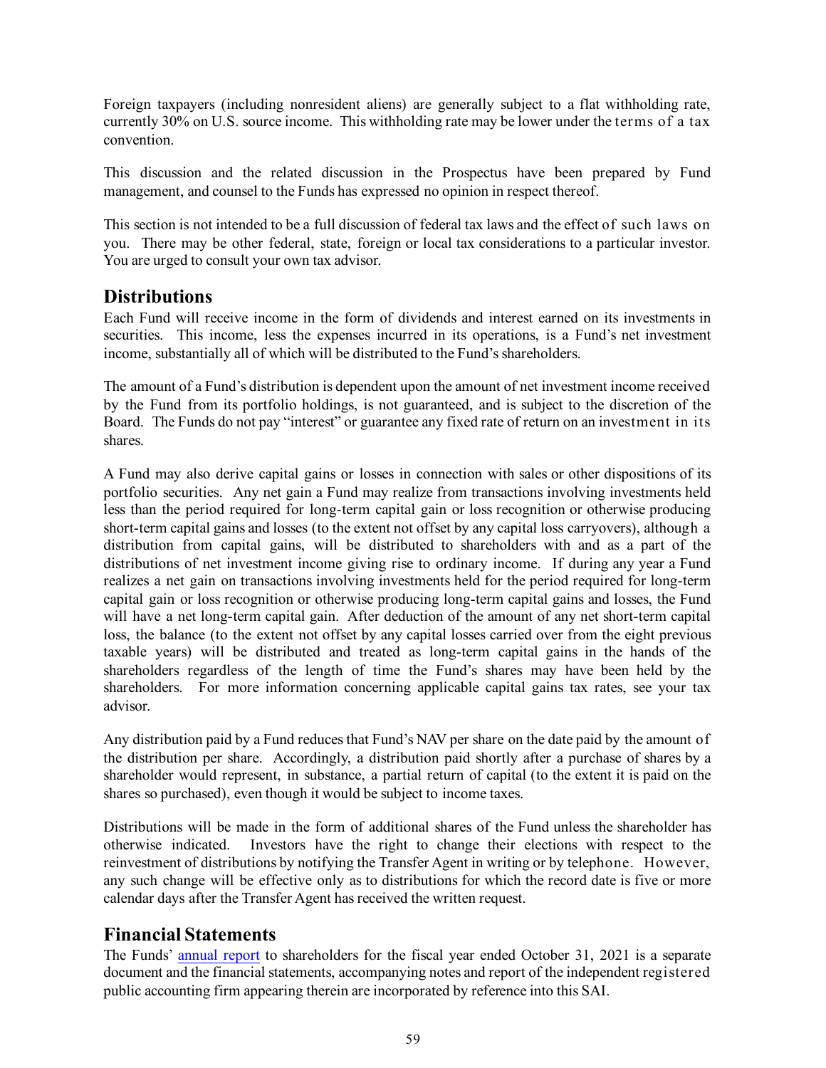Foreign taxpayers (including nonresident aliens) are generally subject to a flat withholding rate, currently 30% on U.S. source income. This withholding rate may be lower under the terms of a tax convention.

This discussion and the related discussion in the Prospectus have been prepared by Fund management, and counsel to the Funds has expressed no opinion in respect thereof.

This section is not intended to be a full discussion of federal tax laws and the effect of such laws on you. There may be other federal, state, foreign or local tax considerations to a particular investor. You are urged to consult your own tax advisor.

## Distributions

Each Fund will receive income in the form of dividends and interest earned on its investments in securities. This income, less the expenses incurred in its operations, is a Fund's net investment income, substantially all of which will be distributed to the Fund's shareholders.

The amount of a Fund's distribution is dependent upon the amount of net investment income received by the Fund from its portfolio holdings, is not guaranteed, and is subject to the discretion of the Board. The Funds do not pay "interest" or guarantee any fixed rate of return on an investment in its shares.

A Fund may also derive capital gains or losses in connection with sales or other dispositions of its portfolio securities. Any net gain a Fund may realize from transactions involving investments held less than the period required for long-term capital gain or loss recognition or otherwise producing short-term capital gains and losses (to the extent not offset by any capital loss carryovers), although a distribution from capital gains, will be distributed to shareholders with and as a part of the distributions of net investment income giving rise to ordinary income. If during any year a Fund realizes a net gain on transactions involving investments held for the period required for long-term capital gain or loss recognition or otherwise producing long-term capital gains and losses, the Fund will have a net long-term capital gain. After deduction of the amount of any net short-term capital loss, the balance (to the extent not offset by any capital losses carried over from the eight previous taxable years) will be distributed and treated as long-term capital gains in the hands of the shareholders regardless of the length of time the Fund's shares may have been held by the shareholders. For more information concerning applicable capital gains tax rates, see your tax advisor.

Any distribution paid by a Fund reduces that Fund's NAV per share on the date paid by the amount of the distribution per share. Accordingly, a distribution paid shortly after a purchase of shares by a shareholder would represent, in substance, a partial return of capital (to the extent it is paid on the shares so purchased), even though it would be subject to income taxes.

Distributions will be made in the form of additional shares of the Fund unless the shareholder has otherwise indicated. Investors have the right to change their elections with respect to the reinvestment of distributions by notifying the Transfer Agent in writing or by telephone. However, any such change will be effective only as to distributions for which the record date is five or more calendar days after the Transfer Agent has received the written request.

## Financial Statements

The Funds' annual report to shareholders for the fiscal year ended October 31, 2021 is a separate document and the financial statements, accompanying notes and report of the independent registered public accounting firm appearing therein are incorporated by reference into this SAI.